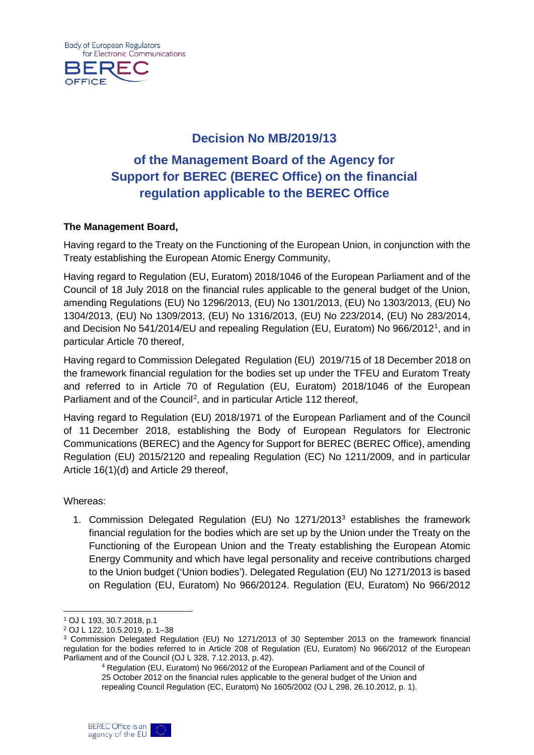Body of European Regulators for Electronic Communications

BEREC OFFICE

# Decision No MB/2019/13

# of the Management Board of the Agency for Support for BEREC (BEREC Office) on the financial regulation applicable to the BEREC Office

**The Management Board,**

Having regard to the Treaty on the Functioning of the European Union, in conjunction with the Treaty establishing the European Atomic Energy Community,

Having regard to Regulation (EU, Euratom) 2018/1046 of the European Parliament and of the Council of 18 July 2018 on the financial rules applicable to the general budget of the Union, amending Regulations (EU) No 1296/2013, (EU) No 1301/2013, (EU) No 1303/2013, (EU) No 1304/2013, (EU) No 1309/2013, (EU) No 1316/2013, (EU) No 223/2014, (EU) No 283/2014, and Decision No 541/2014/EU and repealing Regulation (EU, Euratom) No 966/2012[1], and in particular Article 70 thereof,

Having regard to Commission Delegated Regulation (EU) 2019/715 of 18 December 2018 on the framework financial regulation for the bodies set up under the TFEU and Euratom Treaty and referred to in Article 70 of Regulation (EU, Euratom) 2018/1046 of the European Parliament and of the Council[2], and in particular Article 112 thereof,

Having regard to Regulation (EU) 2018/1971 of the European Parliament and of the Council of 11 December 2018, establishing the Body of European Regulators for Electronic Communications (BEREC) and the Agency for Support for BEREC (BEREC Office), amending Regulation (EU) 2015/2120 and repealing Regulation (EC) No 1211/2009, and in particular Article 16(1)(d) and Article 29 thereof,

Whereas:

1. Commission Delegated Regulation (EU) No 1271/2013[3] establishes the framework financial regulation for the bodies which are set up by the Union under the Treaty on the Functioning of the European Union and the Treaty establishing the European Atomic Energy Community and which have legal personality and receive contributions charged to the Union budget ('Union bodies'). Delegated Regulation (EU) No 1271/2013 is based on Regulation (EU, Euratom) No 966/2012[4]. Regulation (EU, Euratom) No 966/2012

---

[1] OJ L 193, 30.7.2018, p.1

[2] OJ L 122, 10.5.2019, p. 1–38

[3] Commission Delegated Regulation (EU) No 1271/2013 of 30 September 2013 on the framework financial regulation for the bodies referred to in Article 208 of Regulation (EU, Euratom) No 966/2012 of the European Parliament and of the Council (OJ L 328, 7.12.2013, p. 42).

[4] Regulation (EU, Euratom) No 966/2012 of the European Parliament and of the Council of 25 October 2012 on the financial rules applicable to the general budget of the Union and repealing Council Regulation (EC, Euratom) No 1605/2002 (OJ L 298, 26.10.2012, p. 1).

BEREC Office is an agency of the EU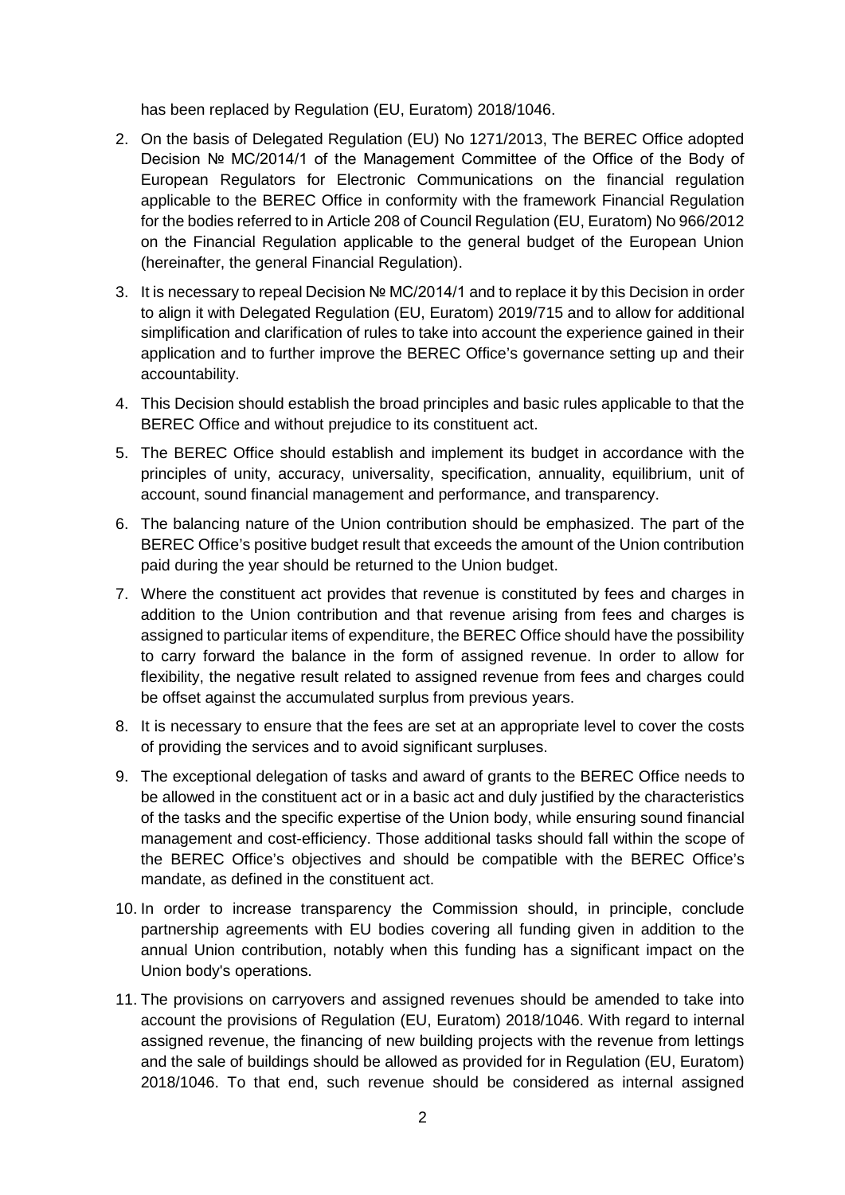has been replaced by Regulation (EU, Euratom) 2018/1046.

2. On the basis of Delegated Regulation (EU) No 1271/2013, The BEREC Office adopted Decision № MC/2014/1 of the Management Committee of the Office of the Body of European Regulators for Electronic Communications on the financial regulation applicable to the BEREC Office in conformity with the framework Financial Regulation for the bodies referred to in Article 208 of Council Regulation (EU, Euratom) No 966/2012 on the Financial Regulation applicable to the general budget of the European Union (hereinafter, the general Financial Regulation).

3. It is necessary to repeal Decision № MC/2014/1 and to replace it by this Decision in order to align it with Delegated Regulation (EU, Euratom) 2019/715 and to allow for additional simplification and clarification of rules to take into account the experience gained in their application and to further improve the BEREC Office's governance setting up and their accountability.

4. This Decision should establish the broad principles and basic rules applicable to that the BEREC Office and without prejudice to its constituent act.

5. The BEREC Office should establish and implement its budget in accordance with the principles of unity, accuracy, universality, specification, annuality, equilibrium, unit of account, sound financial management and performance, and transparency.

6. The balancing nature of the Union contribution should be emphasized. The part of the BEREC Office's positive budget result that exceeds the amount of the Union contribution paid during the year should be returned to the Union budget.

7. Where the constituent act provides that revenue is constituted by fees and charges in addition to the Union contribution and that revenue arising from fees and charges is assigned to particular items of expenditure, the BEREC Office should have the possibility to carry forward the balance in the form of assigned revenue. In order to allow for flexibility, the negative result related to assigned revenue from fees and charges could be offset against the accumulated surplus from previous years.

8. It is necessary to ensure that the fees are set at an appropriate level to cover the costs of providing the services and to avoid significant surpluses.

9. The exceptional delegation of tasks and award of grants to the BEREC Office needs to be allowed in the constituent act or in a basic act and duly justified by the characteristics of the tasks and the specific expertise of the Union body, while ensuring sound financial management and cost-efficiency. Those additional tasks should fall within the scope of the BEREC Office's objectives and should be compatible with the BEREC Office's mandate, as defined in the constituent act.

10. In order to increase transparency the Commission should, in principle, conclude partnership agreements with EU bodies covering all funding given in addition to the annual Union contribution, notably when this funding has a significant impact on the Union body's operations.

11. The provisions on carryovers and assigned revenues should be amended to take into account the provisions of Regulation (EU, Euratom) 2018/1046. With regard to internal assigned revenue, the financing of new building projects with the revenue from lettings and the sale of buildings should be allowed as provided for in Regulation (EU, Euratom) 2018/1046. To that end, such revenue should be considered as internal assigned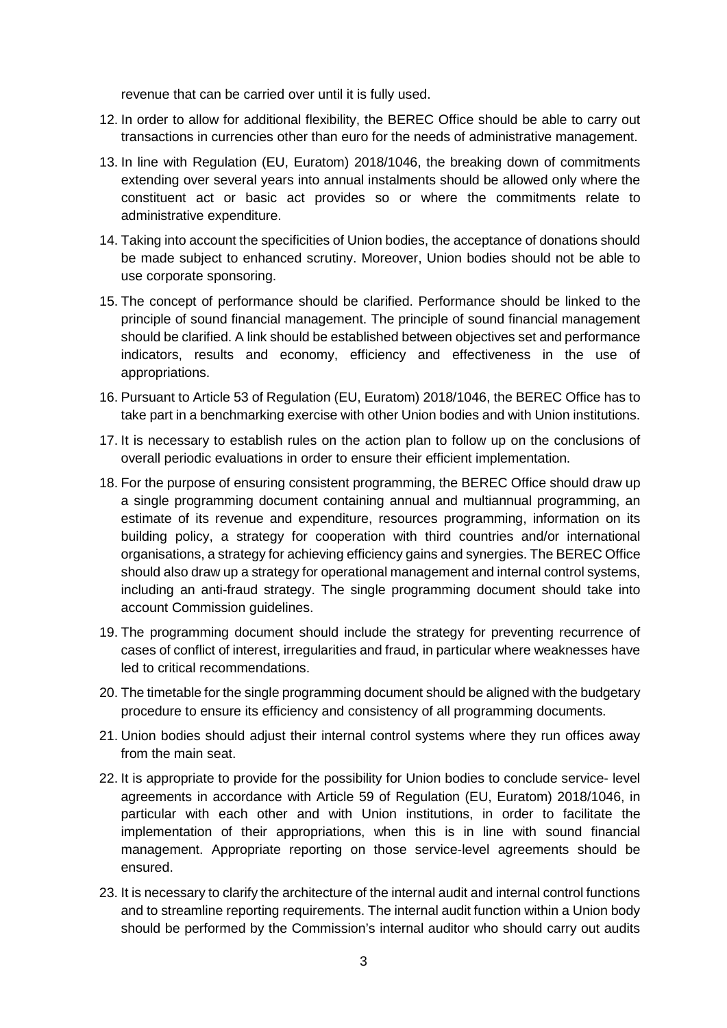revenue that can be carried over until it is fully used.

12. In order to allow for additional flexibility, the BEREC Office should be able to carry out transactions in currencies other than euro for the needs of administrative management.
13. In line with Regulation (EU, Euratom) 2018/1046, the breaking down of commitments extending over several years into annual instalments should be allowed only where the constituent act or basic act provides so or where the commitments relate to administrative expenditure.
14. Taking into account the specificities of Union bodies, the acceptance of donations should be made subject to enhanced scrutiny. Moreover, Union bodies should not be able to use corporate sponsoring.
15. The concept of performance should be clarified. Performance should be linked to the principle of sound financial management. The principle of sound financial management should be clarified. A link should be established between objectives set and performance indicators, results and economy, efficiency and effectiveness in the use of appropriations.
16. Pursuant to Article 53 of Regulation (EU, Euratom) 2018/1046, the BEREC Office has to take part in a benchmarking exercise with other Union bodies and with Union institutions.
17. It is necessary to establish rules on the action plan to follow up on the conclusions of overall periodic evaluations in order to ensure their efficient implementation.
18. For the purpose of ensuring consistent programming, the BEREC Office should draw up a single programming document containing annual and multiannual programming, an estimate of its revenue and expenditure, resources programming, information on its building policy, a strategy for cooperation with third countries and/or international organisations, a strategy for achieving efficiency gains and synergies. The BEREC Office should also draw up a strategy for operational management and internal control systems, including an anti-fraud strategy. The single programming document should take into account Commission guidelines.
19. The programming document should include the strategy for preventing recurrence of cases of conflict of interest, irregularities and fraud, in particular where weaknesses have led to critical recommendations.
20. The timetable for the single programming document should be aligned with the budgetary procedure to ensure its efficiency and consistency of all programming documents.
21. Union bodies should adjust their internal control systems where they run offices away from the main seat.
22. It is appropriate to provide for the possibility for Union bodies to conclude service- level agreements in accordance with Article 59 of Regulation (EU, Euratom) 2018/1046, in particular with each other and with Union institutions, in order to facilitate the implementation of their appropriations, when this is in line with sound financial management. Appropriate reporting on those service-level agreements should be ensured.
23. It is necessary to clarify the architecture of the internal audit and internal control functions and to streamline reporting requirements. The internal audit function within a Union body should be performed by the Commission's internal auditor who should carry out audits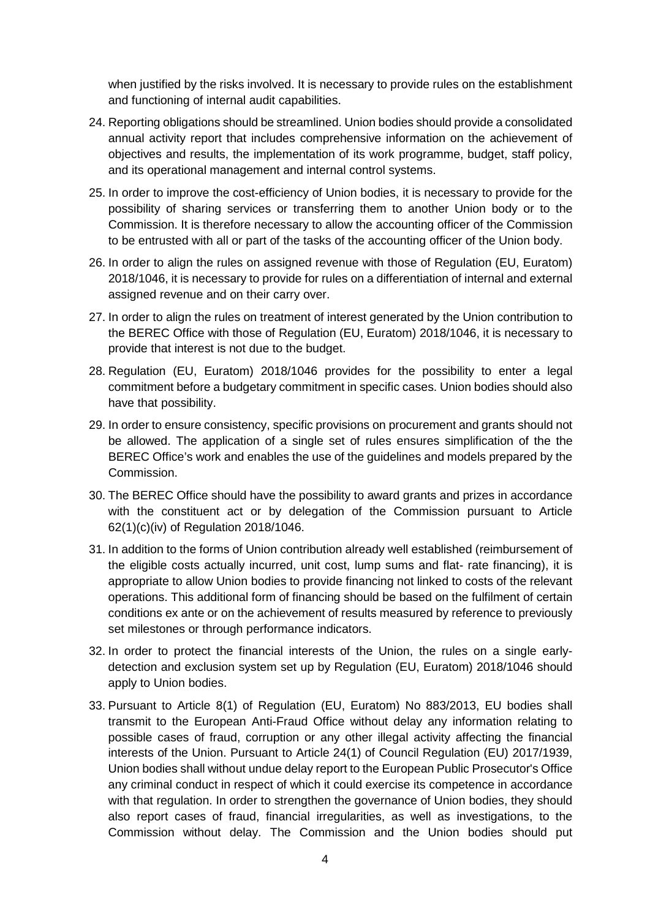when justified by the risks involved. It is necessary to provide rules on the establishment and functioning of internal audit capabilities.

24. Reporting obligations should be streamlined. Union bodies should provide a consolidated annual activity report that includes comprehensive information on the achievement of objectives and results, the implementation of its work programme, budget, staff policy, and its operational management and internal control systems.

25. In order to improve the cost-efficiency of Union bodies, it is necessary to provide for the possibility of sharing services or transferring them to another Union body or to the Commission. It is therefore necessary to allow the accounting officer of the Commission to be entrusted with all or part of the tasks of the accounting officer of the Union body.

26. In order to align the rules on assigned revenue with those of Regulation (EU, Euratom) 2018/1046, it is necessary to provide for rules on a differentiation of internal and external assigned revenue and on their carry over.

27. In order to align the rules on treatment of interest generated by the Union contribution to the BEREC Office with those of Regulation (EU, Euratom) 2018/1046, it is necessary to provide that interest is not due to the budget.

28. Regulation (EU, Euratom) 2018/1046 provides for the possibility to enter a legal commitment before a budgetary commitment in specific cases. Union bodies should also have that possibility.

29. In order to ensure consistency, specific provisions on procurement and grants should not be allowed. The application of a single set of rules ensures simplification of the the BEREC Office's work and enables the use of the guidelines and models prepared by the Commission.

30. The BEREC Office should have the possibility to award grants and prizes in accordance with the constituent act or by delegation of the Commission pursuant to Article 62(1)(c)(iv) of Regulation 2018/1046.

31. In addition to the forms of Union contribution already well established (reimbursement of the eligible costs actually incurred, unit cost, lump sums and flat- rate financing), it is appropriate to allow Union bodies to provide financing not linked to costs of the relevant operations. This additional form of financing should be based on the fulfilment of certain conditions ex ante or on the achievement of results measured by reference to previously set milestones or through performance indicators.

32. In order to protect the financial interests of the Union, the rules on a single early-detection and exclusion system set up by Regulation (EU, Euratom) 2018/1046 should apply to Union bodies.

33. Pursuant to Article 8(1) of Regulation (EU, Euratom) No 883/2013, EU bodies shall transmit to the European Anti-Fraud Office without delay any information relating to possible cases of fraud, corruption or any other illegal activity affecting the financial interests of the Union. Pursuant to Article 24(1) of Council Regulation (EU) 2017/1939, Union bodies shall without undue delay report to the European Public Prosecutor's Office any criminal conduct in respect of which it could exercise its competence in accordance with that regulation. In order to strengthen the governance of Union bodies, they should also report cases of fraud, financial irregularities, as well as investigations, to the Commission without delay. The Commission and the Union bodies should put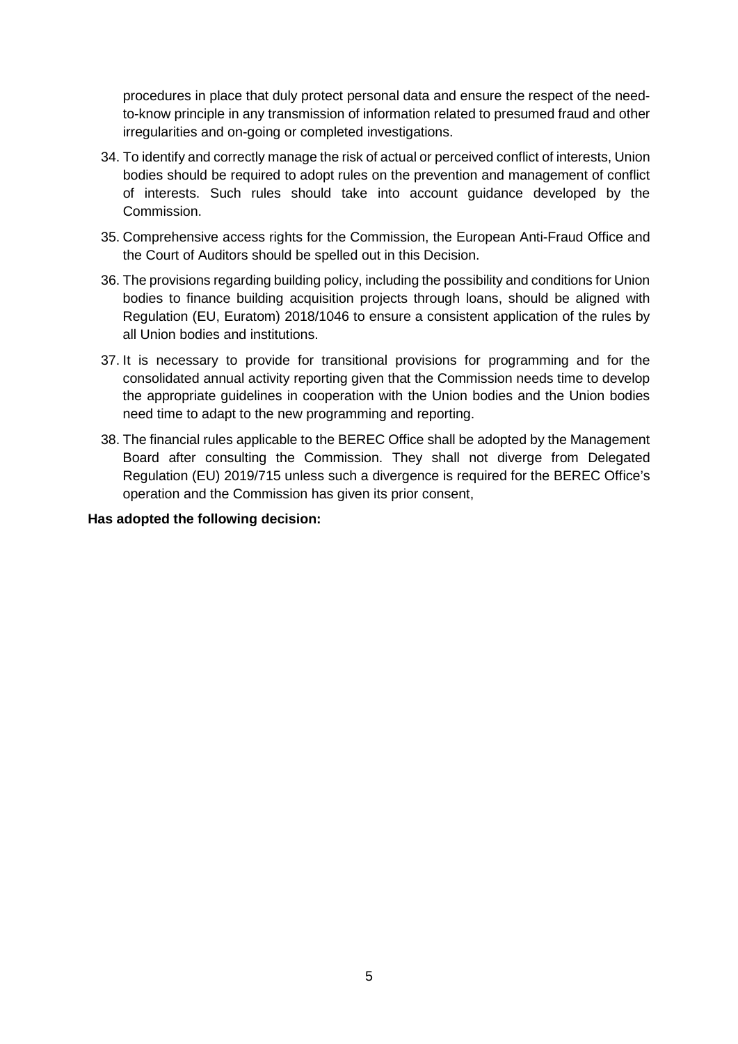procedures in place that duly protect personal data and ensure the respect of the need-to-know principle in any transmission of information related to presumed fraud and other irregularities and on-going or completed investigations.

34. To identify and correctly manage the risk of actual or perceived conflict of interests, Union bodies should be required to adopt rules on the prevention and management of conflict of interests. Such rules should take into account guidance developed by the Commission.

35. Comprehensive access rights for the Commission, the European Anti-Fraud Office and the Court of Auditors should be spelled out in this Decision.

36. The provisions regarding building policy, including the possibility and conditions for Union bodies to finance building acquisition projects through loans, should be aligned with Regulation (EU, Euratom) 2018/1046 to ensure a consistent application of the rules by all Union bodies and institutions.

37. It is necessary to provide for transitional provisions for programming and for the consolidated annual activity reporting given that the Commission needs time to develop the appropriate guidelines in cooperation with the Union bodies and the Union bodies need time to adapt to the new programming and reporting.

38. The financial rules applicable to the BEREC Office shall be adopted by the Management Board after consulting the Commission. They shall not diverge from Delegated Regulation (EU) 2019/715 unless such a divergence is required for the BEREC Office's operation and the Commission has given its prior consent,

**Has adopted the following decision:**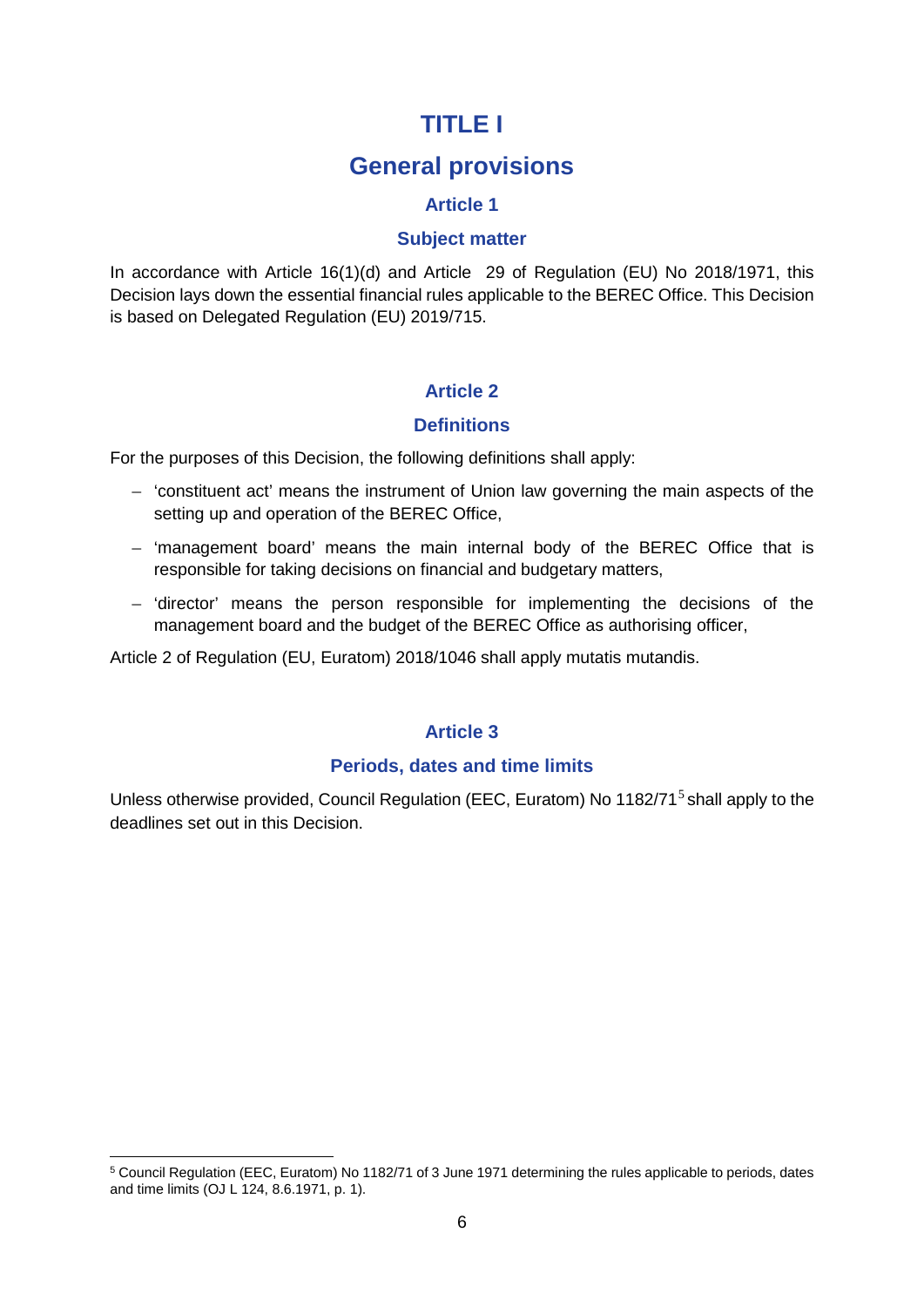# TITLE I

# General provisions

## Article 1

## Subject matter

In accordance with Article 16(1)(d) and Article 29 of Regulation (EU) No 2018/1971, this Decision lays down the essential financial rules applicable to the BEREC Office. This Decision is based on Delegated Regulation (EU) 2019/715.

## Article 2

## Definitions

For the purposes of this Decision, the following definitions shall apply:

- 'constituent act' means the instrument of Union law governing the main aspects of the setting up and operation of the BEREC Office,
- 'management board' means the main internal body of the BEREC Office that is responsible for taking decisions on financial and budgetary matters,
- 'director' means the person responsible for implementing the decisions of the management board and the budget of the BEREC Office as authorising officer,

Article 2 of Regulation (EU, Euratom) 2018/1046 shall apply mutatis mutandis.

## Article 3

## Periods, dates and time limits

Unless otherwise provided, Council Regulation (EEC, Euratom) No 1182/71[5] shall apply to the deadlines set out in this Decision.

---

[5] Council Regulation (EEC, Euratom) No 1182/71 of 3 June 1971 determining the rules applicable to periods, dates and time limits (OJ L 124, 8.6.1971, p. 1).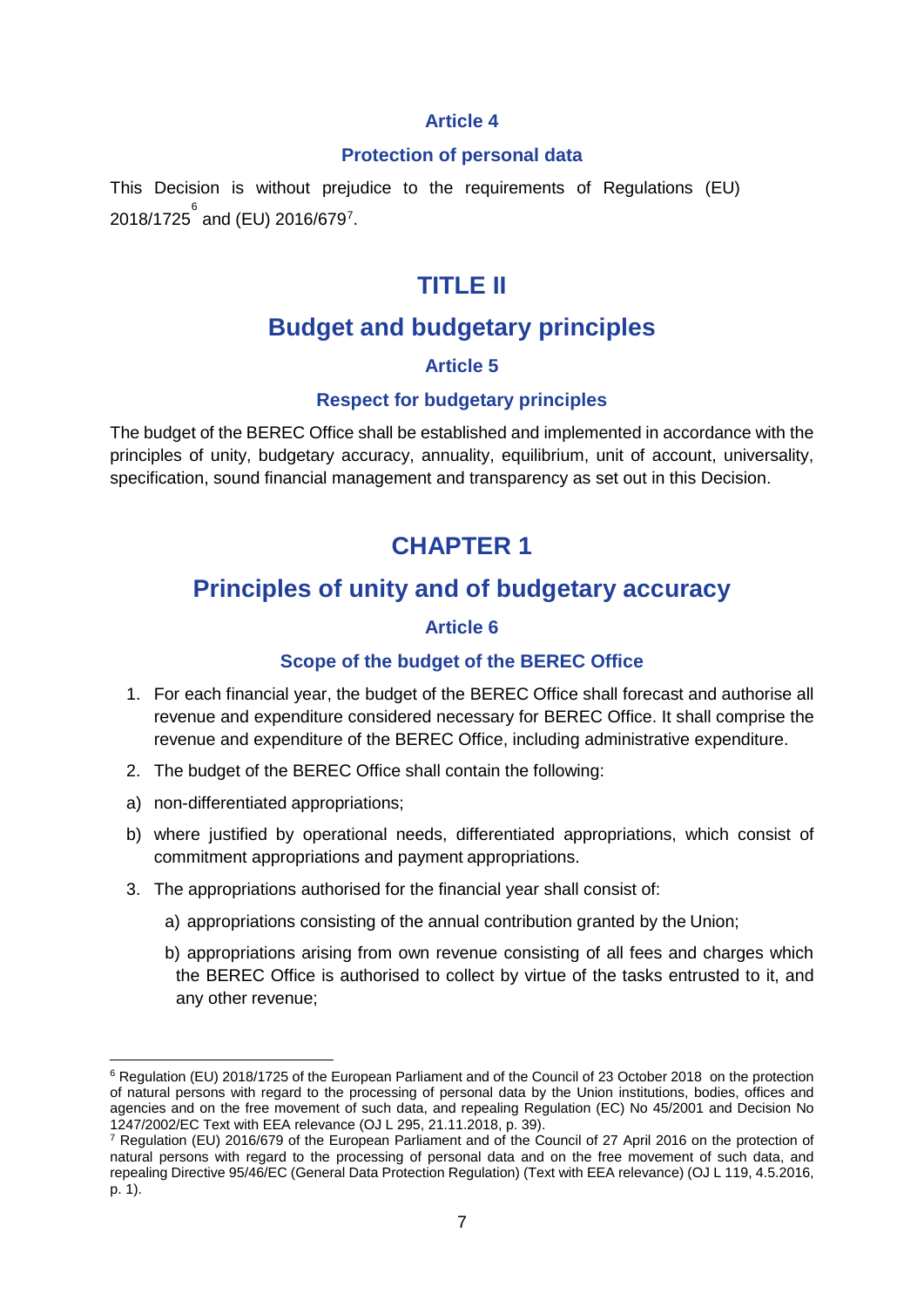### Article 4

### Protection of personal data

This Decision is without prejudice to the requirements of Regulations (EU) 2018/1725[6] and (EU) 2016/679[7].

# TITLE II

# Budget and budgetary principles

### Article 5

### Respect for budgetary principles

The budget of the BEREC Office shall be established and implemented in accordance with the principles of unity, budgetary accuracy, annuality, equilibrium, unit of account, universality, specification, sound financial management and transparency as set out in this Decision.

# CHAPTER 1

## Principles of unity and of budgetary accuracy

### Article 6

### Scope of the budget of the BEREC Office

1. For each financial year, the budget of the BEREC Office shall forecast and authorise all revenue and expenditure considered necessary for BEREC Office. It shall comprise the revenue and expenditure of the BEREC Office, including administrative expenditure.
2. The budget of the BEREC Office shall contain the following:

a) non-differentiated appropriations;

b) where justified by operational needs, differentiated appropriations, which consist of commitment appropriations and payment appropriations.

3. The appropriations authorised for the financial year shall consist of:
   - a) appropriations consisting of the annual contribution granted by the Union;
   - b) appropriations arising from own revenue consisting of all fees and charges which the BEREC Office is authorised to collect by virtue of the tasks entrusted to it, and any other revenue;

---

[6] Regulation (EU) 2018/1725 of the European Parliament and of the Council of 23 October 2018 on the protection of natural persons with regard to the processing of personal data by the Union institutions, bodies, offices and agencies and on the free movement of such data, and repealing Regulation (EC) No 45/2001 and Decision No 1247/2002/EC Text with EEA relevance (OJ L 295, 21.11.2018, p. 39).

[7] Regulation (EU) 2016/679 of the European Parliament and of the Council of 27 April 2016 on the protection of natural persons with regard to the processing of personal data and on the free movement of such data, and repealing Directive 95/46/EC (General Data Protection Regulation) (Text with EEA relevance) (OJ L 119, 4.5.2016, p. 1).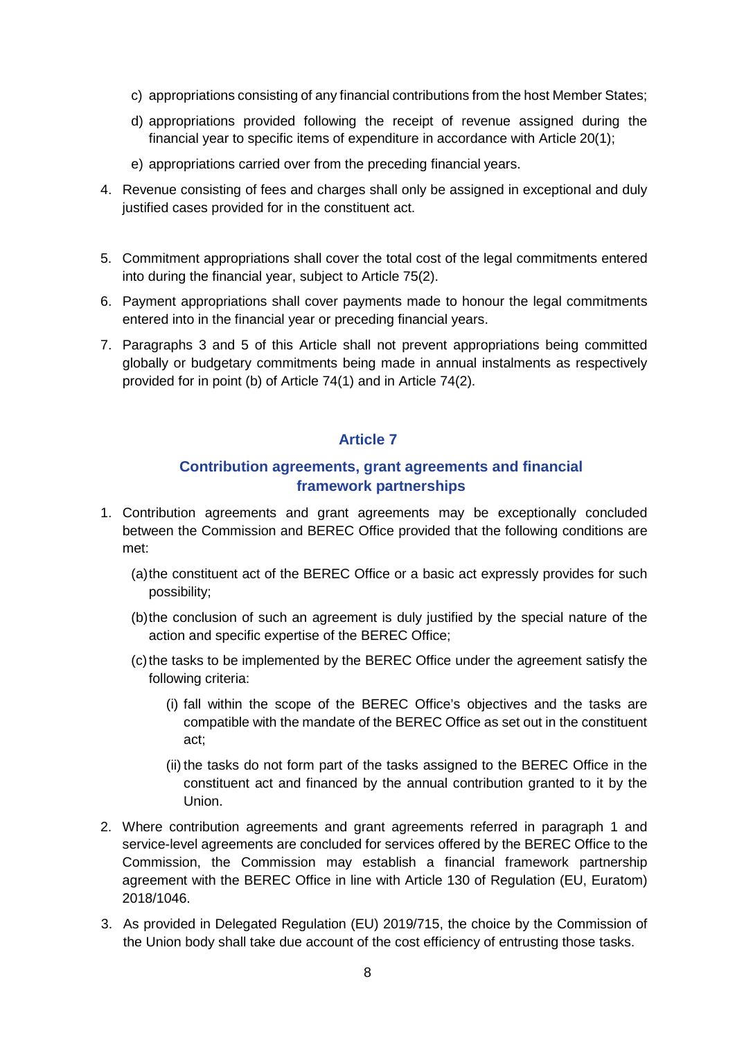c) appropriations consisting of any financial contributions from the host Member States;

d) appropriations provided following the receipt of revenue assigned during the financial year to specific items of expenditure in accordance with Article 20(1);

e) appropriations carried over from the preceding financial years.

4. Revenue consisting of fees and charges shall only be assigned in exceptional and duly justified cases provided for in the constituent act.

5. Commitment appropriations shall cover the total cost of the legal commitments entered into during the financial year, subject to Article 75(2).

6. Payment appropriations shall cover payments made to honour the legal commitments entered into in the financial year or preceding financial years.

7. Paragraphs 3 and 5 of this Article shall not prevent appropriations being committed globally or budgetary commitments being made in annual instalments as respectively provided for in point (b) of Article 74(1) and in Article 74(2).

## Article 7

## Contribution agreements, grant agreements and financial framework partnerships

1. Contribution agreements and grant agreements may be exceptionally concluded between the Commission and BEREC Office provided that the following conditions are met:

   (a) the constituent act of the BEREC Office or a basic act expressly provides for such possibility;

   (b) the conclusion of such an agreement is duly justified by the special nature of the action and specific expertise of the BEREC Office;

   (c) the tasks to be implemented by the BEREC Office under the agreement satisfy the following criteria:

      (i) fall within the scope of the BEREC Office's objectives and the tasks are compatible with the mandate of the BEREC Office as set out in the constituent act;

      (ii) the tasks do not form part of the tasks assigned to the BEREC Office in the constituent act and financed by the annual contribution granted to it by the Union.

2. Where contribution agreements and grant agreements referred in paragraph 1 and service-level agreements are concluded for services offered by the BEREC Office to the Commission, the Commission may establish a financial framework partnership agreement with the BEREC Office in line with Article 130 of Regulation (EU, Euratom) 2018/1046.

3. As provided in Delegated Regulation (EU) 2019/715, the choice by the Commission of the Union body shall take due account of the cost efficiency of entrusting those tasks.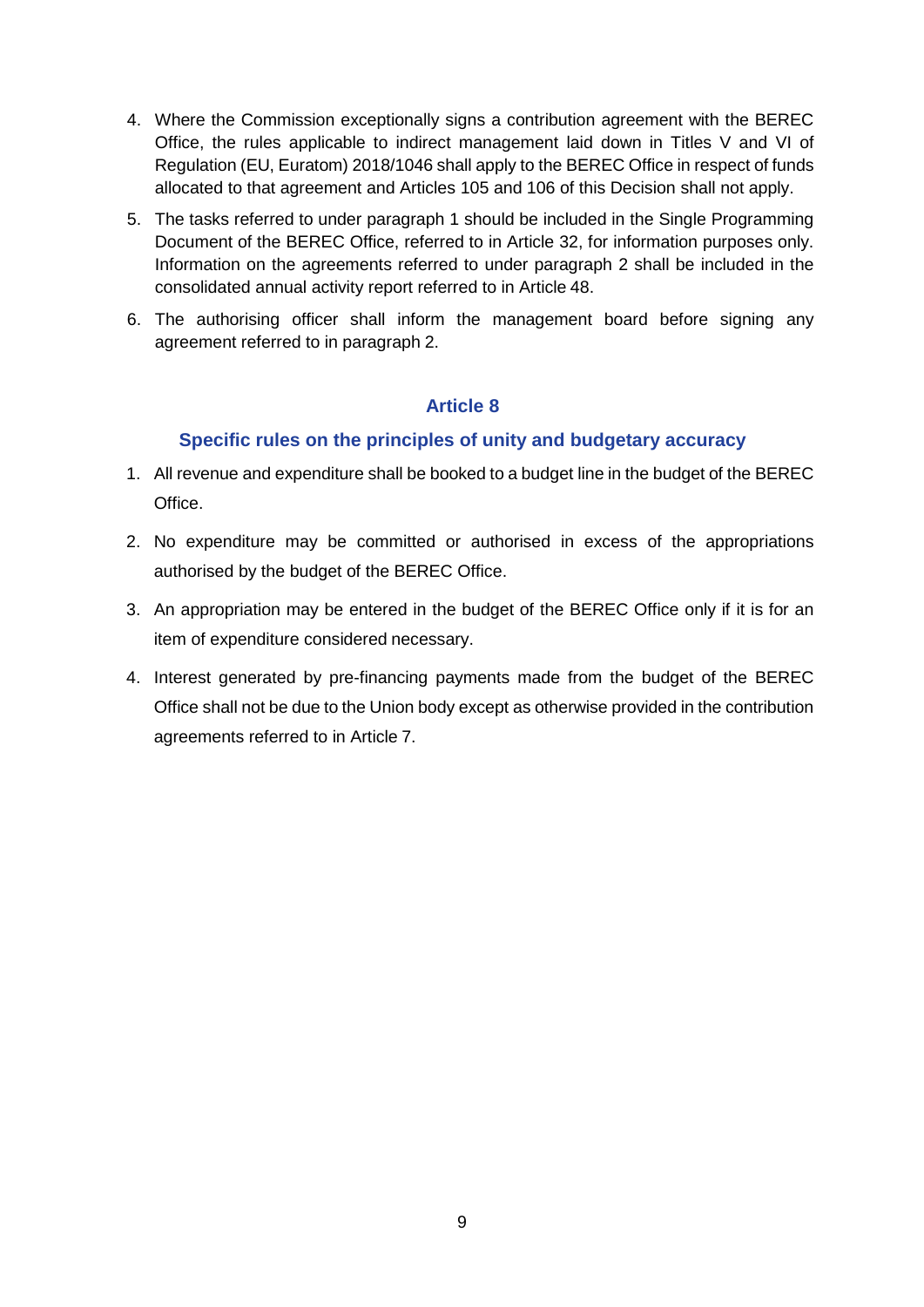4. Where the Commission exceptionally signs a contribution agreement with the BEREC Office, the rules applicable to indirect management laid down in Titles V and VI of Regulation (EU, Euratom) 2018/1046 shall apply to the BEREC Office in respect of funds allocated to that agreement and Articles 105 and 106 of this Decision shall not apply.
5. The tasks referred to under paragraph 1 should be included in the Single Programming Document of the BEREC Office, referred to in Article 32, for information purposes only. Information on the agreements referred to under paragraph 2 shall be included in the consolidated annual activity report referred to in Article 48.
6. The authorising officer shall inform the management board before signing any agreement referred to in paragraph 2.

## Article 8

### Specific rules on the principles of unity and budgetary accuracy

1. All revenue and expenditure shall be booked to a budget line in the budget of the BEREC Office.
2. No expenditure may be committed or authorised in excess of the appropriations authorised by the budget of the BEREC Office.
3. An appropriation may be entered in the budget of the BEREC Office only if it is for an item of expenditure considered necessary.
4. Interest generated by pre-financing payments made from the budget of the BEREC Office shall not be due to the Union body except as otherwise provided in the contribution agreements referred to in Article 7.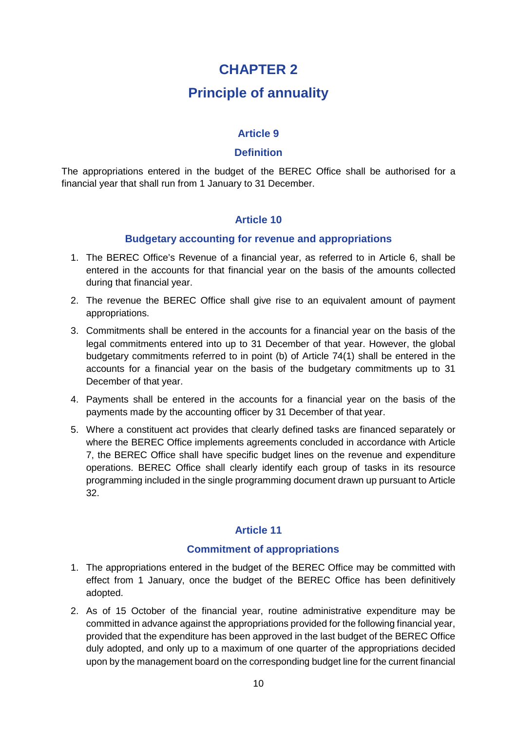# CHAPTER 2

# Principle of annuality

### Article 9

### Definition

The appropriations entered in the budget of the BEREC Office shall be authorised for a financial year that shall run from 1 January to 31 December.

### Article 10

### Budgetary accounting for revenue and appropriations

1. The BEREC Office's Revenue of a financial year, as referred to in Article 6, shall be entered in the accounts for that financial year on the basis of the amounts collected during that financial year.
2. The revenue the BEREC Office shall give rise to an equivalent amount of payment appropriations.
3. Commitments shall be entered in the accounts for a financial year on the basis of the legal commitments entered into up to 31 December of that year. However, the global budgetary commitments referred to in point (b) of Article 74(1) shall be entered in the accounts for a financial year on the basis of the budgetary commitments up to 31 December of that year.
4. Payments shall be entered in the accounts for a financial year on the basis of the payments made by the accounting officer by 31 December of that year.
5. Where a constituent act provides that clearly defined tasks are financed separately or where the BEREC Office implements agreements concluded in accordance with Article 7, the BEREC Office shall have specific budget lines on the revenue and expenditure operations. BEREC Office shall clearly identify each group of tasks in its resource programming included in the single programming document drawn up pursuant to Article 32.

### Article 11

### Commitment of appropriations

1. The appropriations entered in the budget of the BEREC Office may be committed with effect from 1 January, once the budget of the BEREC Office has been definitively adopted.
2. As of 15 October of the financial year, routine administrative expenditure may be committed in advance against the appropriations provided for the following financial year, provided that the expenditure has been approved in the last budget of the BEREC Office duly adopted, and only up to a maximum of one quarter of the appropriations decided upon by the management board on the corresponding budget line for the current financial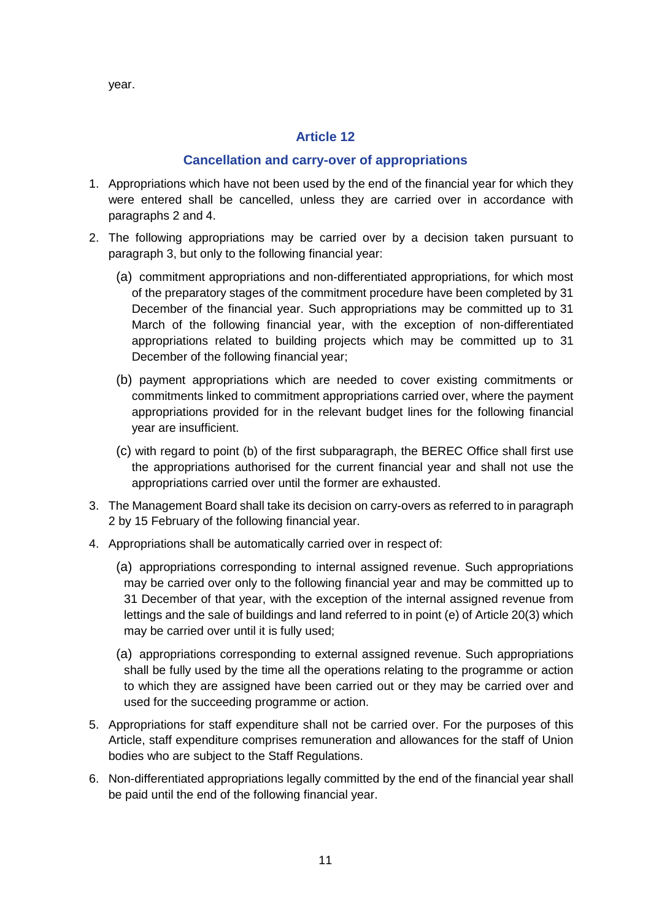year.

## Article 12

## Cancellation and carry-over of appropriations

1. Appropriations which have not been used by the end of the financial year for which they were entered shall be cancelled, unless they are carried over in accordance with paragraphs 2 and 4.
2. The following appropriations may be carried over by a decision taken pursuant to paragraph 3, but only to the following financial year:
   (a) commitment appropriations and non-differentiated appropriations, for which most of the preparatory stages of the commitment procedure have been completed by 31 December of the financial year. Such appropriations may be committed up to 31 March of the following financial year, with the exception of non-differentiated appropriations related to building projects which may be committed up to 31 December of the following financial year;

   (b) payment appropriations which are needed to cover existing commitments or commitments linked to commitment appropriations carried over, where the payment appropriations provided for in the relevant budget lines for the following financial year are insufficient.

   (c) with regard to point (b) of the first subparagraph, the BEREC Office shall first use the appropriations authorised for the current financial year and shall not use the appropriations carried over until the former are exhausted.
3. The Management Board shall take its decision on carry-overs as referred to in paragraph 2 by 15 February of the following financial year.
4. Appropriations shall be automatically carried over in respect of:
   (a) appropriations corresponding to internal assigned revenue. Such appropriations may be carried over only to the following financial year and may be committed up to 31 December of that year, with the exception of the internal assigned revenue from lettings and the sale of buildings and land referred to in point (e) of Article 20(3) which may be carried over until it is fully used;

   (a) appropriations corresponding to external assigned revenue. Such appropriations shall be fully used by the time all the operations relating to the programme or action to which they are assigned have been carried out or they may be carried over and used for the succeeding programme or action.
5. Appropriations for staff expenditure shall not be carried over. For the purposes of this Article, staff expenditure comprises remuneration and allowances for the staff of Union bodies who are subject to the Staff Regulations.
6. Non-differentiated appropriations legally committed by the end of the financial year shall be paid until the end of the following financial year.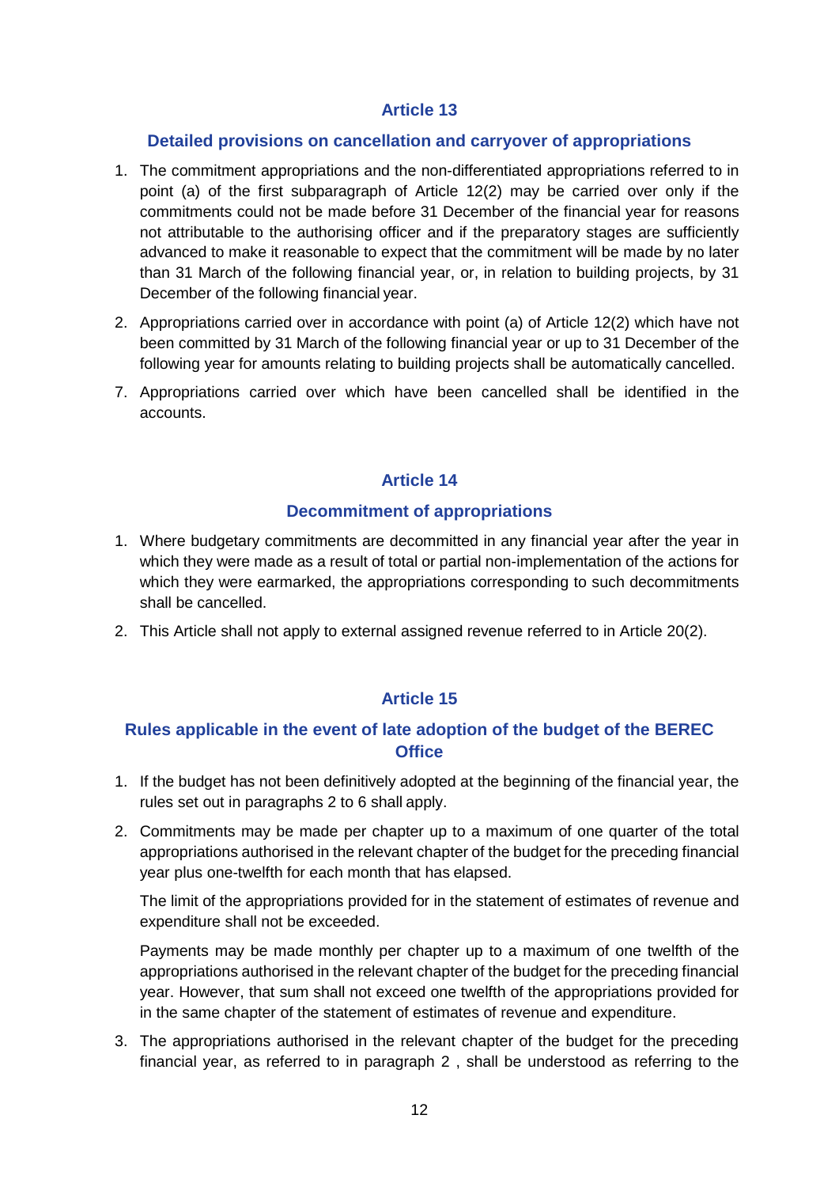## Article 13

### Detailed provisions on cancellation and carryover of appropriations

1. The commitment appropriations and the non-differentiated appropriations referred to in point (a) of the first subparagraph of Article 12(2) may be carried over only if the commitments could not be made before 31 December of the financial year for reasons not attributable to the authorising officer and if the preparatory stages are sufficiently advanced to make it reasonable to expect that the commitment will be made by no later than 31 March of the following financial year, or, in relation to building projects, by 31 December of the following financial year.
2. Appropriations carried over in accordance with point (a) of Article 12(2) which have not been committed by 31 March of the following financial year or up to 31 December of the following year for amounts relating to building projects shall be automatically cancelled.

7. Appropriations carried over which have been cancelled shall be identified in the accounts.

## Article 14

### Decommitment of appropriations

1. Where budgetary commitments are decommitted in any financial year after the year in which they were made as a result of total or partial non-implementation of the actions for which they were earmarked, the appropriations corresponding to such decommitments shall be cancelled.
2. This Article shall not apply to external assigned revenue referred to in Article 20(2).

## Article 15

### Rules applicable in the event of late adoption of the budget of the BEREC Office

1. If the budget has not been definitively adopted at the beginning of the financial year, the rules set out in paragraphs 2 to 6 shall apply.
2. Commitments may be made per chapter up to a maximum of one quarter of the total appropriations authorised in the relevant chapter of the budget for the preceding financial year plus one-twelfth for each month that has elapsed.

   The limit of the appropriations provided for in the statement of estimates of revenue and expenditure shall not be exceeded.

   Payments may be made monthly per chapter up to a maximum of one twelfth of the appropriations authorised in the relevant chapter of the budget for the preceding financial year. However, that sum shall not exceed one twelfth of the appropriations provided for in the same chapter of the statement of estimates of revenue and expenditure.
3. The appropriations authorised in the relevant chapter of the budget for the preceding financial year, as referred to in paragraph 2 , shall be understood as referring to the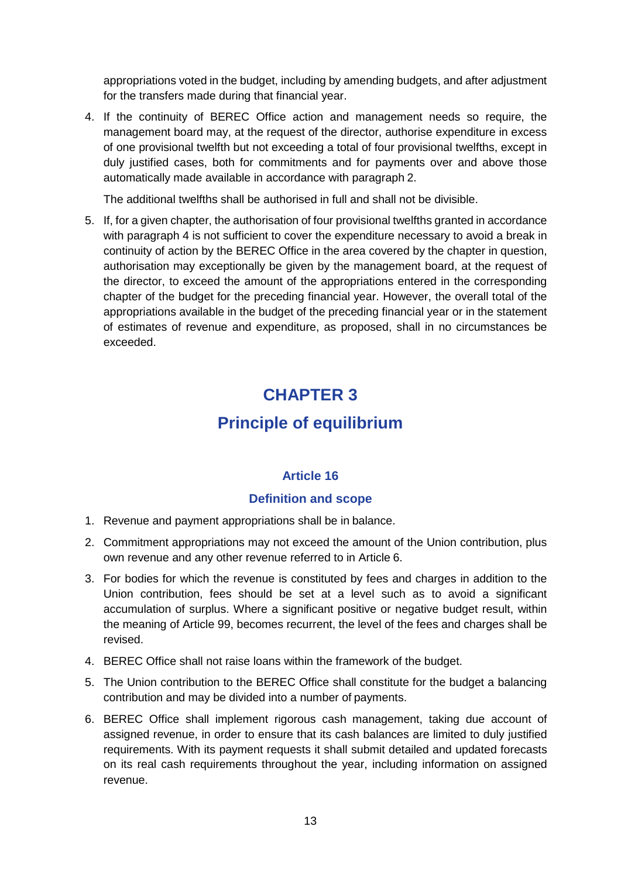appropriations voted in the budget, including by amending budgets, and after adjustment for the transfers made during that financial year.

4. If the continuity of BEREC Office action and management needs so require, the management board may, at the request of the director, authorise expenditure in excess of one provisional twelfth but not exceeding a total of four provisional twelfths, except in duly justified cases, both for commitments and for payments over and above those automatically made available in accordance with paragraph 2.

   The additional twelfths shall be authorised in full and shall not be divisible.

5. If, for a given chapter, the authorisation of four provisional twelfths granted in accordance with paragraph 4 is not sufficient to cover the expenditure necessary to avoid a break in continuity of action by the BEREC Office in the area covered by the chapter in question, authorisation may exceptionally be given by the management board, at the request of the director, to exceed the amount of the appropriations entered in the corresponding chapter of the budget for the preceding financial year. However, the overall total of the appropriations available in the budget of the preceding financial year or in the statement of estimates of revenue and expenditure, as proposed, shall in no circumstances be exceeded.

# CHAPTER 3

# Principle of equilibrium

## Article 16

### Definition and scope

1. Revenue and payment appropriations shall be in balance.
2. Commitment appropriations may not exceed the amount of the Union contribution, plus own revenue and any other revenue referred to in Article 6.
3. For bodies for which the revenue is constituted by fees and charges in addition to the Union contribution, fees should be set at a level such as to avoid a significant accumulation of surplus. Where a significant positive or negative budget result, within the meaning of Article 99, becomes recurrent, the level of the fees and charges shall be revised.
4. BEREC Office shall not raise loans within the framework of the budget.
5. The Union contribution to the BEREC Office shall constitute for the budget a balancing contribution and may be divided into a number of payments.
6. BEREC Office shall implement rigorous cash management, taking due account of assigned revenue, in order to ensure that its cash balances are limited to duly justified requirements. With its payment requests it shall submit detailed and updated forecasts on its real cash requirements throughout the year, including information on assigned revenue.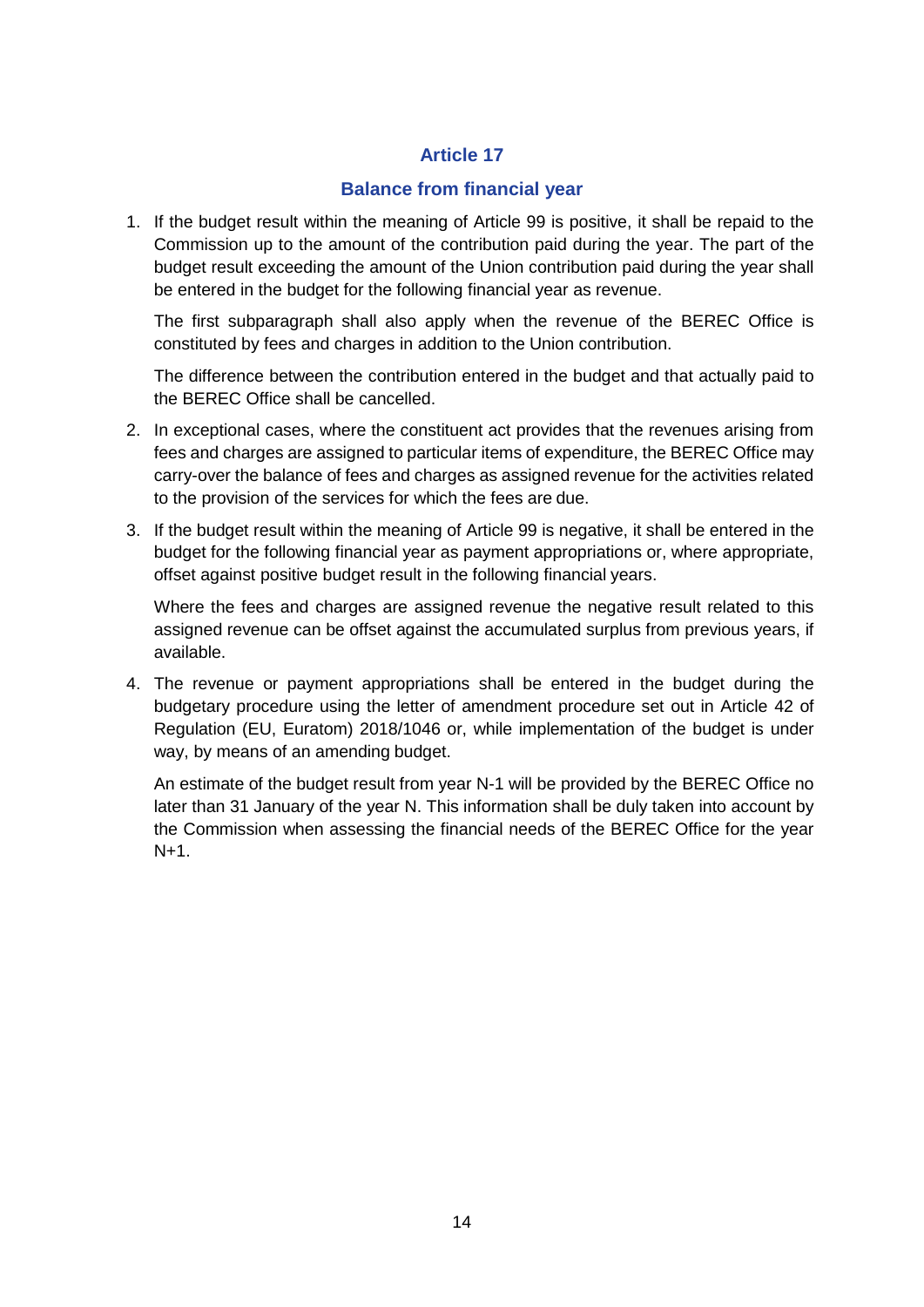## Article 17

## Balance from financial year

1. If the budget result within the meaning of Article 99 is positive, it shall be repaid to the Commission up to the amount of the contribution paid during the year. The part of the budget result exceeding the amount of the Union contribution paid during the year shall be entered in the budget for the following financial year as revenue.

   The first subparagraph shall also apply when the revenue of the BEREC Office is constituted by fees and charges in addition to the Union contribution.

   The difference between the contribution entered in the budget and that actually paid to the BEREC Office shall be cancelled.

2. In exceptional cases, where the constituent act provides that the revenues arising from fees and charges are assigned to particular items of expenditure, the BEREC Office may carry-over the balance of fees and charges as assigned revenue for the activities related to the provision of the services for which the fees are due.

3. If the budget result within the meaning of Article 99 is negative, it shall be entered in the budget for the following financial year as payment appropriations or, where appropriate, offset against positive budget result in the following financial years.

   Where the fees and charges are assigned revenue the negative result related to this assigned revenue can be offset against the accumulated surplus from previous years, if available.

4. The revenue or payment appropriations shall be entered in the budget during the budgetary procedure using the letter of amendment procedure set out in Article 42 of Regulation (EU, Euratom) 2018/1046 or, while implementation of the budget is under way, by means of an amending budget.

   An estimate of the budget result from year N-1 will be provided by the BEREC Office no later than 31 January of the year N. This information shall be duly taken into account by the Commission when assessing the financial needs of the BEREC Office for the year N+1.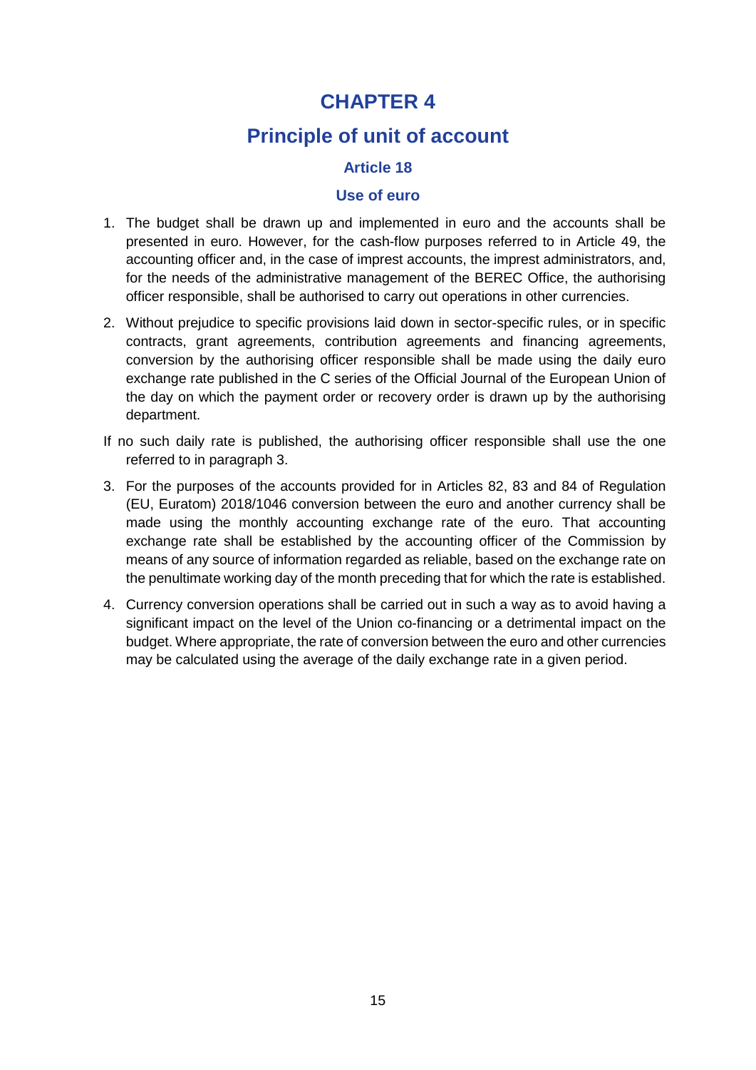# CHAPTER 4

## Principle of unit of account

### Article 18

### Use of euro

1. The budget shall be drawn up and implemented in euro and the accounts shall be presented in euro. However, for the cash-flow purposes referred to in Article 49, the accounting officer and, in the case of imprest accounts, the imprest administrators, and, for the needs of the administrative management of the BEREC Office, the authorising officer responsible, shall be authorised to carry out operations in other currencies.

2. Without prejudice to specific provisions laid down in sector-specific rules, or in specific contracts, grant agreements, contribution agreements and financing agreements, conversion by the authorising officer responsible shall be made using the daily euro exchange rate published in the C series of the Official Journal of the European Union of the day on which the payment order or recovery order is drawn up by the authorising department.

If no such daily rate is published, the authorising officer responsible shall use the one referred to in paragraph 3.

3. For the purposes of the accounts provided for in Articles 82, 83 and 84 of Regulation (EU, Euratom) 2018/1046 conversion between the euro and another currency shall be made using the monthly accounting exchange rate of the euro. That accounting exchange rate shall be established by the accounting officer of the Commission by means of any source of information regarded as reliable, based on the exchange rate on the penultimate working day of the month preceding that for which the rate is established.

4. Currency conversion operations shall be carried out in such a way as to avoid having a significant impact on the level of the Union co-financing or a detrimental impact on the budget. Where appropriate, the rate of conversion between the euro and other currencies may be calculated using the average of the daily exchange rate in a given period.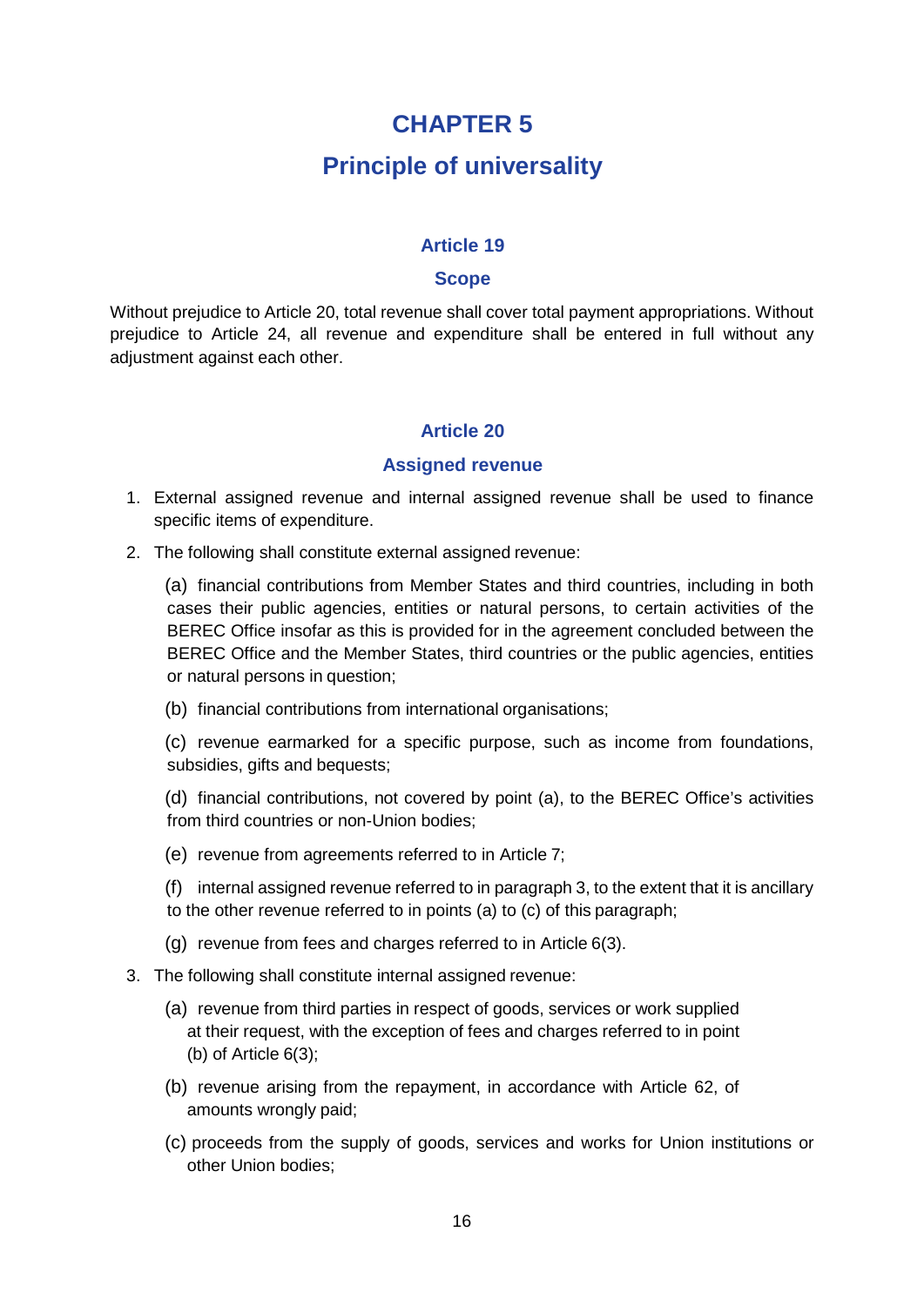# CHAPTER 5

# Principle of universality

### Article 19

### Scope

Without prejudice to Article 20, total revenue shall cover total payment appropriations. Without prejudice to Article 24, all revenue and expenditure shall be entered in full without any adjustment against each other.

### Article 20

### Assigned revenue

1. External assigned revenue and internal assigned revenue shall be used to finance specific items of expenditure.
2. The following shall constitute external assigned revenue:

   (a) financial contributions from Member States and third countries, including in both cases their public agencies, entities or natural persons, to certain activities of the BEREC Office insofar as this is provided for in the agreement concluded between the BEREC Office and the Member States, third countries or the public agencies, entities or natural persons in question;

   (b) financial contributions from international organisations;

   (c) revenue earmarked for a specific purpose, such as income from foundations, subsidies, gifts and bequests;

   (d) financial contributions, not covered by point (a), to the BEREC Office's activities from third countries or non-Union bodies;

   (e) revenue from agreements referred to in Article 7;

   (f) internal assigned revenue referred to in paragraph 3, to the extent that it is ancillary to the other revenue referred to in points (a) to (c) of this paragraph;

   (g) revenue from fees and charges referred to in Article 6(3).
3. The following shall constitute internal assigned revenue:

   (a) revenue from third parties in respect of goods, services or work supplied at their request, with the exception of fees and charges referred to in point (b) of Article 6(3);

   (b) revenue arising from the repayment, in accordance with Article 62, of amounts wrongly paid;

   (c) proceeds from the supply of goods, services and works for Union institutions or other Union bodies;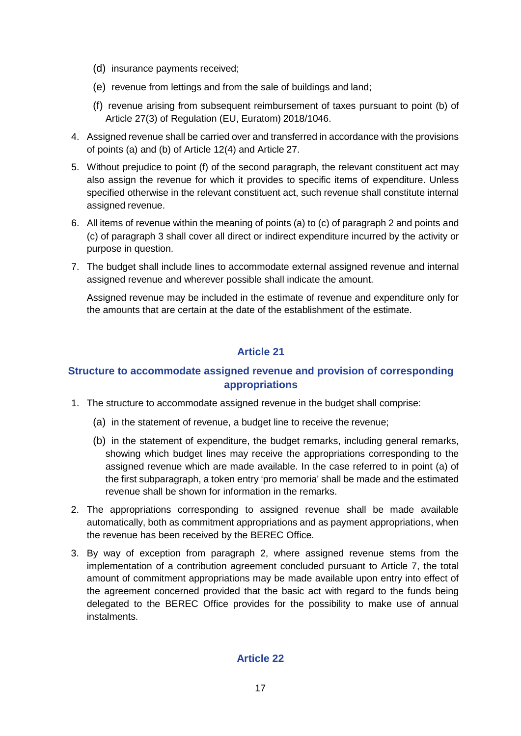(d) insurance payments received;

(e) revenue from lettings and from the sale of buildings and land;

(f) revenue arising from subsequent reimbursement of taxes pursuant to point (b) of Article 27(3) of Regulation (EU, Euratom) 2018/1046.

4. Assigned revenue shall be carried over and transferred in accordance with the provisions of points (a) and (b) of Article 12(4) and Article 27.

5. Without prejudice to point (f) of the second paragraph, the relevant constituent act may also assign the revenue for which it provides to specific items of expenditure. Unless specified otherwise in the relevant constituent act, such revenue shall constitute internal assigned revenue.

6. All items of revenue within the meaning of points (a) to (c) of paragraph 2 and points and (c) of paragraph 3 shall cover all direct or indirect expenditure incurred by the activity or purpose in question.

7. The budget shall include lines to accommodate external assigned revenue and internal assigned revenue and wherever possible shall indicate the amount.

   Assigned revenue may be included in the estimate of revenue and expenditure only for the amounts that are certain at the date of the establishment of the estimate.

## Article 21

## Structure to accommodate assigned revenue and provision of corresponding appropriations

1. The structure to accommodate assigned revenue in the budget shall comprise:

   (a) in the statement of revenue, a budget line to receive the revenue;

   (b) in the statement of expenditure, the budget remarks, including general remarks, showing which budget lines may receive the appropriations corresponding to the assigned revenue which are made available. In the case referred to in point (a) of the first subparagraph, a token entry 'pro memoria' shall be made and the estimated revenue shall be shown for information in the remarks.

2. The appropriations corresponding to assigned revenue shall be made available automatically, both as commitment appropriations and as payment appropriations, when the revenue has been received by the BEREC Office.

3. By way of exception from paragraph 2, where assigned revenue stems from the implementation of a contribution agreement concluded pursuant to Article 7, the total amount of commitment appropriations may be made available upon entry into effect of the agreement concerned provided that the basic act with regard to the funds being delegated to the BEREC Office provides for the possibility to make use of annual instalments.

## Article 22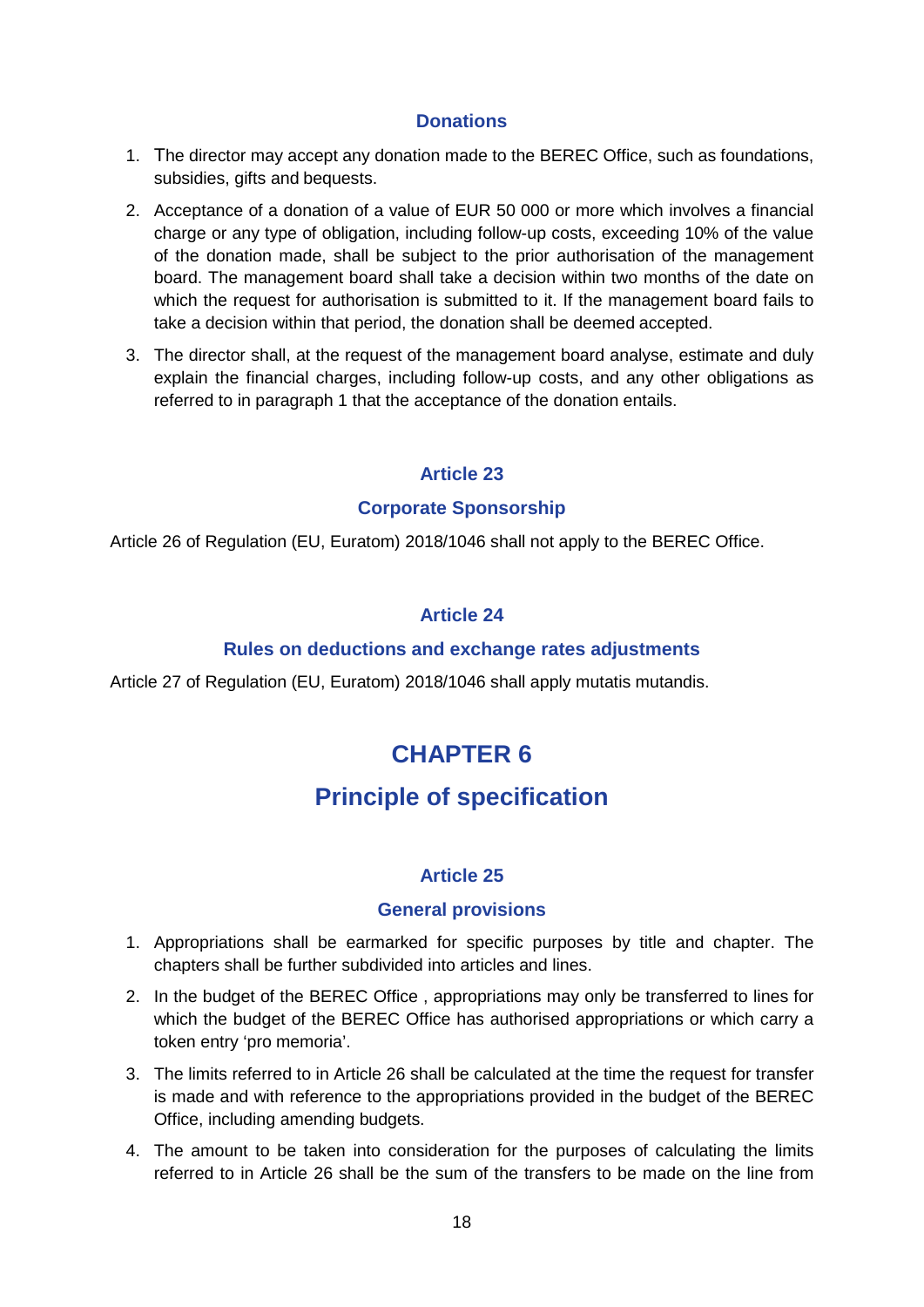### Donations

1. The director may accept any donation made to the BEREC Office, such as foundations, subsidies, gifts and bequests.
2. Acceptance of a donation of a value of EUR 50 000 or more which involves a financial charge or any type of obligation, including follow-up costs, exceeding 10% of the value of the donation made, shall be subject to the prior authorisation of the management board. The management board shall take a decision within two months of the date on which the request for authorisation is submitted to it. If the management board fails to take a decision within that period, the donation shall be deemed accepted.
3. The director shall, at the request of the management board analyse, estimate and duly explain the financial charges, including follow-up costs, and any other obligations as referred to in paragraph 1 that the acceptance of the donation entails.

### Article 23

### Corporate Sponsorship

Article 26 of Regulation (EU, Euratom) 2018/1046 shall not apply to the BEREC Office.

### Article 24

### Rules on deductions and exchange rates adjustments

Article 27 of Regulation (EU, Euratom) 2018/1046 shall apply mutatis mutandis.

## CHAPTER 6

## Principle of specification

### Article 25

### General provisions

1. Appropriations shall be earmarked for specific purposes by title and chapter. The chapters shall be further subdivided into articles and lines.
2. In the budget of the BEREC Office , appropriations may only be transferred to lines for which the budget of the BEREC Office has authorised appropriations or which carry a token entry 'pro memoria'.
3. The limits referred to in Article 26 shall be calculated at the time the request for transfer is made and with reference to the appropriations provided in the budget of the BEREC Office, including amending budgets.
4. The amount to be taken into consideration for the purposes of calculating the limits referred to in Article 26 shall be the sum of the transfers to be made on the line from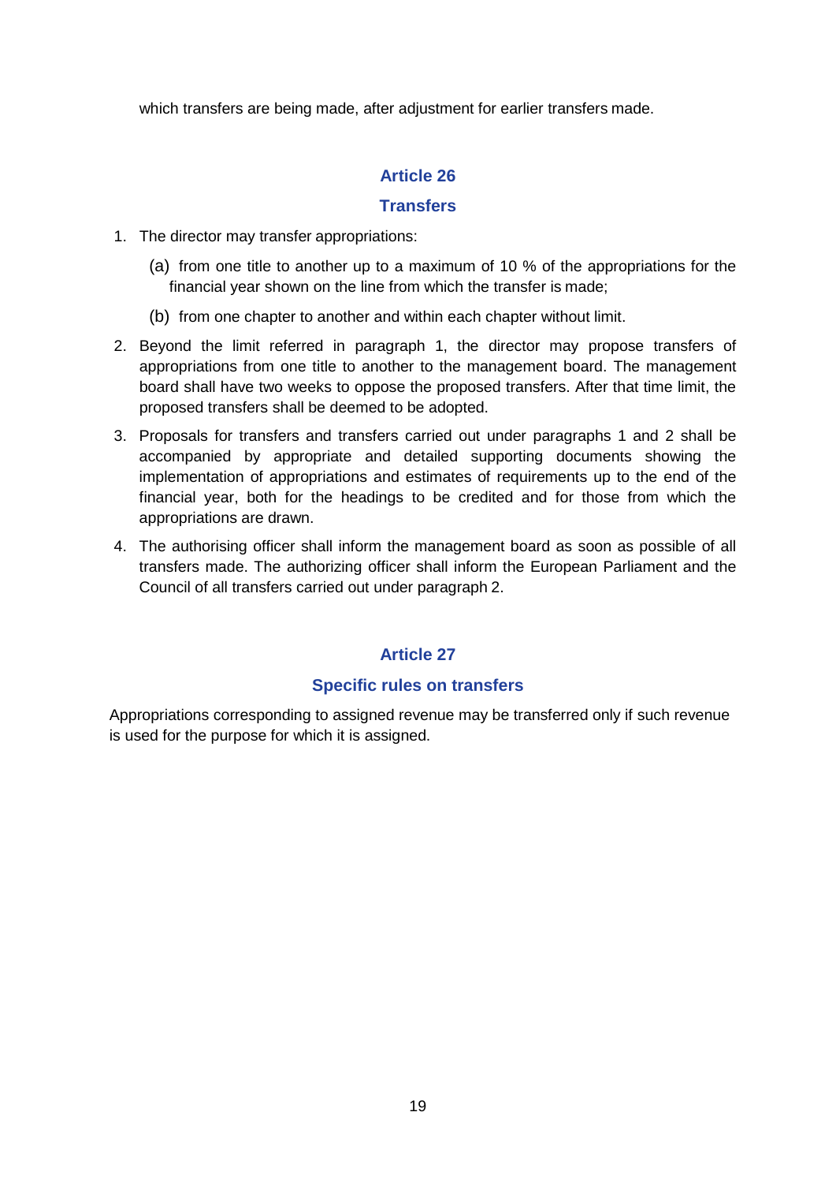which transfers are being made, after adjustment for earlier transfers made.

## Article 26

## Transfers

1. The director may transfer appropriations:

   (a) from one title to another up to a maximum of 10 % of the appropriations for the financial year shown on the line from which the transfer is made;

   (b) from one chapter to another and within each chapter without limit.

2. Beyond the limit referred in paragraph 1, the director may propose transfers of appropriations from one title to another to the management board. The management board shall have two weeks to oppose the proposed transfers. After that time limit, the proposed transfers shall be deemed to be adopted.

3. Proposals for transfers and transfers carried out under paragraphs 1 and 2 shall be accompanied by appropriate and detailed supporting documents showing the implementation of appropriations and estimates of requirements up to the end of the financial year, both for the headings to be credited and for those from which the appropriations are drawn.

4. The authorising officer shall inform the management board as soon as possible of all transfers made. The authorizing officer shall inform the European Parliament and the Council of all transfers carried out under paragraph 2.

## Article 27

## Specific rules on transfers

Appropriations corresponding to assigned revenue may be transferred only if such revenue is used for the purpose for which it is assigned.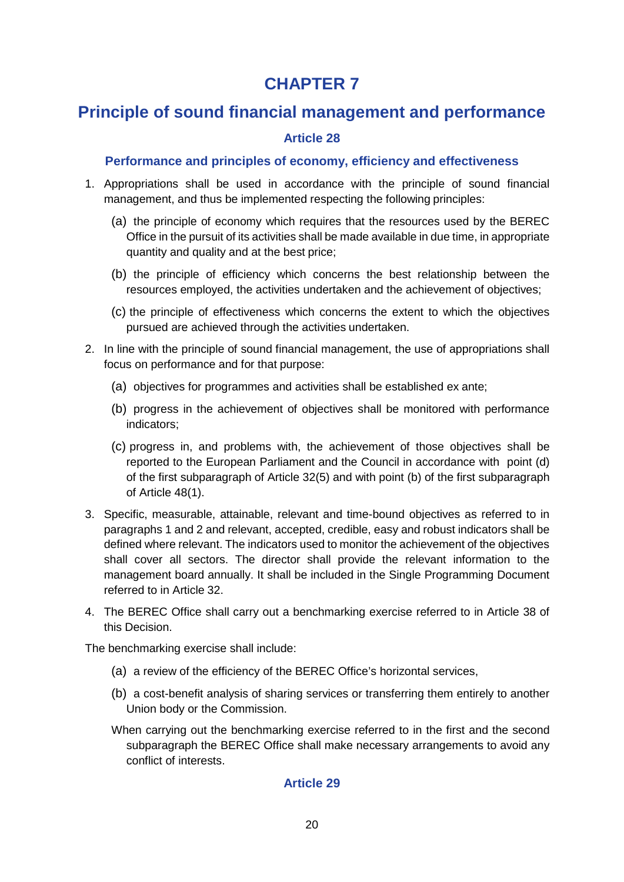# CHAPTER 7

# Principle of sound financial management and performance

### Article 28

#### Performance and principles of economy, efficiency and effectiveness

1. Appropriations shall be used in accordance with the principle of sound financial management, and thus be implemented respecting the following principles:

   (a) the principle of economy which requires that the resources used by the BEREC Office in the pursuit of its activities shall be made available in due time, in appropriate quantity and quality and at the best price;

   (b) the principle of efficiency which concerns the best relationship between the resources employed, the activities undertaken and the achievement of objectives;

   (c) the principle of effectiveness which concerns the extent to which the objectives pursued are achieved through the activities undertaken.

2. In line with the principle of sound financial management, the use of appropriations shall focus on performance and for that purpose:

   (a) objectives for programmes and activities shall be established ex ante;

   (b) progress in the achievement of objectives shall be monitored with performance indicators;

   (c) progress in, and problems with, the achievement of those objectives shall be reported to the European Parliament and the Council in accordance with point (d) of the first subparagraph of Article 32(5) and with point (b) of the first subparagraph of Article 48(1).

3. Specific, measurable, attainable, relevant and time-bound objectives as referred to in paragraphs 1 and 2 and relevant, accepted, credible, easy and robust indicators shall be defined where relevant. The indicators used to monitor the achievement of the objectives shall cover all sectors. The director shall provide the relevant information to the management board annually. It shall be included in the Single Programming Document referred to in Article 32.

4. The BEREC Office shall carry out a benchmarking exercise referred to in Article 38 of this Decision.

The benchmarking exercise shall include:

   (a) a review of the efficiency of the BEREC Office's horizontal services,

   (b) a cost-benefit analysis of sharing services or transferring them entirely to another Union body or the Commission.

   When carrying out the benchmarking exercise referred to in the first and the second subparagraph the BEREC Office shall make necessary arrangements to avoid any conflict of interests.

### Article 29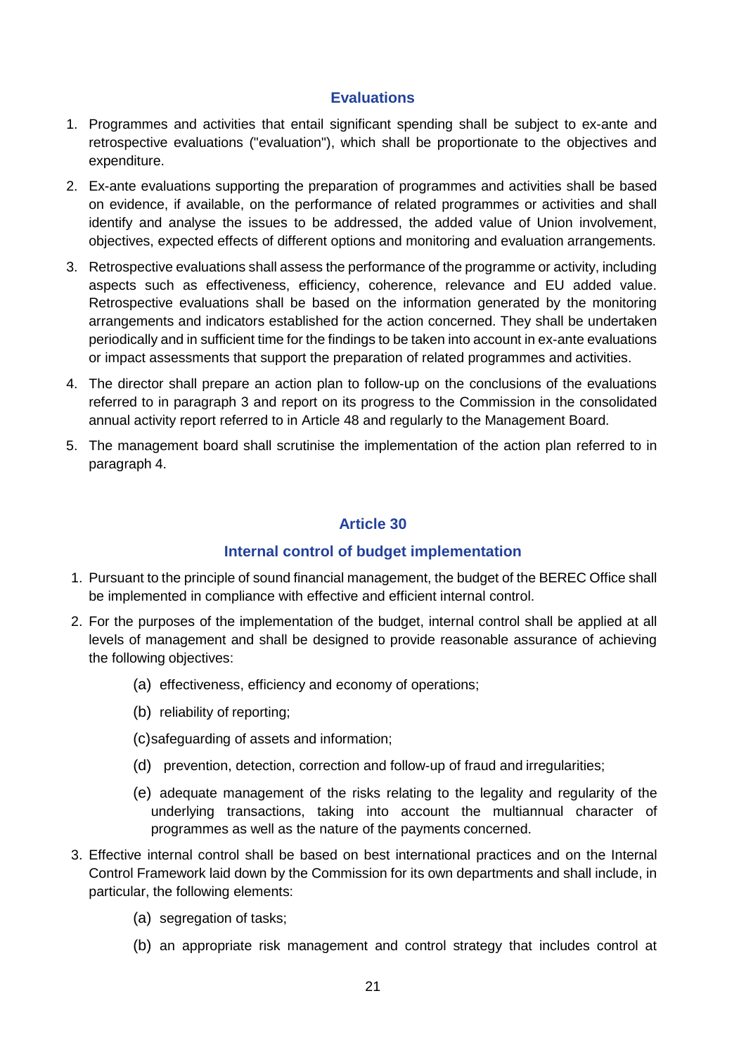### Evaluations

1. Programmes and activities that entail significant spending shall be subject to ex-ante and retrospective evaluations ("evaluation"), which shall be proportionate to the objectives and expenditure.
2. Ex-ante evaluations supporting the preparation of programmes and activities shall be based on evidence, if available, on the performance of related programmes or activities and shall identify and analyse the issues to be addressed, the added value of Union involvement, objectives, expected effects of different options and monitoring and evaluation arrangements.
3. Retrospective evaluations shall assess the performance of the programme or activity, including aspects such as effectiveness, efficiency, coherence, relevance and EU added value. Retrospective evaluations shall be based on the information generated by the monitoring arrangements and indicators established for the action concerned. They shall be undertaken periodically and in sufficient time for the findings to be taken into account in ex-ante evaluations or impact assessments that support the preparation of related programmes and activities.
4. The director shall prepare an action plan to follow-up on the conclusions of the evaluations referred to in paragraph 3 and report on its progress to the Commission in the consolidated annual activity report referred to in Article 48 and regularly to the Management Board.
5. The management board shall scrutinise the implementation of the action plan referred to in paragraph 4.

### Article 30

### Internal control of budget implementation

1. Pursuant to the principle of sound financial management, the budget of the BEREC Office shall be implemented in compliance with effective and efficient internal control.
2. For the purposes of the implementation of the budget, internal control shall be applied at all levels of management and shall be designed to provide reasonable assurance of achieving the following objectives:
   - (a) effectiveness, efficiency and economy of operations;
   - (b) reliability of reporting;
   - (c) safeguarding of assets and information;
   - (d) prevention, detection, correction and follow-up of fraud and irregularities;
   - (e) adequate management of the risks relating to the legality and regularity of the underlying transactions, taking into account the multiannual character of programmes as well as the nature of the payments concerned.
3. Effective internal control shall be based on best international practices and on the Internal Control Framework laid down by the Commission for its own departments and shall include, in particular, the following elements:
   - (a) segregation of tasks;
   - (b) an appropriate risk management and control strategy that includes control at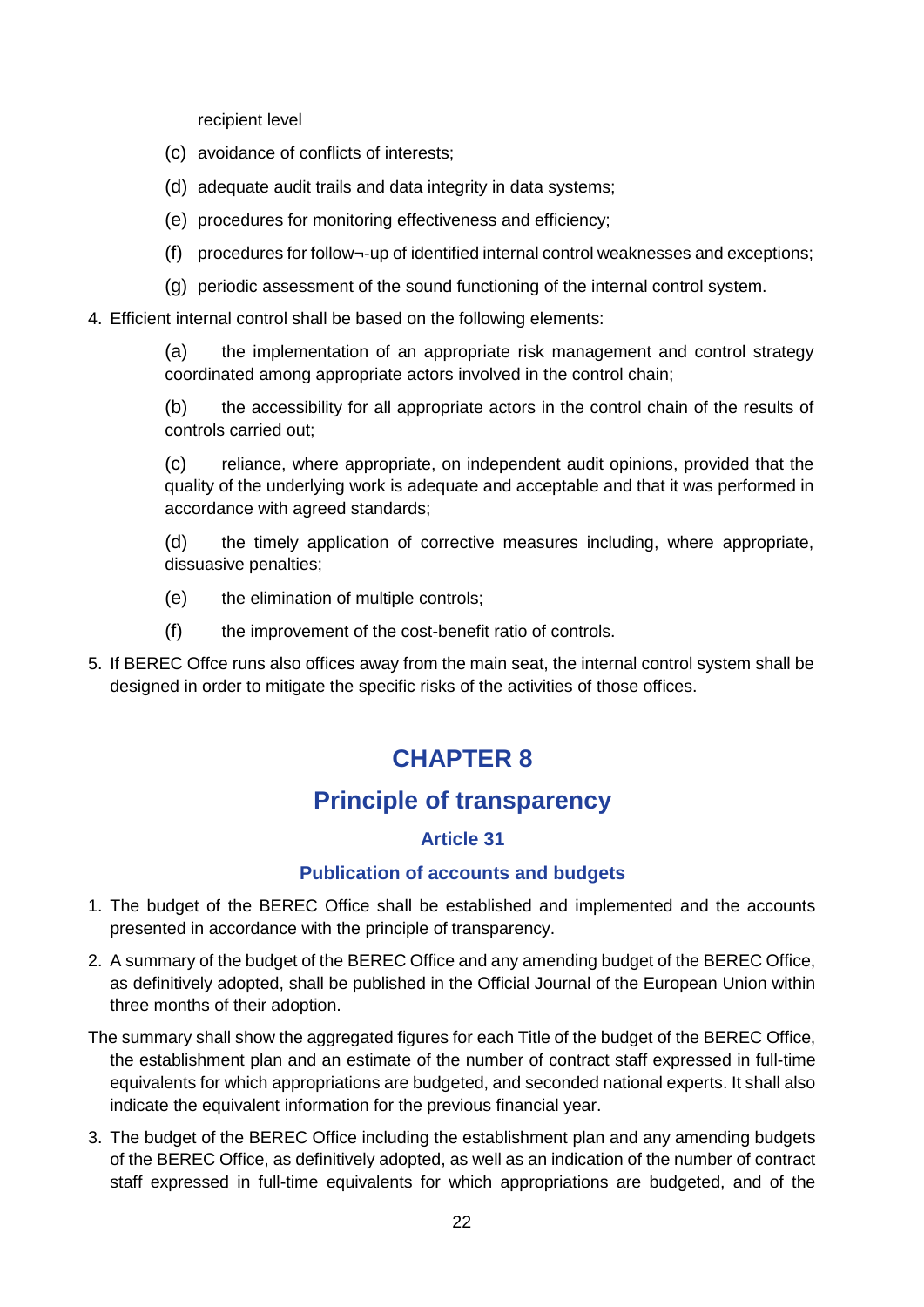recipient level

(c) avoidance of conflicts of interests;

(d) adequate audit trails and data integrity in data systems;

(e) procedures for monitoring effectiveness and efficiency;

(f) procedures for follow¬-up of identified internal control weaknesses and exceptions;

(g) periodic assessment of the sound functioning of the internal control system.

4. Efficient internal control shall be based on the following elements:

   (a) the implementation of an appropriate risk management and control strategy coordinated among appropriate actors involved in the control chain;

   (b) the accessibility for all appropriate actors in the control chain of the results of controls carried out;

   (c) reliance, where appropriate, on independent audit opinions, provided that the quality of the underlying work is adequate and acceptable and that it was performed in accordance with agreed standards;

   (d) the timely application of corrective measures including, where appropriate, dissuasive penalties;

   (e) the elimination of multiple controls;

   (f) the improvement of the cost-benefit ratio of controls.

5. If BEREC Offce runs also offices away from the main seat, the internal control system shall be designed in order to mitigate the specific risks of the activities of those offices.

# CHAPTER 8

# Principle of transparency

### Article 31

### Publication of accounts and budgets

1. The budget of the BEREC Office shall be established and implemented and the accounts presented in accordance with the principle of transparency.

2. A summary of the budget of the BEREC Office and any amending budget of the BEREC Office, as definitively adopted, shall be published in the Official Journal of the European Union within three months of their adoption.

The summary shall show the aggregated figures for each Title of the budget of the BEREC Office, the establishment plan and an estimate of the number of contract staff expressed in full-time equivalents for which appropriations are budgeted, and seconded national experts. It shall also indicate the equivalent information for the previous financial year.

3. The budget of the BEREC Office including the establishment plan and any amending budgets of the BEREC Office, as definitively adopted, as well as an indication of the number of contract staff expressed in full-time equivalents for which appropriations are budgeted, and of the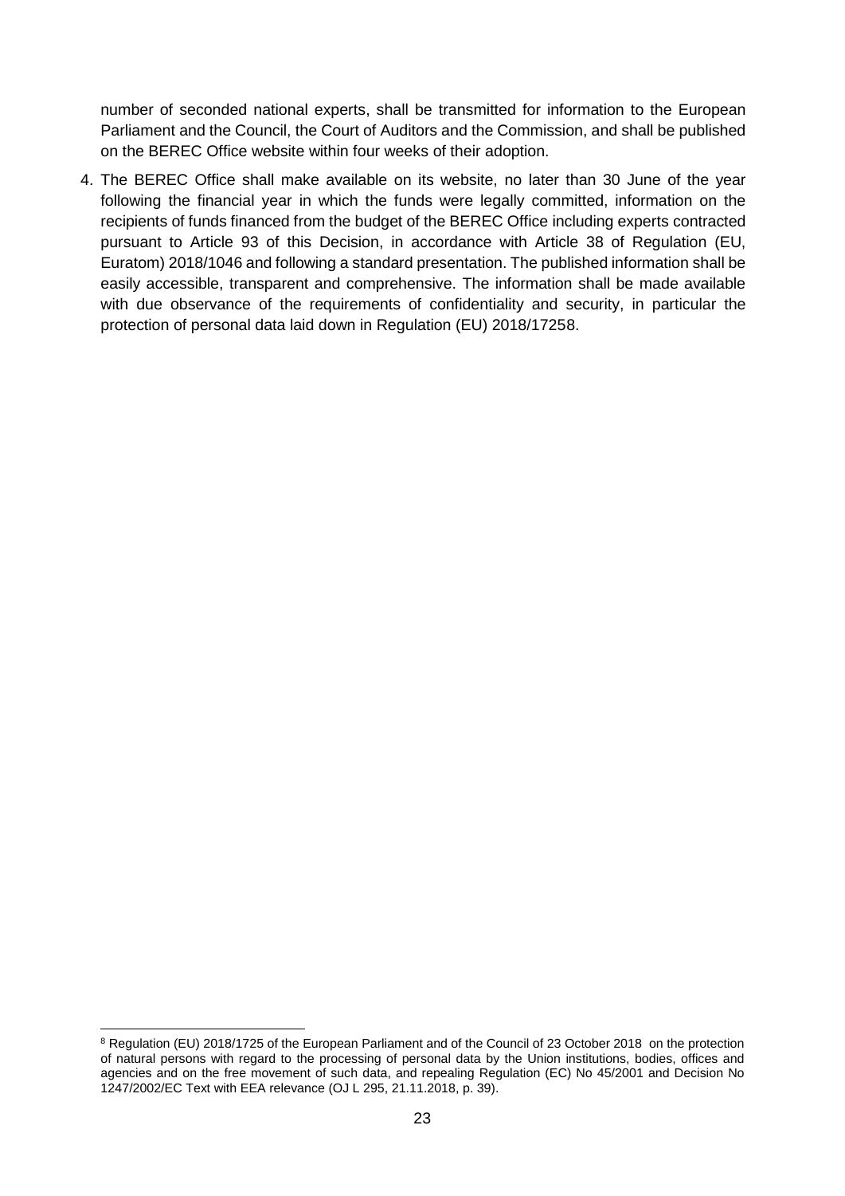number of seconded national experts, shall be transmitted for information to the European Parliament and the Council, the Court of Auditors and the Commission, and shall be published on the BEREC Office website within four weeks of their adoption.

4. The BEREC Office shall make available on its website, no later than 30 June of the year following the financial year in which the funds were legally committed, information on the recipients of funds financed from the budget of the BEREC Office including experts contracted pursuant to Article 93 of this Decision, in accordance with Article 38 of Regulation (EU, Euratom) 2018/1046 and following a standard presentation. The published information shall be easily accessible, transparent and comprehensive. The information shall be made available with due observance of the requirements of confidentiality and security, in particular the protection of personal data laid down in Regulation (EU) 2018/1725[8].

---

[8] Regulation (EU) 2018/1725 of the European Parliament and of the Council of 23 October 2018 on the protection of natural persons with regard to the processing of personal data by the Union institutions, bodies, offices and agencies and on the free movement of such data, and repealing Regulation (EC) No 45/2001 and Decision No 1247/2002/EC Text with EEA relevance (OJ L 295, 21.11.2018, p. 39).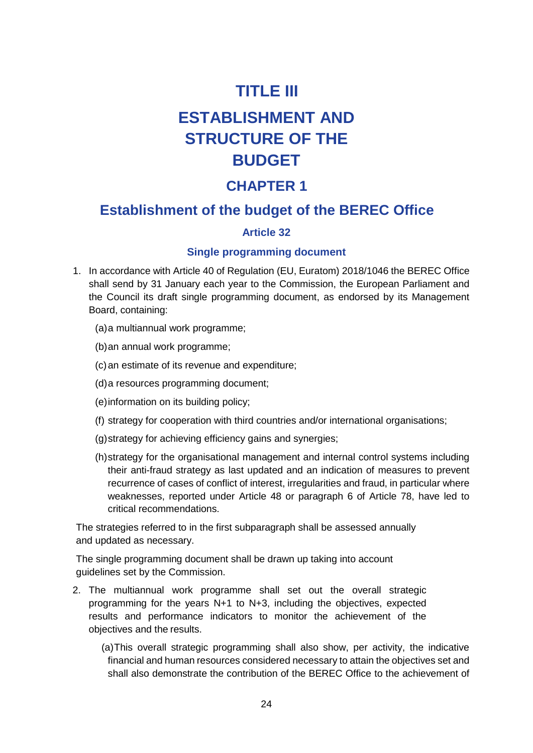# TITLE III

# ESTABLISHMENT AND STRUCTURE OF THE BUDGET

## CHAPTER 1

## Establishment of the budget of the BEREC Office

### Article 32

### Single programming document

1. In accordance with Article 40 of Regulation (EU, Euratom) 2018/1046 the BEREC Office shall send by 31 January each year to the Commission, the European Parliament and the Council its draft single programming document, as endorsed by its Management Board, containing:

   (a) a multiannual work programme;

   (b) an annual work programme;

   (c) an estimate of its revenue and expenditure;

   (d) a resources programming document;

   (e) information on its building policy;

   (f) strategy for cooperation with third countries and/or international organisations;

   (g) strategy for achieving efficiency gains and synergies;

   (h) strategy for the organisational management and internal control systems including their anti-fraud strategy as last updated and an indication of measures to prevent recurrence of cases of conflict of interest, irregularities and fraud, in particular where weaknesses, reported under Article 48 or paragraph 6 of Article 78, have led to critical recommendations.

   The strategies referred to in the first subparagraph shall be assessed annually and updated as necessary.

   The single programming document shall be drawn up taking into account guidelines set by the Commission.

2. The multiannual work programme shall set out the overall strategic programming for the years N+1 to N+3, including the objectives, expected results and performance indicators to monitor the achievement of the objectives and the results.

   (a) This overall strategic programming shall also show, per activity, the indicative financial and human resources considered necessary to attain the objectives set and shall also demonstrate the contribution of the BEREC Office to the achievement of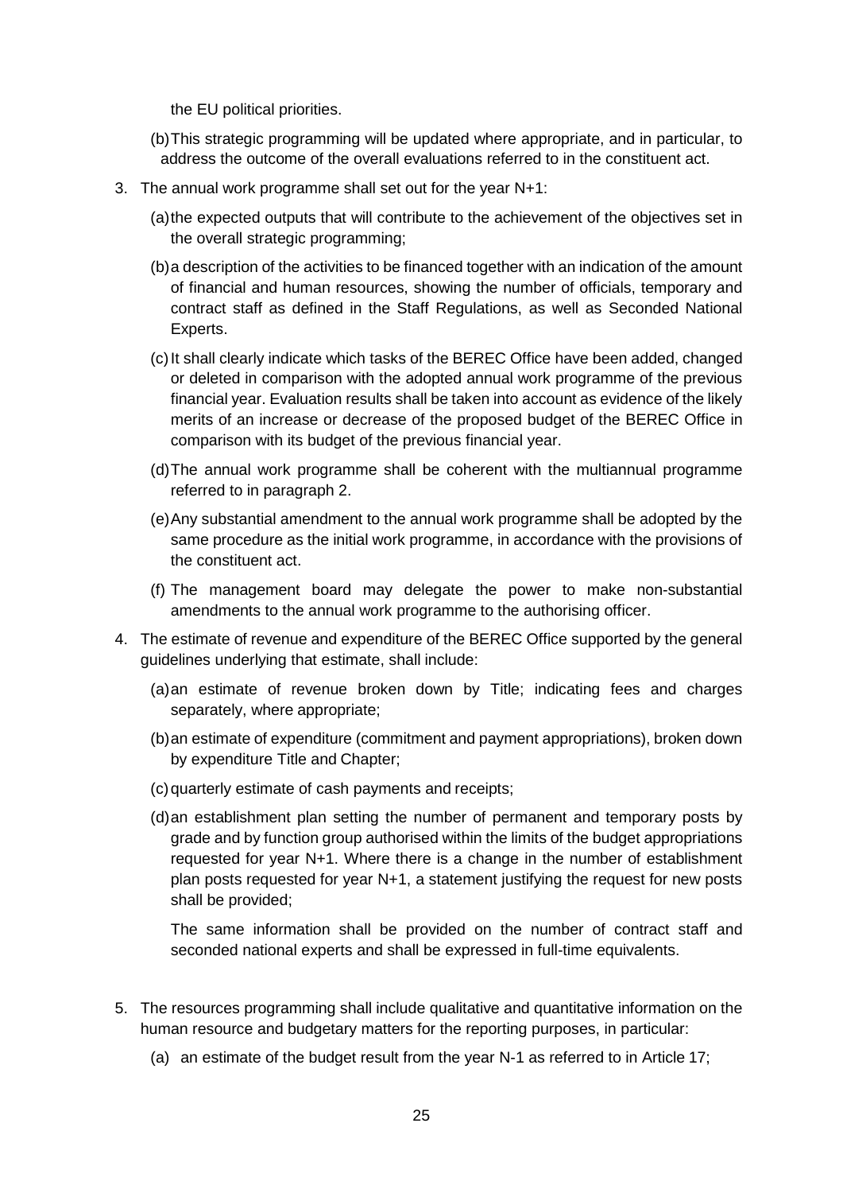the EU political priorities.

(b) This strategic programming will be updated where appropriate, and in particular, to address the outcome of the overall evaluations referred to in the constituent act.

3. The annual work programme shall set out for the year N+1:

   (a) the expected outputs that will contribute to the achievement of the objectives set in the overall strategic programming;

   (b) a description of the activities to be financed together with an indication of the amount of financial and human resources, showing the number of officials, temporary and contract staff as defined in the Staff Regulations, as well as Seconded National Experts.

   (c) It shall clearly indicate which tasks of the BEREC Office have been added, changed or deleted in comparison with the adopted annual work programme of the previous financial year. Evaluation results shall be taken into account as evidence of the likely merits of an increase or decrease of the proposed budget of the BEREC Office in comparison with its budget of the previous financial year.

   (d) The annual work programme shall be coherent with the multiannual programme referred to in paragraph 2.

   (e) Any substantial amendment to the annual work programme shall be adopted by the same procedure as the initial work programme, in accordance with the provisions of the constituent act.

   (f) The management board may delegate the power to make non-substantial amendments to the annual work programme to the authorising officer.

4. The estimate of revenue and expenditure of the BEREC Office supported by the general guidelines underlying that estimate, shall include:

   (a) an estimate of revenue broken down by Title; indicating fees and charges separately, where appropriate;

   (b) an estimate of expenditure (commitment and payment appropriations), broken down by expenditure Title and Chapter;

   (c) quarterly estimate of cash payments and receipts;

   (d) an establishment plan setting the number of permanent and temporary posts by grade and by function group authorised within the limits of the budget appropriations requested for year N+1. Where there is a change in the number of establishment plan posts requested for year N+1, a statement justifying the request for new posts shall be provided;

   The same information shall be provided on the number of contract staff and seconded national experts and shall be expressed in full-time equivalents.

5. The resources programming shall include qualitative and quantitative information on the human resource and budgetary matters for the reporting purposes, in particular:

   (a) an estimate of the budget result from the year N-1 as referred to in Article 17;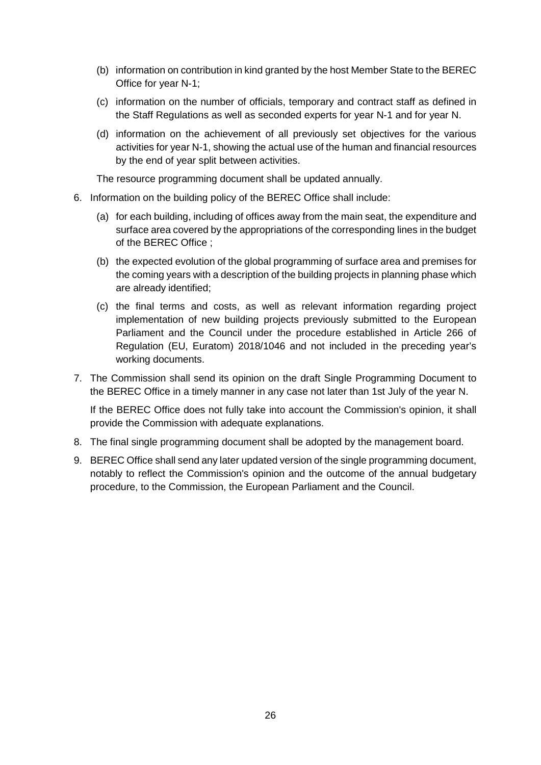(b) information on contribution in kind granted by the host Member State to the BEREC Office for year N-1;

(c) information on the number of officials, temporary and contract staff as defined in the Staff Regulations as well as seconded experts for year N-1 and for year N.

(d) information on the achievement of all previously set objectives for the various activities for year N-1, showing the actual use of the human and financial resources by the end of year split between activities.

The resource programming document shall be updated annually.

6. Information on the building policy of the BEREC Office shall include:

   (a) for each building, including of offices away from the main seat, the expenditure and surface area covered by the appropriations of the corresponding lines in the budget of the BEREC Office ;

   (b) the expected evolution of the global programming of surface area and premises for the coming years with a description of the building projects in planning phase which are already identified;

   (c) the final terms and costs, as well as relevant information regarding project implementation of new building projects previously submitted to the European Parliament and the Council under the procedure established in Article 266 of Regulation (EU, Euratom) 2018/1046 and not included in the preceding year's working documents.

7. The Commission shall send its opinion on the draft Single Programming Document to the BEREC Office in a timely manner in any case not later than 1st July of the year N.

   If the BEREC Office does not fully take into account the Commission's opinion, it shall provide the Commission with adequate explanations.

8. The final single programming document shall be adopted by the management board.

9. BEREC Office shall send any later updated version of the single programming document, notably to reflect the Commission's opinion and the outcome of the annual budgetary procedure, to the Commission, the European Parliament and the Council.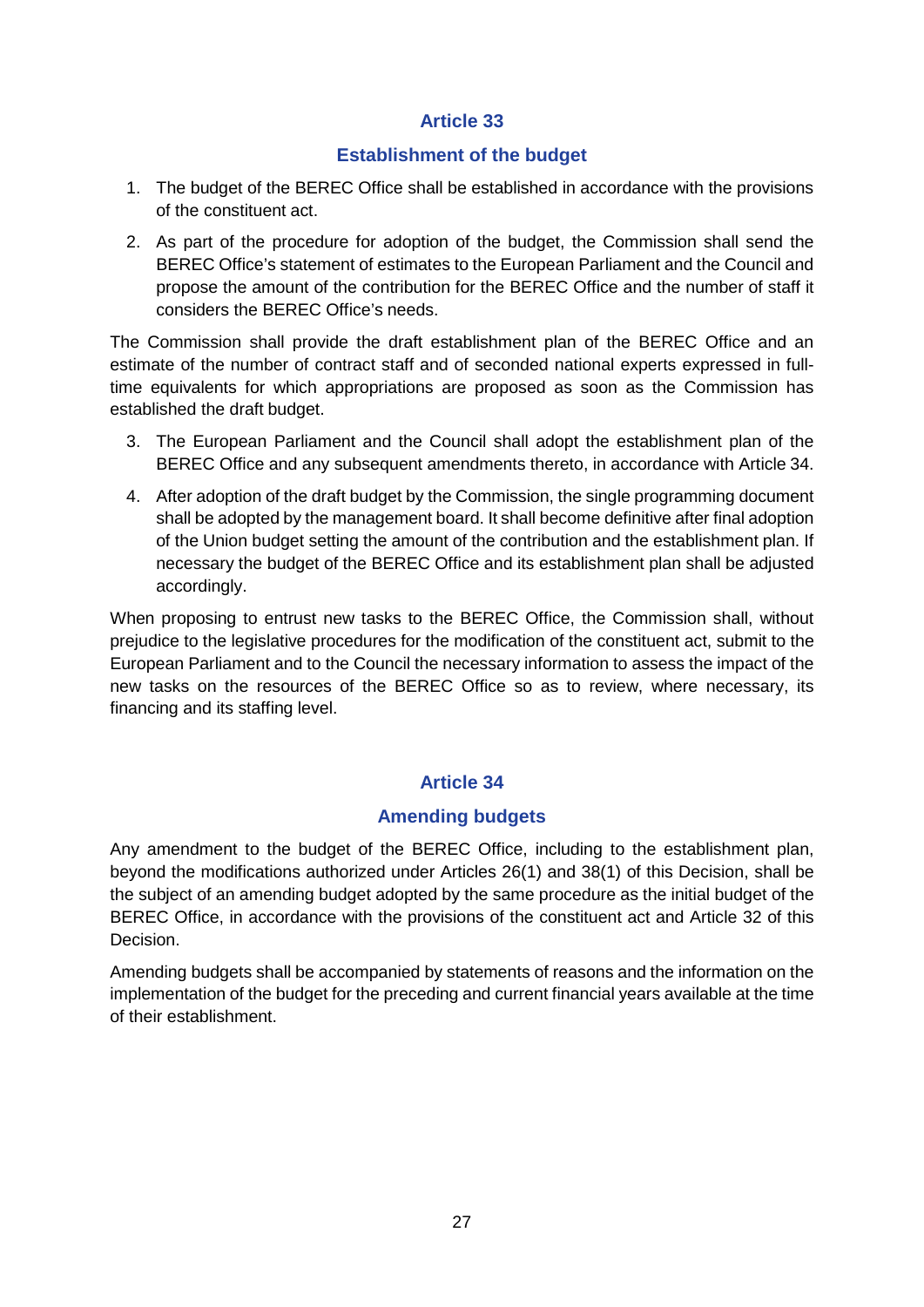## Article 33

### Establishment of the budget

1. The budget of the BEREC Office shall be established in accordance with the provisions of the constituent act.
2. As part of the procedure for adoption of the budget, the Commission shall send the BEREC Office's statement of estimates to the European Parliament and the Council and propose the amount of the contribution for the BEREC Office and the number of staff it considers the BEREC Office's needs.

The Commission shall provide the draft establishment plan of the BEREC Office and an estimate of the number of contract staff and of seconded national experts expressed in full-time equivalents for which appropriations are proposed as soon as the Commission has established the draft budget.

3. The European Parliament and the Council shall adopt the establishment plan of the BEREC Office and any subsequent amendments thereto, in accordance with Article 34.
4. After adoption of the draft budget by the Commission, the single programming document shall be adopted by the management board. It shall become definitive after final adoption of the Union budget setting the amount of the contribution and the establishment plan. If necessary the budget of the BEREC Office and its establishment plan shall be adjusted accordingly.

When proposing to entrust new tasks to the BEREC Office, the Commission shall, without prejudice to the legislative procedures for the modification of the constituent act, submit to the European Parliament and to the Council the necessary information to assess the impact of the new tasks on the resources of the BEREC Office so as to review, where necessary, its financing and its staffing level.

## Article 34

### Amending budgets

Any amendment to the budget of the BEREC Office, including to the establishment plan, beyond the modifications authorized under Articles 26(1) and 38(1) of this Decision, shall be the subject of an amending budget adopted by the same procedure as the initial budget of the BEREC Office, in accordance with the provisions of the constituent act and Article 32 of this Decision.

Amending budgets shall be accompanied by statements of reasons and the information on the implementation of the budget for the preceding and current financial years available at the time of their establishment.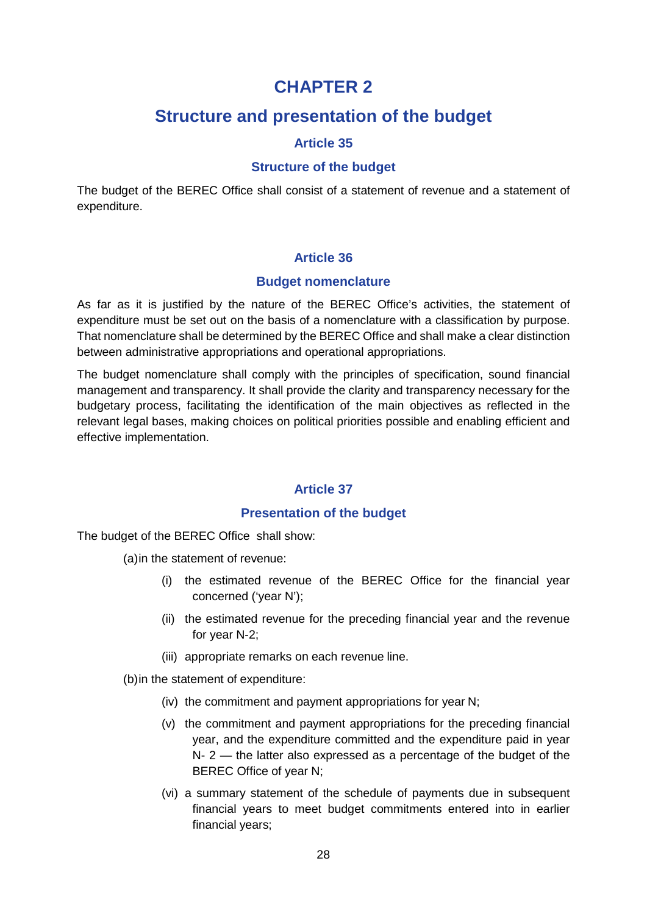# CHAPTER 2

# Structure and presentation of the budget

### Article 35

### Structure of the budget

The budget of the BEREC Office shall consist of a statement of revenue and a statement of expenditure.

### Article 36

### Budget nomenclature

As far as it is justified by the nature of the BEREC Office's activities, the statement of expenditure must be set out on the basis of a nomenclature with a classification by purpose. That nomenclature shall be determined by the BEREC Office and shall make a clear distinction between administrative appropriations and operational appropriations.

The budget nomenclature shall comply with the principles of specification, sound financial management and transparency. It shall provide the clarity and transparency necessary for the budgetary process, facilitating the identification of the main objectives as reflected in the relevant legal bases, making choices on political priorities possible and enabling efficient and effective implementation.

### Article 37

### Presentation of the budget

The budget of the BEREC Office shall show:

(a) in the statement of revenue:

- (i) the estimated revenue of the BEREC Office for the financial year concerned ('year N');
- (ii) the estimated revenue for the preceding financial year and the revenue for year N-2;
- (iii) appropriate remarks on each revenue line.

(b) in the statement of expenditure:

- (iv) the commitment and payment appropriations for year N;
- (v) the commitment and payment appropriations for the preceding financial year, and the expenditure committed and the expenditure paid in year N- 2 — the latter also expressed as a percentage of the budget of the BEREC Office of year N;
- (vi) a summary statement of the schedule of payments due in subsequent financial years to meet budget commitments entered into in earlier financial years;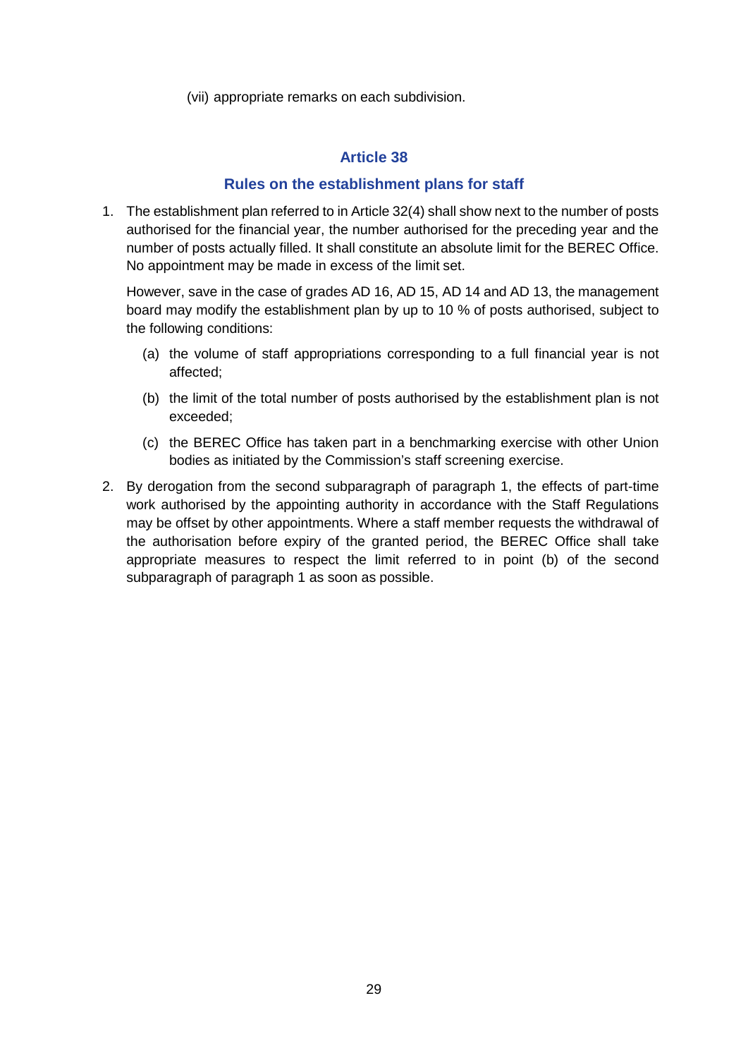(vii) appropriate remarks on each subdivision.

## Article 38

## Rules on the establishment plans for staff

1. The establishment plan referred to in Article 32(4) shall show next to the number of posts authorised for the financial year, the number authorised for the preceding year and the number of posts actually filled. It shall constitute an absolute limit for the BEREC Office. No appointment may be made in excess of the limit set.

   However, save in the case of grades AD 16, AD 15, AD 14 and AD 13, the management board may modify the establishment plan by up to 10 % of posts authorised, subject to the following conditions:

   (a) the volume of staff appropriations corresponding to a full financial year is not affected;

   (b) the limit of the total number of posts authorised by the establishment plan is not exceeded;

   (c) the BEREC Office has taken part in a benchmarking exercise with other Union bodies as initiated by the Commission's staff screening exercise.

2. By derogation from the second subparagraph of paragraph 1, the effects of part-time work authorised by the appointing authority in accordance with the Staff Regulations may be offset by other appointments. Where a staff member requests the withdrawal of the authorisation before expiry of the granted period, the BEREC Office shall take appropriate measures to respect the limit referred to in point (b) of the second subparagraph of paragraph 1 as soon as possible.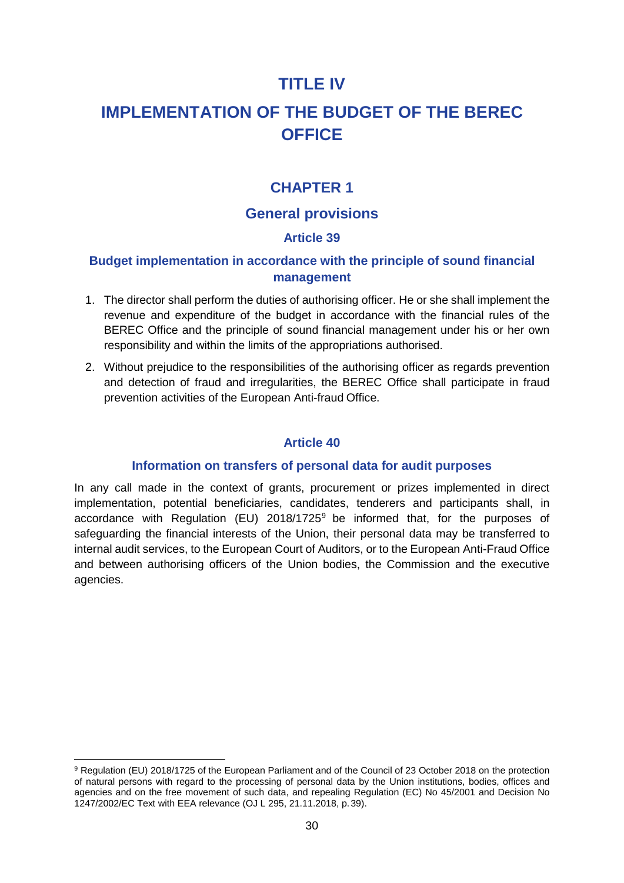# TITLE IV

# IMPLEMENTATION OF THE BUDGET OF THE BEREC OFFICE

## CHAPTER 1

## General provisions

### Article 39

### Budget implementation in accordance with the principle of sound financial management

1. The director shall perform the duties of authorising officer. He or she shall implement the revenue and expenditure of the budget in accordance with the financial rules of the BEREC Office and the principle of sound financial management under his or her own responsibility and within the limits of the appropriations authorised.
2. Without prejudice to the responsibilities of the authorising officer as regards prevention and detection of fraud and irregularities, the BEREC Office shall participate in fraud prevention activities of the European Anti-fraud Office.

### Article 40

### Information on transfers of personal data for audit purposes

In any call made in the context of grants, procurement or prizes implemented in direct implementation, potential beneficiaries, candidates, tenderers and participants shall, in accordance with Regulation (EU) 2018/1725[9] be informed that, for the purposes of safeguarding the financial interests of the Union, their personal data may be transferred to internal audit services, to the European Court of Auditors, or to the European Anti-Fraud Office and between authorising officers of the Union bodies, the Commission and the executive agencies.

[9] Regulation (EU) 2018/1725 of the European Parliament and of the Council of 23 October 2018 on the protection of natural persons with regard to the processing of personal data by the Union institutions, bodies, offices and agencies and on the free movement of such data, and repealing Regulation (EC) No 45/2001 and Decision No 1247/2002/EC Text with EEA relevance (OJ L 295, 21.11.2018, p. 39).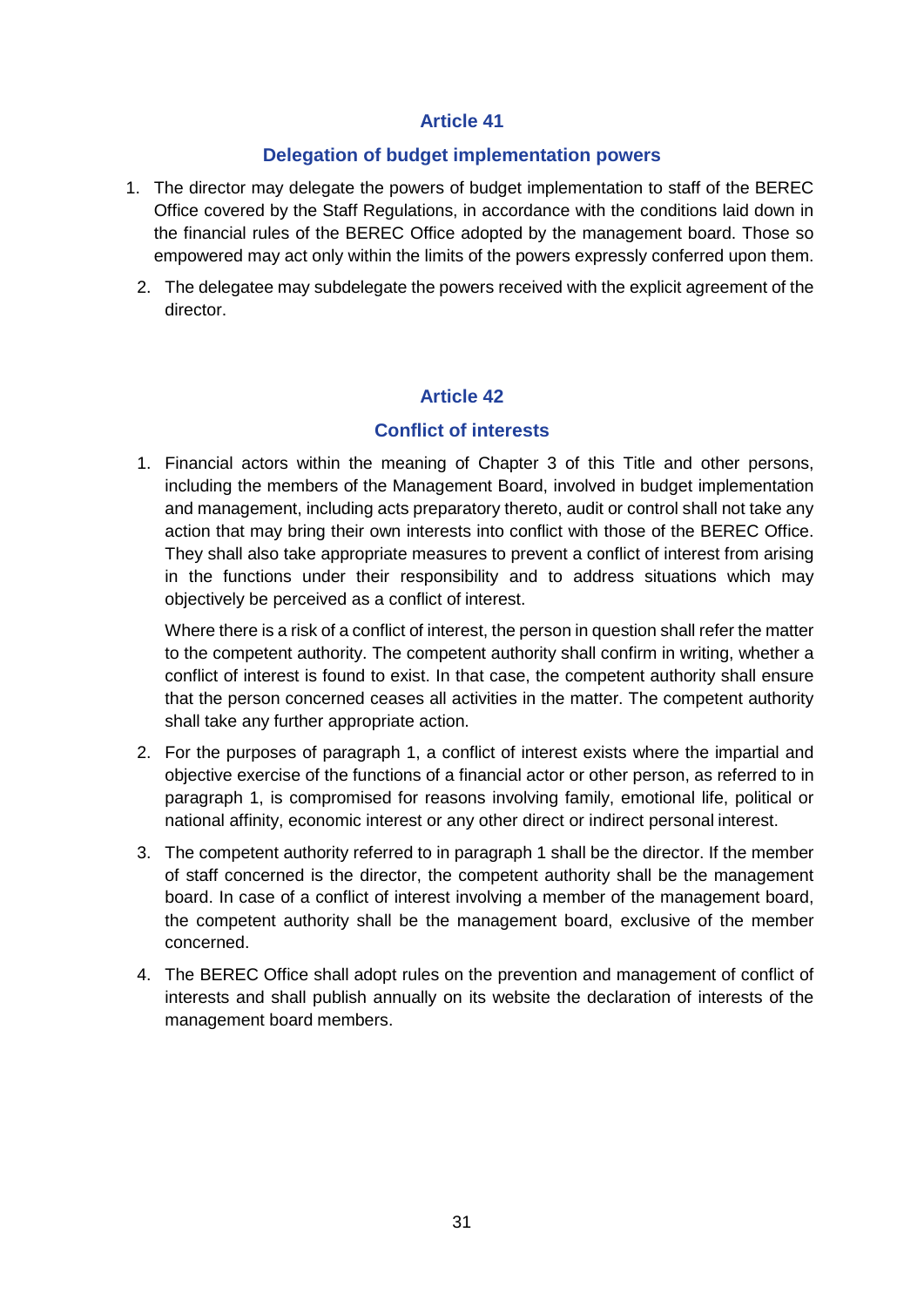## Article 41

### Delegation of budget implementation powers

1. The director may delegate the powers of budget implementation to staff of the BEREC Office covered by the Staff Regulations, in accordance with the conditions laid down in the financial rules of the BEREC Office adopted by the management board. Those so empowered may act only within the limits of the powers expressly conferred upon them.
2. The delegatee may subdelegate the powers received with the explicit agreement of the director.

## Article 42

### Conflict of interests

1. Financial actors within the meaning of Chapter 3 of this Title and other persons, including the members of the Management Board, involved in budget implementation and management, including acts preparatory thereto, audit or control shall not take any action that may bring their own interests into conflict with those of the BEREC Office. They shall also take appropriate measures to prevent a conflict of interest from arising in the functions under their responsibility and to address situations which may objectively be perceived as a conflict of interest.

   Where there is a risk of a conflict of interest, the person in question shall refer the matter to the competent authority. The competent authority shall confirm in writing, whether a conflict of interest is found to exist. In that case, the competent authority shall ensure that the person concerned ceases all activities in the matter. The competent authority shall take any further appropriate action.

2. For the purposes of paragraph 1, a conflict of interest exists where the impartial and objective exercise of the functions of a financial actor or other person, as referred to in paragraph 1, is compromised for reasons involving family, emotional life, political or national affinity, economic interest or any other direct or indirect personal interest.
3. The competent authority referred to in paragraph 1 shall be the director. If the member of staff concerned is the director, the competent authority shall be the management board. In case of a conflict of interest involving a member of the management board, the competent authority shall be the management board, exclusive of the member concerned.
4. The BEREC Office shall adopt rules on the prevention and management of conflict of interests and shall publish annually on its website the declaration of interests of the management board members.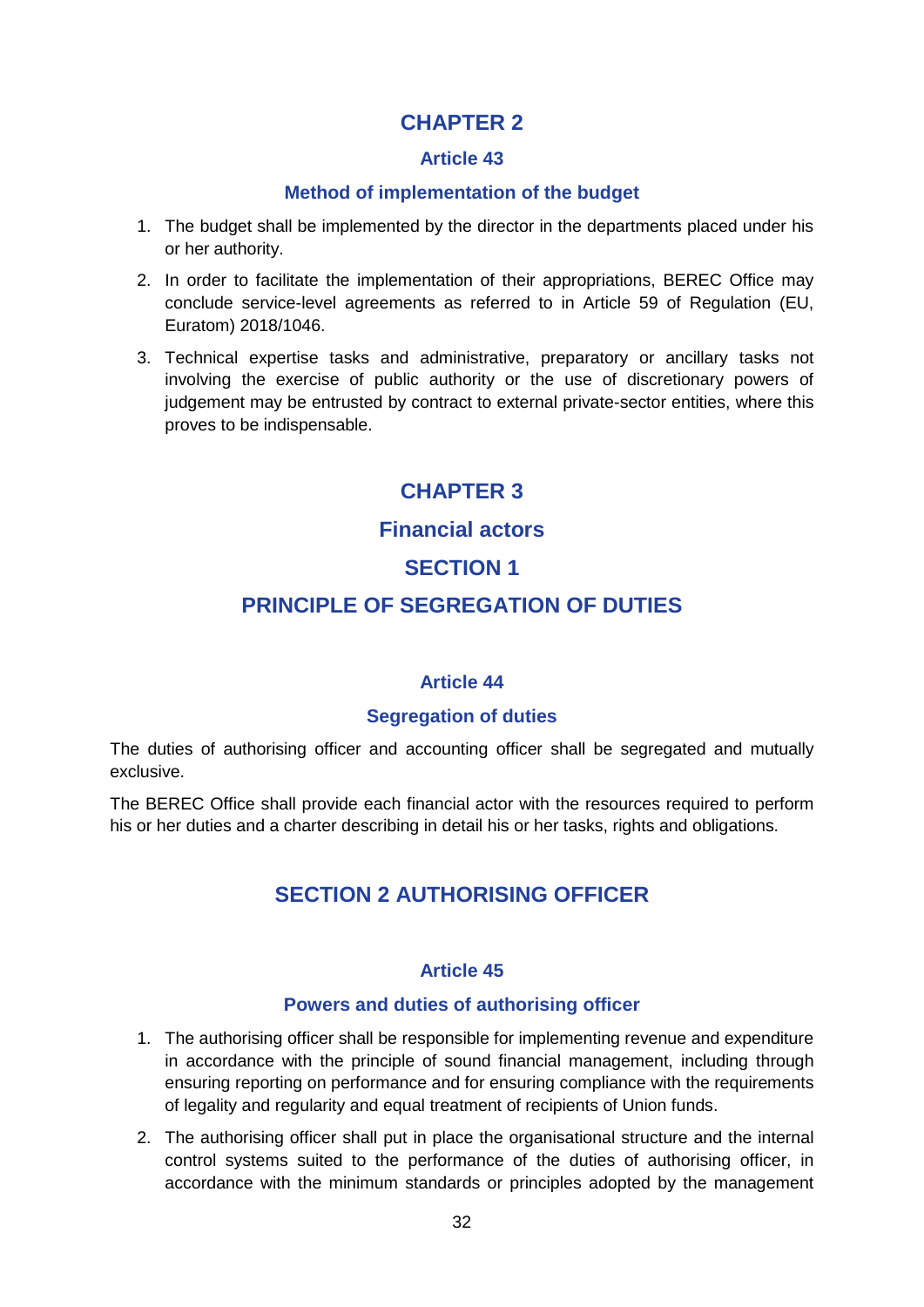## CHAPTER 2

### Article 43

### Method of implementation of the budget

1. The budget shall be implemented by the director in the departments placed under his or her authority.
2. In order to facilitate the implementation of their appropriations, BEREC Office may conclude service-level agreements as referred to in Article 59 of Regulation (EU, Euratom) 2018/1046.
3. Technical expertise tasks and administrative, preparatory or ancillary tasks not involving the exercise of public authority or the use of discretionary powers of judgement may be entrusted by contract to external private-sector entities, where this proves to be indispensable.

## CHAPTER 3

## Financial actors

## SECTION 1

## PRINCIPLE OF SEGREGATION OF DUTIES

### Article 44

### Segregation of duties

The duties of authorising officer and accounting officer shall be segregated and mutually exclusive.

The BEREC Office shall provide each financial actor with the resources required to perform his or her duties and a charter describing in detail his or her tasks, rights and obligations.

## SECTION 2 AUTHORISING OFFICER

### Article 45

### Powers and duties of authorising officer

1. The authorising officer shall be responsible for implementing revenue and expenditure in accordance with the principle of sound financial management, including through ensuring reporting on performance and for ensuring compliance with the requirements of legality and regularity and equal treatment of recipients of Union funds.
2. The authorising officer shall put in place the organisational structure and the internal control systems suited to the performance of the duties of authorising officer, in accordance with the minimum standards or principles adopted by the management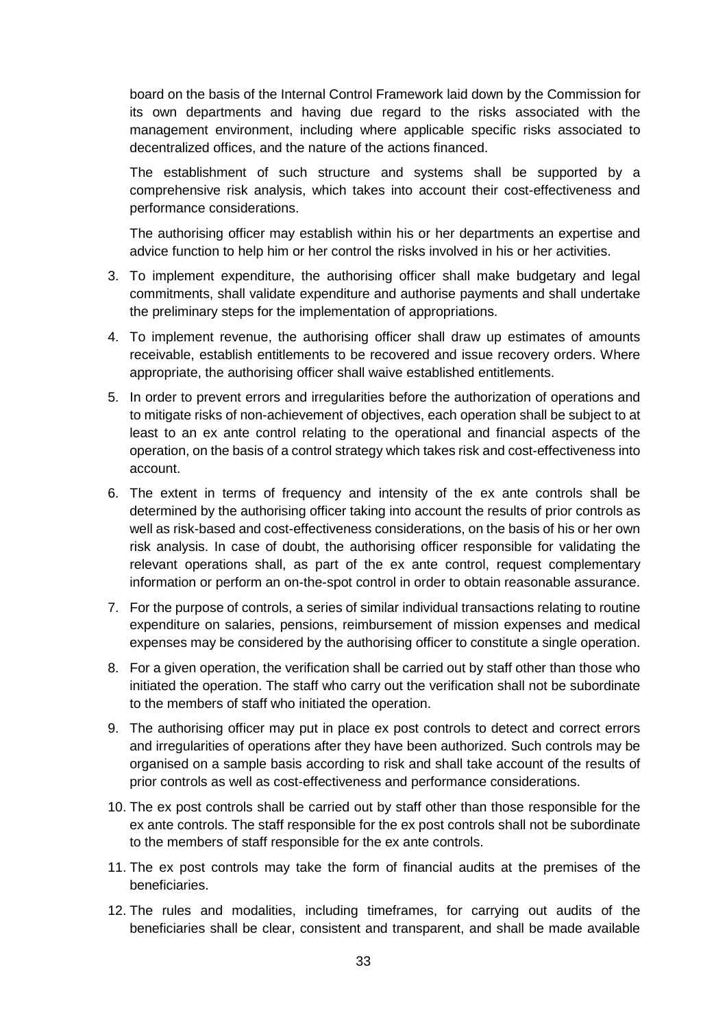board on the basis of the Internal Control Framework laid down by the Commission for its own departments and having due regard to the risks associated with the management environment, including where applicable specific risks associated to decentralized offices, and the nature of the actions financed.

The establishment of such structure and systems shall be supported by a comprehensive risk analysis, which takes into account their cost-effectiveness and performance considerations.

The authorising officer may establish within his or her departments an expertise and advice function to help him or her control the risks involved in his or her activities.

3. To implement expenditure, the authorising officer shall make budgetary and legal commitments, shall validate expenditure and authorise payments and shall undertake the preliminary steps for the implementation of appropriations.
4. To implement revenue, the authorising officer shall draw up estimates of amounts receivable, establish entitlements to be recovered and issue recovery orders. Where appropriate, the authorising officer shall waive established entitlements.
5. In order to prevent errors and irregularities before the authorization of operations and to mitigate risks of non-achievement of objectives, each operation shall be subject to at least to an ex ante control relating to the operational and financial aspects of the operation, on the basis of a control strategy which takes risk and cost-effectiveness into account.
6. The extent in terms of frequency and intensity of the ex ante controls shall be determined by the authorising officer taking into account the results of prior controls as well as risk-based and cost-effectiveness considerations, on the basis of his or her own risk analysis. In case of doubt, the authorising officer responsible for validating the relevant operations shall, as part of the ex ante control, request complementary information or perform an on-the-spot control in order to obtain reasonable assurance.
7. For the purpose of controls, a series of similar individual transactions relating to routine expenditure on salaries, pensions, reimbursement of mission expenses and medical expenses may be considered by the authorising officer to constitute a single operation.
8. For a given operation, the verification shall be carried out by staff other than those who initiated the operation. The staff who carry out the verification shall not be subordinate to the members of staff who initiated the operation.
9. The authorising officer may put in place ex post controls to detect and correct errors and irregularities of operations after they have been authorized. Such controls may be organised on a sample basis according to risk and shall take account of the results of prior controls as well as cost-effectiveness and performance considerations.
10. The ex post controls shall be carried out by staff other than those responsible for the ex ante controls. The staff responsible for the ex post controls shall not be subordinate to the members of staff responsible for the ex ante controls.
11. The ex post controls may take the form of financial audits at the premises of the beneficiaries.
12. The rules and modalities, including timeframes, for carrying out audits of the beneficiaries shall be clear, consistent and transparent, and shall be made available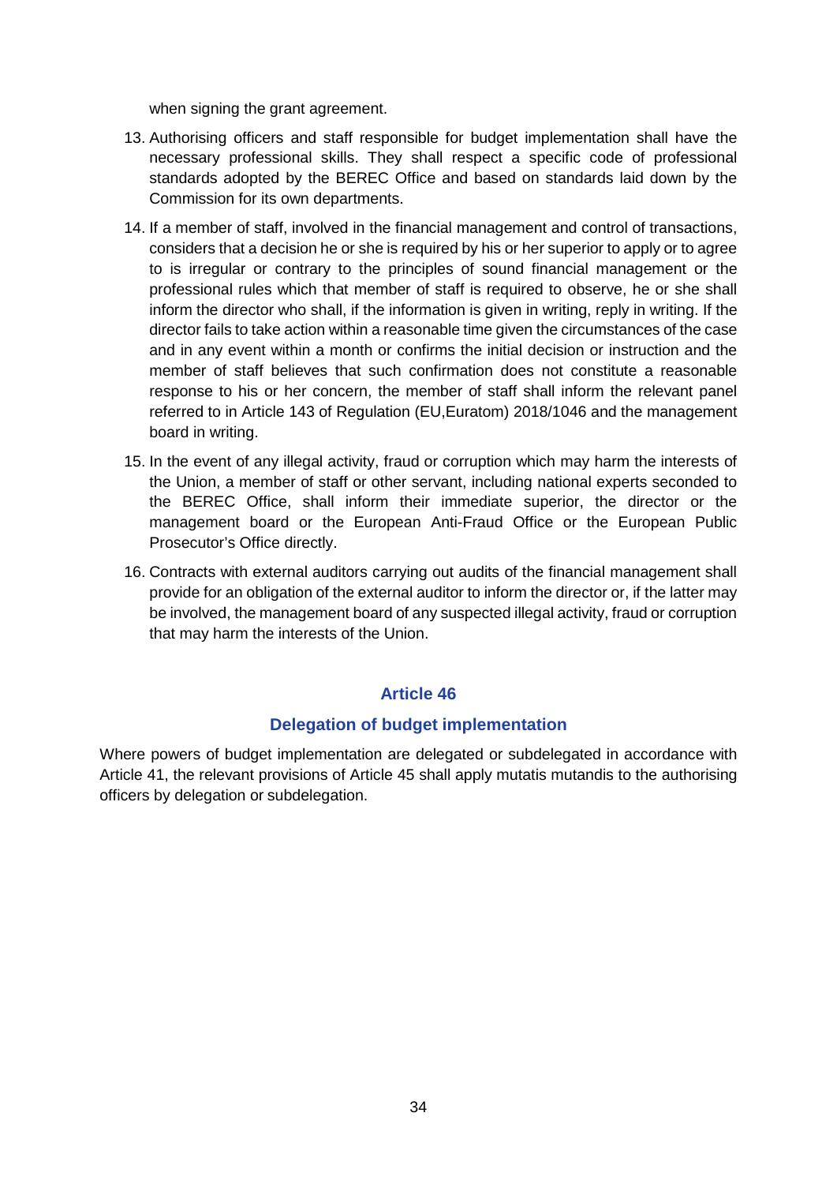when signing the grant agreement.

13. Authorising officers and staff responsible for budget implementation shall have the necessary professional skills. They shall respect a specific code of professional standards adopted by the BEREC Office and based on standards laid down by the Commission for its own departments.

14. If a member of staff, involved in the financial management and control of transactions, considers that a decision he or she is required by his or her superior to apply or to agree to is irregular or contrary to the principles of sound financial management or the professional rules which that member of staff is required to observe, he or she shall inform the director who shall, if the information is given in writing, reply in writing. If the director fails to take action within a reasonable time given the circumstances of the case and in any event within a month or confirms the initial decision or instruction and the member of staff believes that such confirmation does not constitute a reasonable response to his or her concern, the member of staff shall inform the relevant panel referred to in Article 143 of Regulation (EU,Euratom) 2018/1046 and the management board in writing.

15. In the event of any illegal activity, fraud or corruption which may harm the interests of the Union, a member of staff or other servant, including national experts seconded to the BEREC Office, shall inform their immediate superior, the director or the management board or the European Anti-Fraud Office or the European Public Prosecutor's Office directly.

16. Contracts with external auditors carrying out audits of the financial management shall provide for an obligation of the external auditor to inform the director or, if the latter may be involved, the management board of any suspected illegal activity, fraud or corruption that may harm the interests of the Union.

## Article 46

### Delegation of budget implementation

Where powers of budget implementation are delegated or subdelegated in accordance with Article 41, the relevant provisions of Article 45 shall apply mutatis mutandis to the authorising officers by delegation or subdelegation.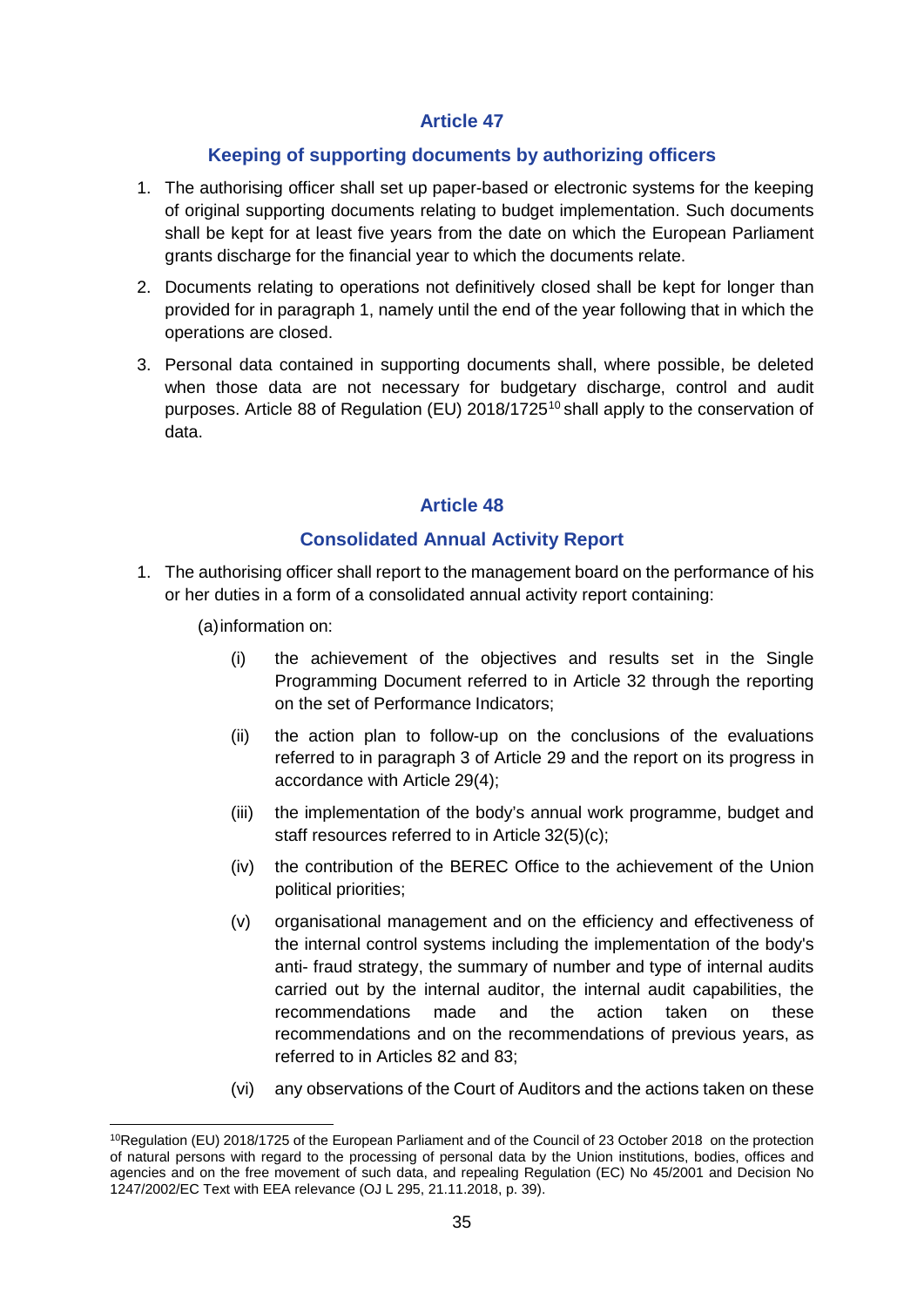## Article 47

### Keeping of supporting documents by authorizing officers

1. The authorising officer shall set up paper-based or electronic systems for the keeping of original supporting documents relating to budget implementation. Such documents shall be kept for at least five years from the date on which the European Parliament grants discharge for the financial year to which the documents relate.
2. Documents relating to operations not definitively closed shall be kept for longer than provided for in paragraph 1, namely until the end of the year following that in which the operations are closed.
3. Personal data contained in supporting documents shall, where possible, be deleted when those data are not necessary for budgetary discharge, control and audit purposes. Article 88 of Regulation (EU) 2018/1725[10] shall apply to the conservation of data.

## Article 48

### Consolidated Annual Activity Report

1. The authorising officer shall report to the management board on the performance of his or her duties in a form of a consolidated annual activity report containing:

   (a) information on:

   (i) the achievement of the objectives and results set in the Single Programming Document referred to in Article 32 through the reporting on the set of Performance Indicators;

   (ii) the action plan to follow-up on the conclusions of the evaluations referred to in paragraph 3 of Article 29 and the report on its progress in accordance with Article 29(4);

   (iii) the implementation of the body's annual work programme, budget and staff resources referred to in Article 32(5)(c);

   (iv) the contribution of the BEREC Office to the achievement of the Union political priorities;

   (v) organisational management and on the efficiency and effectiveness of the internal control systems including the implementation of the body's anti- fraud strategy, the summary of number and type of internal audits carried out by the internal auditor, the internal audit capabilities, the recommendations made and the action taken on these recommendations and on the recommendations of previous years, as referred to in Articles 82 and 83;

   (vi) any observations of the Court of Auditors and the actions taken on these

---

[10] Regulation (EU) 2018/1725 of the European Parliament and of the Council of 23 October 2018 on the protection of natural persons with regard to the processing of personal data by the Union institutions, bodies, offices and agencies and on the free movement of such data, and repealing Regulation (EC) No 45/2001 and Decision No 1247/2002/EC Text with EEA relevance (OJ L 295, 21.11.2018, p. 39).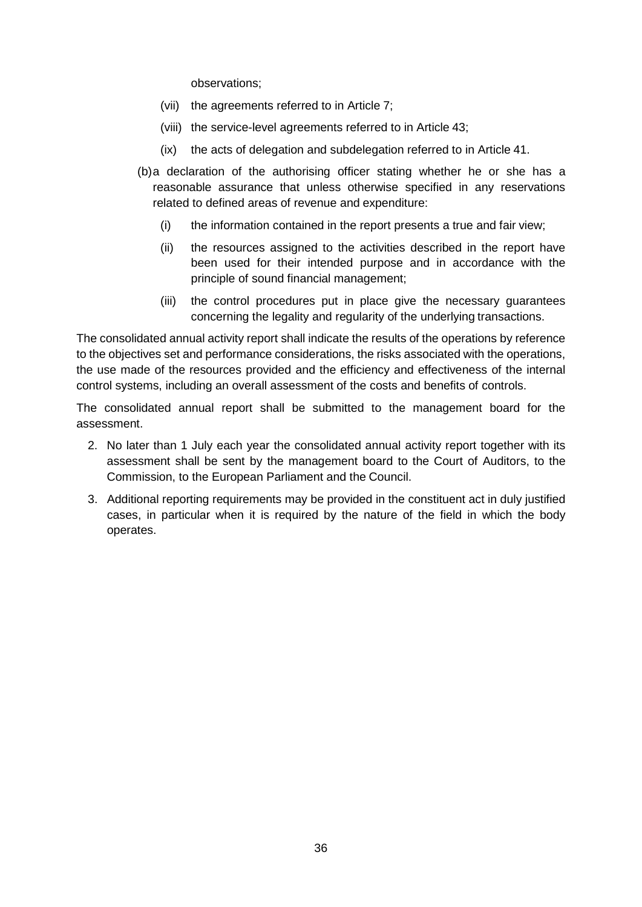observations;

   (vii) the agreements referred to in Article 7;

   (viii) the service-level agreements referred to in Article 43;

   (ix) the acts of delegation and subdelegation referred to in Article 41.

(b) a declaration of the authorising officer stating whether he or she has a reasonable assurance that unless otherwise specified in any reservations related to defined areas of revenue and expenditure:

   (i) the information contained in the report presents a true and fair view;

   (ii) the resources assigned to the activities described in the report have been used for their intended purpose and in accordance with the principle of sound financial management;

   (iii) the control procedures put in place give the necessary guarantees concerning the legality and regularity of the underlying transactions.

The consolidated annual activity report shall indicate the results of the operations by reference to the objectives set and performance considerations, the risks associated with the operations, the use made of the resources provided and the efficiency and effectiveness of the internal control systems, including an overall assessment of the costs and benefits of controls.

The consolidated annual report shall be submitted to the management board for the assessment.

2. No later than 1 July each year the consolidated annual activity report together with its assessment shall be sent by the management board to the Court of Auditors, to the Commission, to the European Parliament and the Council.
3. Additional reporting requirements may be provided in the constituent act in duly justified cases, in particular when it is required by the nature of the field in which the body operates.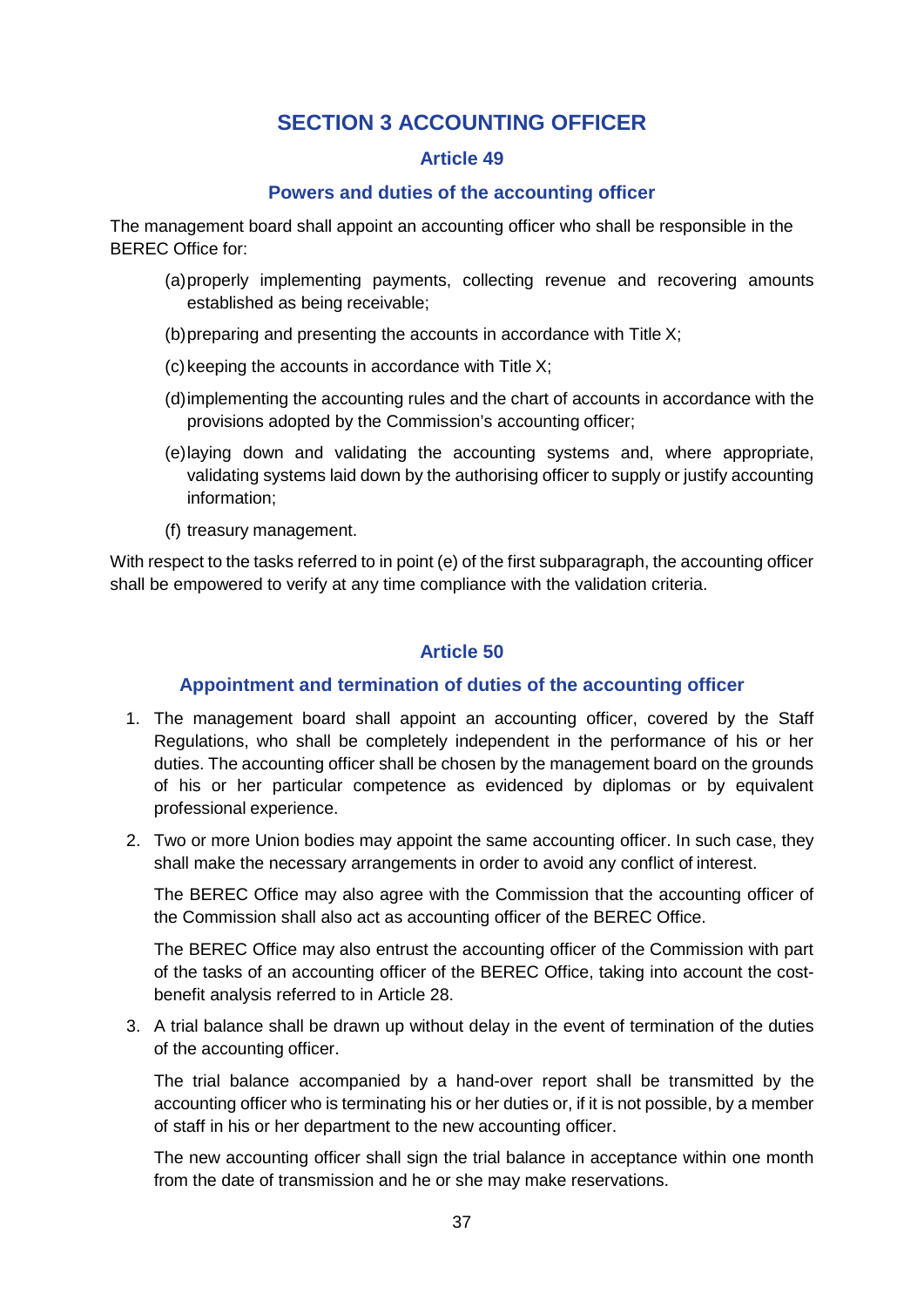## SECTION 3 ACCOUNTING OFFICER

### Article 49

### Powers and duties of the accounting officer

The management board shall appoint an accounting officer who shall be responsible in the BEREC Office for:

(a) properly implementing payments, collecting revenue and recovering amounts established as being receivable;

(b) preparing and presenting the accounts in accordance with Title X;

(c) keeping the accounts in accordance with Title X;

(d) implementing the accounting rules and the chart of accounts in accordance with the provisions adopted by the Commission's accounting officer;

(e) laying down and validating the accounting systems and, where appropriate, validating systems laid down by the authorising officer to supply or justify accounting information;

(f) treasury management.

With respect to the tasks referred to in point (e) of the first subparagraph, the accounting officer shall be empowered to verify at any time compliance with the validation criteria.

### Article 50

### Appointment and termination of duties of the accounting officer

1. The management board shall appoint an accounting officer, covered by the Staff Regulations, who shall be completely independent in the performance of his or her duties. The accounting officer shall be chosen by the management board on the grounds of his or her particular competence as evidenced by diplomas or by equivalent professional experience.

2. Two or more Union bodies may appoint the same accounting officer. In such case, they shall make the necessary arrangements in order to avoid any conflict of interest.

   The BEREC Office may also agree with the Commission that the accounting officer of the Commission shall also act as accounting officer of the BEREC Office.

   The BEREC Office may also entrust the accounting officer of the Commission with part of the tasks of an accounting officer of the BEREC Office, taking into account the cost-benefit analysis referred to in Article 28.

3. A trial balance shall be drawn up without delay in the event of termination of the duties of the accounting officer.

   The trial balance accompanied by a hand-over report shall be transmitted by the accounting officer who is terminating his or her duties or, if it is not possible, by a member of staff in his or her department to the new accounting officer.

   The new accounting officer shall sign the trial balance in acceptance within one month from the date of transmission and he or she may make reservations.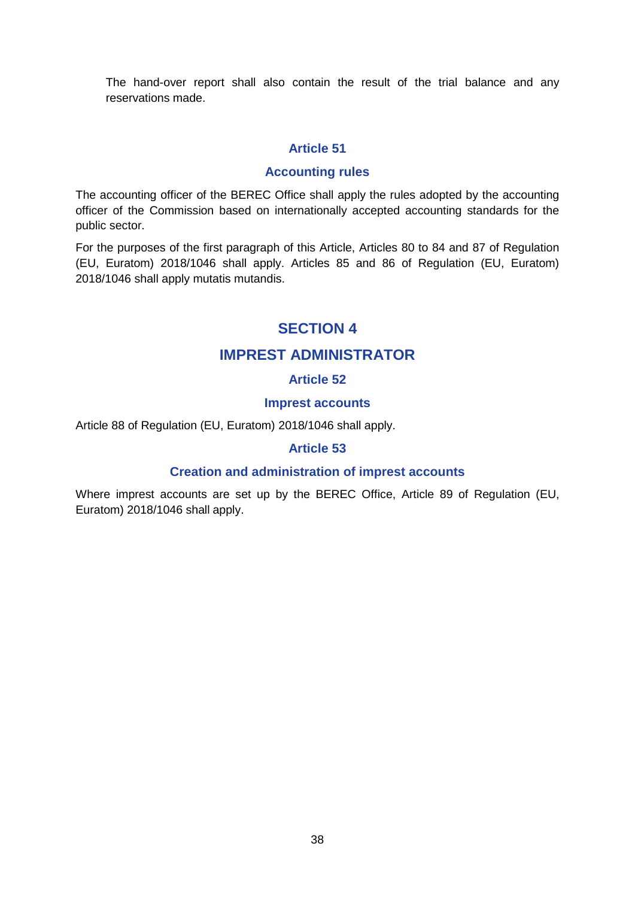The hand-over report shall also contain the result of the trial balance and any reservations made.

### Article 51

### Accounting rules

The accounting officer of the BEREC Office shall apply the rules adopted by the accounting officer of the Commission based on internationally accepted accounting standards for the public sector.

For the purposes of the first paragraph of this Article, Articles 80 to 84 and 87 of Regulation (EU, Euratom) 2018/1046 shall apply. Articles 85 and 86 of Regulation (EU, Euratom) 2018/1046 shall apply mutatis mutandis.

## SECTION 4

## IMPREST ADMINISTRATOR

### Article 52

### Imprest accounts

Article 88 of Regulation (EU, Euratom) 2018/1046 shall apply.

### Article 53

### Creation and administration of imprest accounts

Where imprest accounts are set up by the BEREC Office, Article 89 of Regulation (EU, Euratom) 2018/1046 shall apply.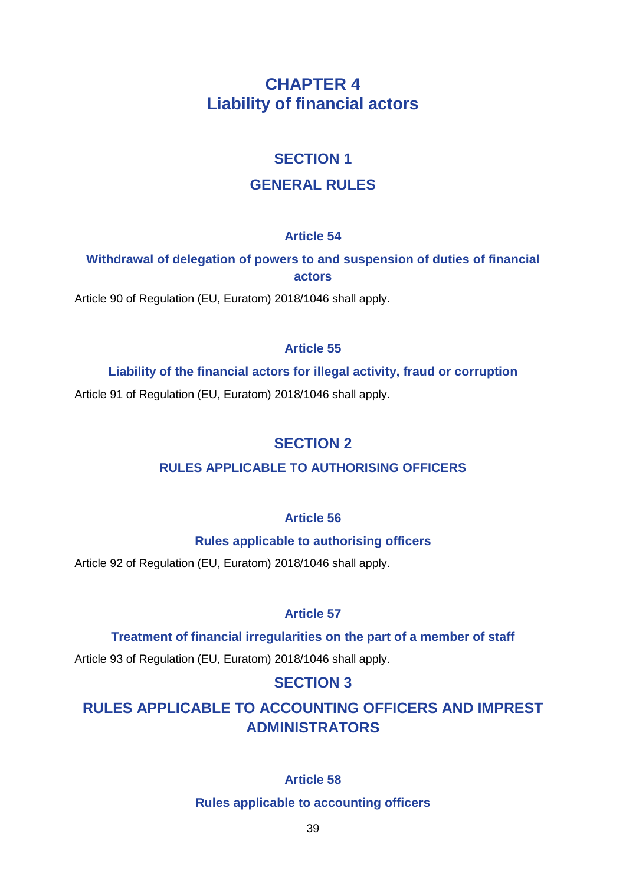# CHAPTER 4
# Liability of financial actors

## SECTION 1

## GENERAL RULES

### Article 54

### Withdrawal of delegation of powers to and suspension of duties of financial actors

Article 90 of Regulation (EU, Euratom) 2018/1046 shall apply.

### Article 55

### Liability of the financial actors for illegal activity, fraud or corruption

Article 91 of Regulation (EU, Euratom) 2018/1046 shall apply.

## SECTION 2

## RULES APPLICABLE TO AUTHORISING OFFICERS

### Article 56

### Rules applicable to authorising officers

Article 92 of Regulation (EU, Euratom) 2018/1046 shall apply.

### Article 57

### Treatment of financial irregularities on the part of a member of staff

Article 93 of Regulation (EU, Euratom) 2018/1046 shall apply.

## SECTION 3

## RULES APPLICABLE TO ACCOUNTING OFFICERS AND IMPREST ADMINISTRATORS

### Article 58

### Rules applicable to accounting officers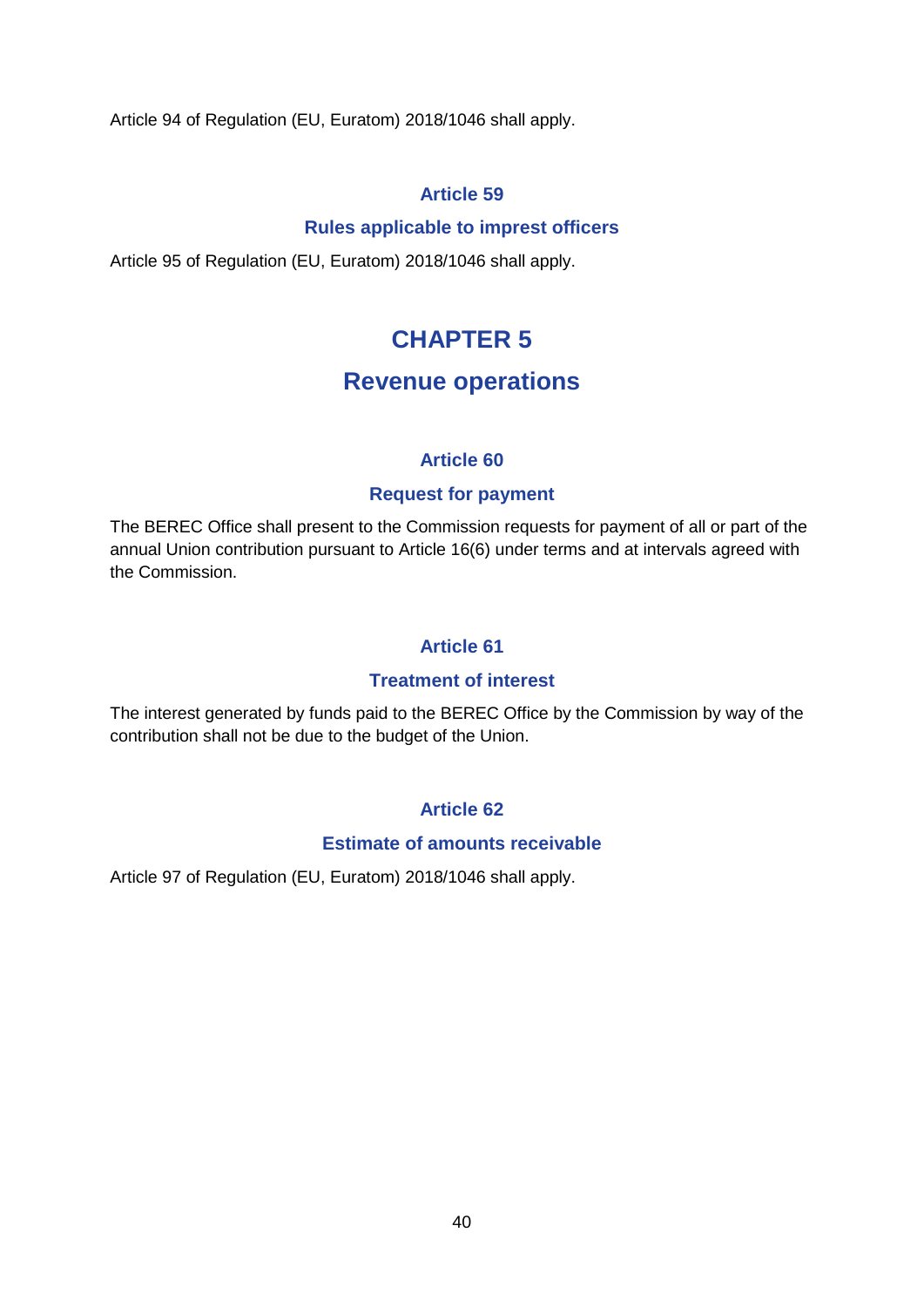Article 94 of Regulation (EU, Euratom) 2018/1046 shall apply.

### Article 59

### Rules applicable to imprest officers

Article 95 of Regulation (EU, Euratom) 2018/1046 shall apply.

## CHAPTER 5

## Revenue operations

### Article 60

### Request for payment

The BEREC Office shall present to the Commission requests for payment of all or part of the annual Union contribution pursuant to Article 16(6) under terms and at intervals agreed with the Commission.

### Article 61

### Treatment of interest

The interest generated by funds paid to the BEREC Office by the Commission by way of the contribution shall not be due to the budget of the Union.

### Article 62

### Estimate of amounts receivable

Article 97 of Regulation (EU, Euratom) 2018/1046 shall apply.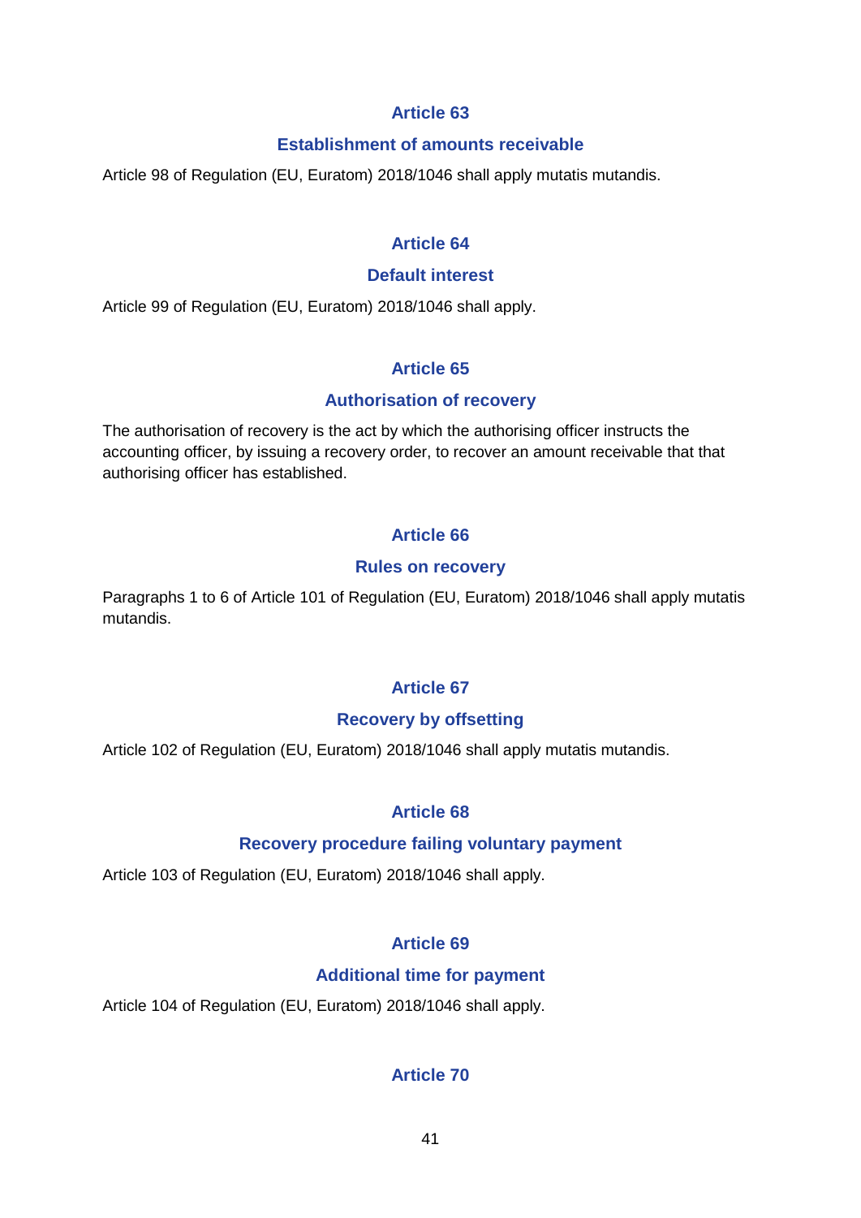## Article 63

### Establishment of amounts receivable

Article 98 of Regulation (EU, Euratom) 2018/1046 shall apply mutatis mutandis.

## Article 64

### Default interest

Article 99 of Regulation (EU, Euratom) 2018/1046 shall apply.

## Article 65

### Authorisation of recovery

The authorisation of recovery is the act by which the authorising officer instructs the accounting officer, by issuing a recovery order, to recover an amount receivable that that authorising officer has established.

## Article 66

### Rules on recovery

Paragraphs 1 to 6 of Article 101 of Regulation (EU, Euratom) 2018/1046 shall apply mutatis mutandis.

## Article 67

### Recovery by offsetting

Article 102 of Regulation (EU, Euratom) 2018/1046 shall apply mutatis mutandis.

## Article 68

### Recovery procedure failing voluntary payment

Article 103 of Regulation (EU, Euratom) 2018/1046 shall apply.

## Article 69

### Additional time for payment

Article 104 of Regulation (EU, Euratom) 2018/1046 shall apply.

## Article 70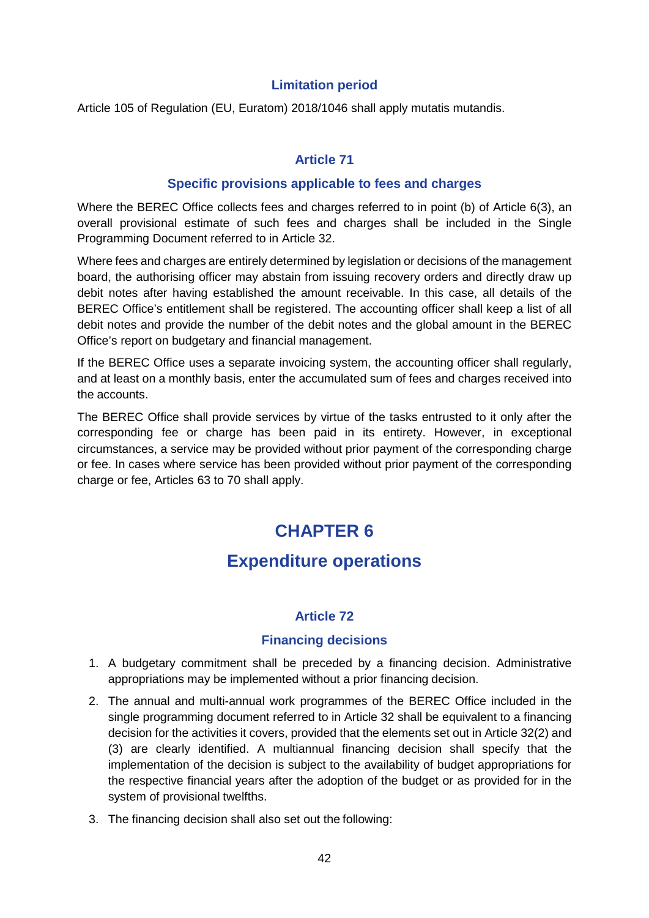### Limitation period

Article 105 of Regulation (EU, Euratom) 2018/1046 shall apply mutatis mutandis.

### Article 71

### Specific provisions applicable to fees and charges

Where the BEREC Office collects fees and charges referred to in point (b) of Article 6(3), an overall provisional estimate of such fees and charges shall be included in the Single Programming Document referred to in Article 32.

Where fees and charges are entirely determined by legislation or decisions of the management board, the authorising officer may abstain from issuing recovery orders and directly draw up debit notes after having established the amount receivable. In this case, all details of the BEREC Office's entitlement shall be registered. The accounting officer shall keep a list of all debit notes and provide the number of the debit notes and the global amount in the BEREC Office's report on budgetary and financial management.

If the BEREC Office uses a separate invoicing system, the accounting officer shall regularly, and at least on a monthly basis, enter the accumulated sum of fees and charges received into the accounts.

The BEREC Office shall provide services by virtue of the tasks entrusted to it only after the corresponding fee or charge has been paid in its entirety. However, in exceptional circumstances, a service may be provided without prior payment of the corresponding charge or fee. In cases where service has been provided without prior payment of the corresponding charge or fee, Articles 63 to 70 shall apply.

# CHAPTER 6

# Expenditure operations

### Article 72

### Financing decisions

1. A budgetary commitment shall be preceded by a financing decision. Administrative appropriations may be implemented without a prior financing decision.
2. The annual and multi-annual work programmes of the BEREC Office included in the single programming document referred to in Article 32 shall be equivalent to a financing decision for the activities it covers, provided that the elements set out in Article 32(2) and (3) are clearly identified. A multiannual financing decision shall specify that the implementation of the decision is subject to the availability of budget appropriations for the respective financial years after the adoption of the budget or as provided for in the system of provisional twelfths.
3. The financing decision shall also set out the following: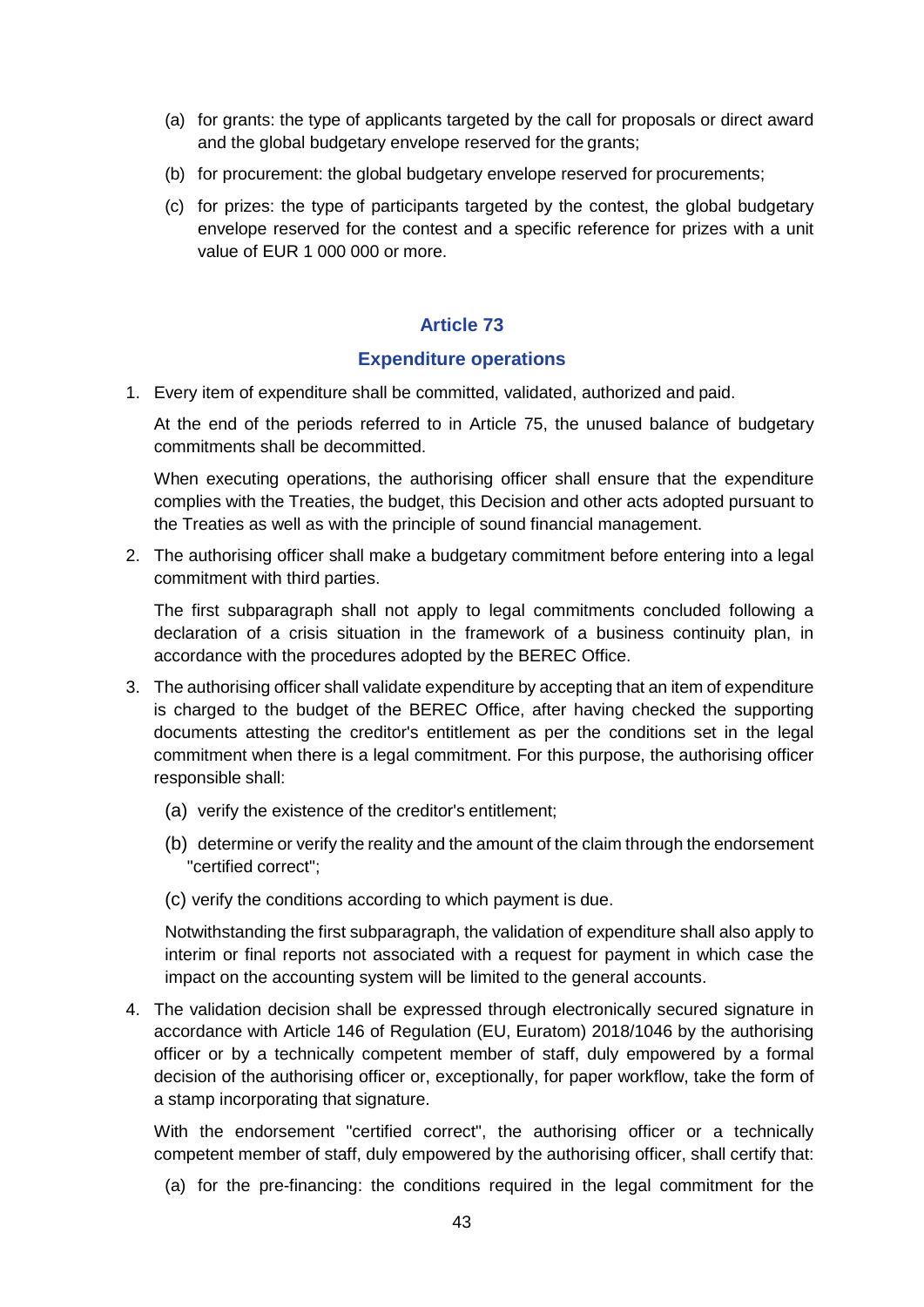(a) for grants: the type of applicants targeted by the call for proposals or direct award and the global budgetary envelope reserved for the grants;

(b) for procurement: the global budgetary envelope reserved for procurements;

(c) for prizes: the type of participants targeted by the contest, the global budgetary envelope reserved for the contest and a specific reference for prizes with a unit value of EUR 1 000 000 or more.

## Article 73

## Expenditure operations

1. Every item of expenditure shall be committed, validated, authorized and paid.

   At the end of the periods referred to in Article 75, the unused balance of budgetary commitments shall be decommitted.

   When executing operations, the authorising officer shall ensure that the expenditure complies with the Treaties, the budget, this Decision and other acts adopted pursuant to the Treaties as well as with the principle of sound financial management.

2. The authorising officer shall make a budgetary commitment before entering into a legal commitment with third parties.

   The first subparagraph shall not apply to legal commitments concluded following a declaration of a crisis situation in the framework of a business continuity plan, in accordance with the procedures adopted by the BEREC Office.

3. The authorising officer shall validate expenditure by accepting that an item of expenditure is charged to the budget of the BEREC Office, after having checked the supporting documents attesting the creditor's entitlement as per the conditions set in the legal commitment when there is a legal commitment. For this purpose, the authorising officer responsible shall:

   (a) verify the existence of the creditor's entitlement;

   (b) determine or verify the reality and the amount of the claim through the endorsement "certified correct";

   (c) verify the conditions according to which payment is due.

   Notwithstanding the first subparagraph, the validation of expenditure shall also apply to interim or final reports not associated with a request for payment in which case the impact on the accounting system will be limited to the general accounts.

4. The validation decision shall be expressed through electronically secured signature in accordance with Article 146 of Regulation (EU, Euratom) 2018/1046 by the authorising officer or by a technically competent member of staff, duly empowered by a formal decision of the authorising officer or, exceptionally, for paper workflow, take the form of a stamp incorporating that signature.

   With the endorsement "certified correct", the authorising officer or a technically competent member of staff, duly empowered by the authorising officer, shall certify that:

   (a) for the pre-financing: the conditions required in the legal commitment for the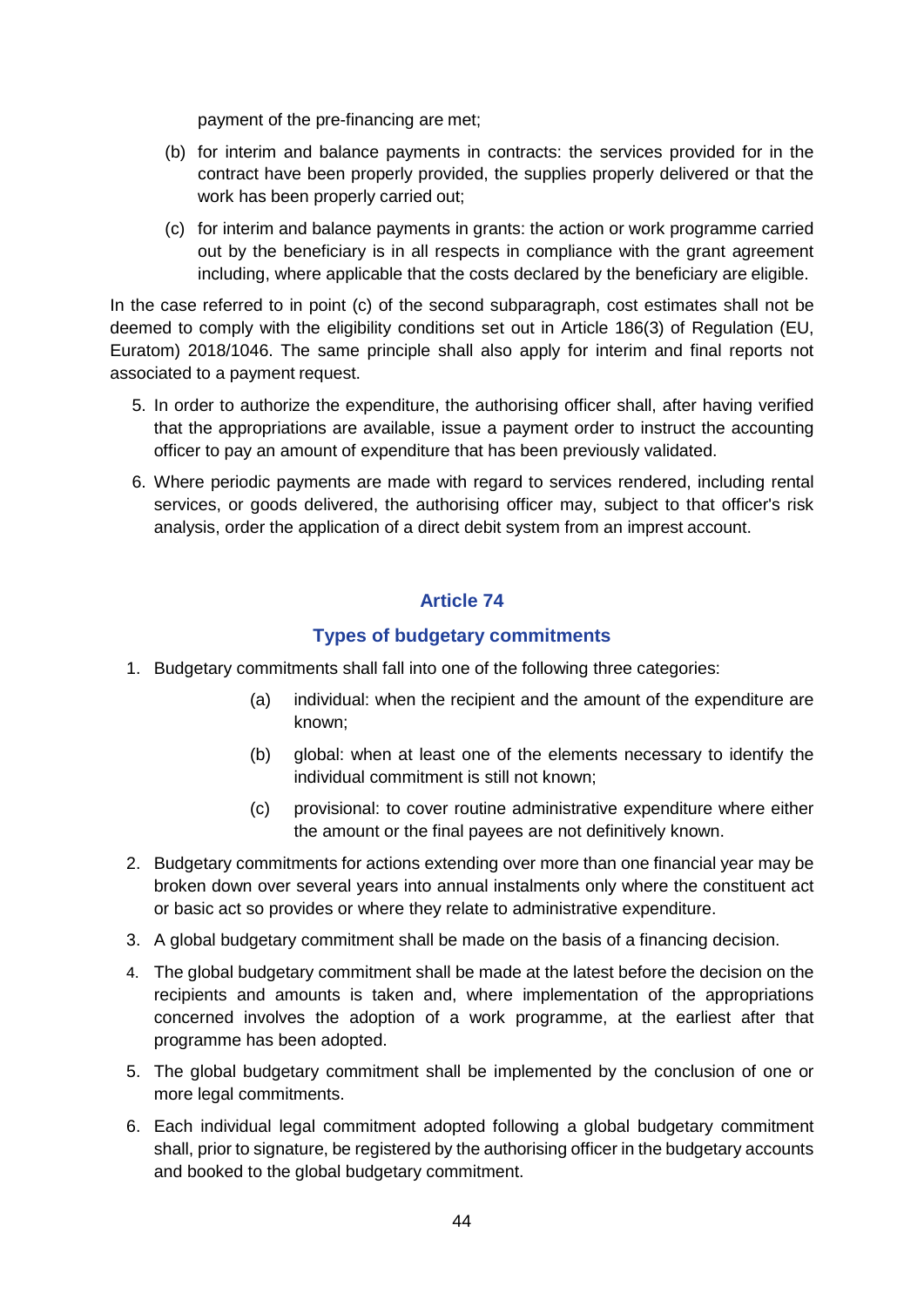payment of the pre-financing are met;

(b) for interim and balance payments in contracts: the services provided for in the contract have been properly provided, the supplies properly delivered or that the work has been properly carried out;

(c) for interim and balance payments in grants: the action or work programme carried out by the beneficiary is in all respects in compliance with the grant agreement including, where applicable that the costs declared by the beneficiary are eligible.

In the case referred to in point (c) of the second subparagraph, cost estimates shall not be deemed to comply with the eligibility conditions set out in Article 186(3) of Regulation (EU, Euratom) 2018/1046. The same principle shall also apply for interim and final reports not associated to a payment request.

5. In order to authorize the expenditure, the authorising officer shall, after having verified that the appropriations are available, issue a payment order to instruct the accounting officer to pay an amount of expenditure that has been previously validated.

6. Where periodic payments are made with regard to services rendered, including rental services, or goods delivered, the authorising officer may, subject to that officer's risk analysis, order the application of a direct debit system from an imprest account.

## Article 74

## Types of budgetary commitments

1. Budgetary commitments shall fall into one of the following three categories:

   (a) individual: when the recipient and the amount of the expenditure are known;

   (b) global: when at least one of the elements necessary to identify the individual commitment is still not known;

   (c) provisional: to cover routine administrative expenditure where either the amount or the final payees are not definitively known.

2. Budgetary commitments for actions extending over more than one financial year may be broken down over several years into annual instalments only where the constituent act or basic act so provides or where they relate to administrative expenditure.

3. A global budgetary commitment shall be made on the basis of a financing decision.

4. The global budgetary commitment shall be made at the latest before the decision on the recipients and amounts is taken and, where implementation of the appropriations concerned involves the adoption of a work programme, at the earliest after that programme has been adopted.

5. The global budgetary commitment shall be implemented by the conclusion of one or more legal commitments.

6. Each individual legal commitment adopted following a global budgetary commitment shall, prior to signature, be registered by the authorising officer in the budgetary accounts and booked to the global budgetary commitment.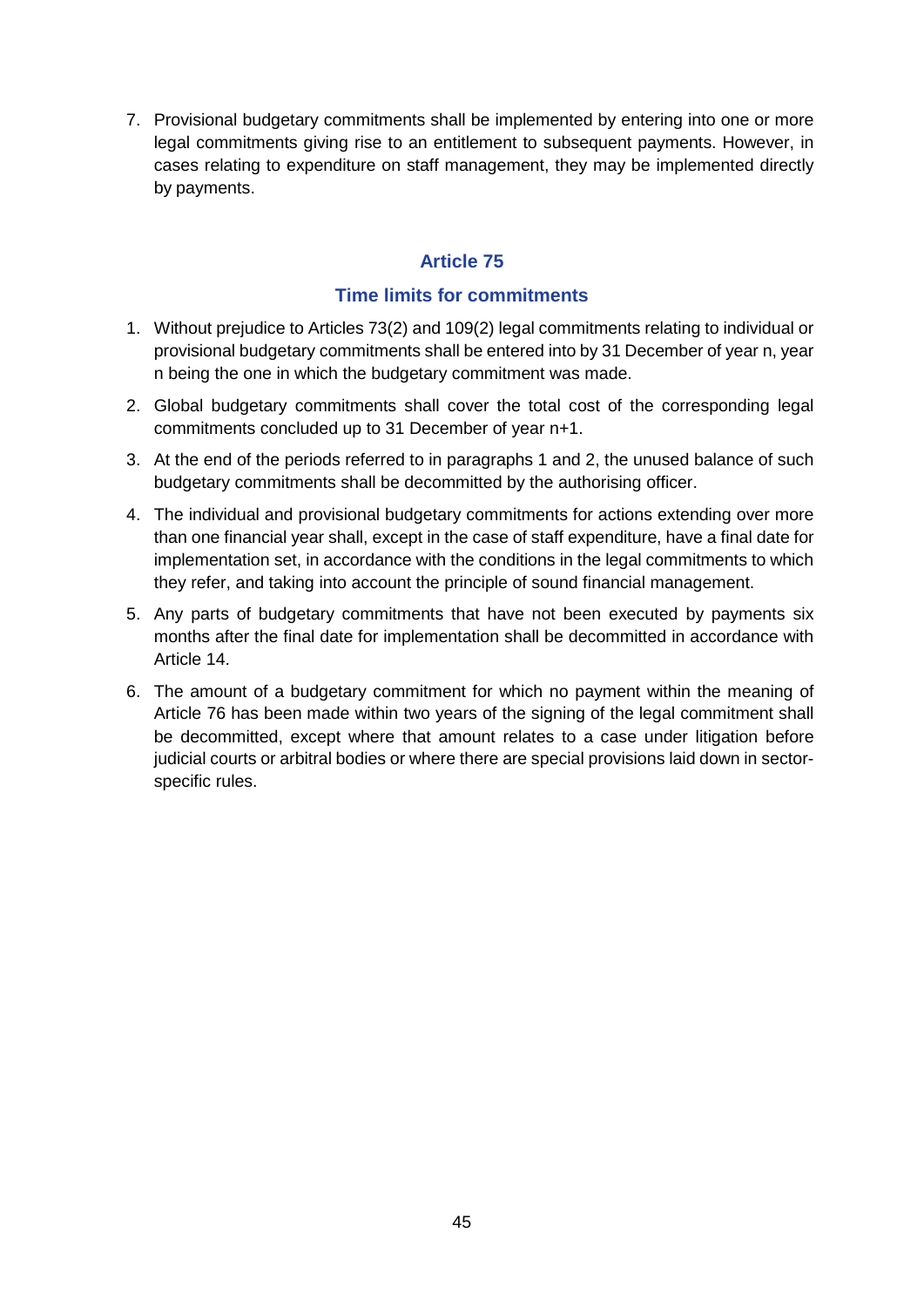7. Provisional budgetary commitments shall be implemented by entering into one or more legal commitments giving rise to an entitlement to subsequent payments. However, in cases relating to expenditure on staff management, they may be implemented directly by payments.

## Article 75

## Time limits for commitments

1. Without prejudice to Articles 73(2) and 109(2) legal commitments relating to individual or provisional budgetary commitments shall be entered into by 31 December of year n, year n being the one in which the budgetary commitment was made.
2. Global budgetary commitments shall cover the total cost of the corresponding legal commitments concluded up to 31 December of year n+1.
3. At the end of the periods referred to in paragraphs 1 and 2, the unused balance of such budgetary commitments shall be decommitted by the authorising officer.
4. The individual and provisional budgetary commitments for actions extending over more than one financial year shall, except in the case of staff expenditure, have a final date for implementation set, in accordance with the conditions in the legal commitments to which they refer, and taking into account the principle of sound financial management.
5. Any parts of budgetary commitments that have not been executed by payments six months after the final date for implementation shall be decommitted in accordance with Article 14.
6. The amount of a budgetary commitment for which no payment within the meaning of Article 76 has been made within two years of the signing of the legal commitment shall be decommitted, except where that amount relates to a case under litigation before judicial courts or arbitral bodies or where there are special provisions laid down in sector-specific rules.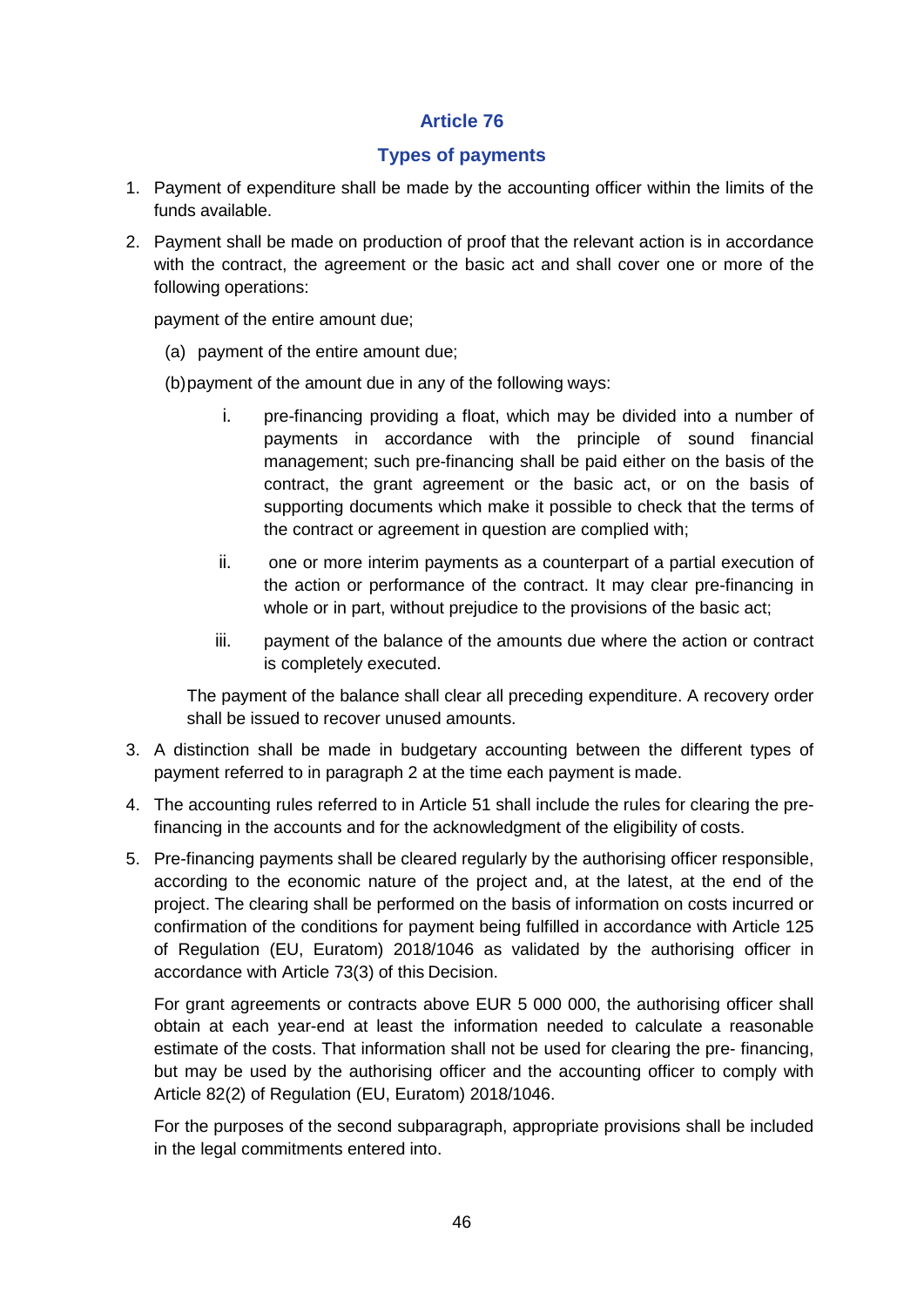## Article 76

### Types of payments

1. Payment of expenditure shall be made by the accounting officer within the limits of the funds available.
2. Payment shall be made on production of proof that the relevant action is in accordance with the contract, the agreement or the basic act and shall cover one or more of the following operations:

   payment of the entire amount due;

   (a) payment of the entire amount due;

   (b) payment of the amount due in any of the following ways:

      i. pre-financing providing a float, which may be divided into a number of payments in accordance with the principle of sound financial management; such pre-financing shall be paid either on the basis of the contract, the grant agreement or the basic act, or on the basis of supporting documents which make it possible to check that the terms of the contract or agreement in question are complied with;

      ii. one or more interim payments as a counterpart of a partial execution of the action or performance of the contract. It may clear pre-financing in whole or in part, without prejudice to the provisions of the basic act;

      iii. payment of the balance of the amounts due where the action or contract is completely executed.

   The payment of the balance shall clear all preceding expenditure. A recovery order shall be issued to recover unused amounts.

3. A distinction shall be made in budgetary accounting between the different types of payment referred to in paragraph 2 at the time each payment is made.
4. The accounting rules referred to in Article 51 shall include the rules for clearing the pre-financing in the accounts and for the acknowledgment of the eligibility of costs.
5. Pre-financing payments shall be cleared regularly by the authorising officer responsible, according to the economic nature of the project and, at the latest, at the end of the project. The clearing shall be performed on the basis of information on costs incurred or confirmation of the conditions for payment being fulfilled in accordance with Article 125 of Regulation (EU, Euratom) 2018/1046 as validated by the authorising officer in accordance with Article 73(3) of this Decision.

   For grant agreements or contracts above EUR 5 000 000, the authorising officer shall obtain at each year-end at least the information needed to calculate a reasonable estimate of the costs. That information shall not be used for clearing the pre- financing, but may be used by the authorising officer and the accounting officer to comply with Article 82(2) of Regulation (EU, Euratom) 2018/1046.

   For the purposes of the second subparagraph, appropriate provisions shall be included in the legal commitments entered into.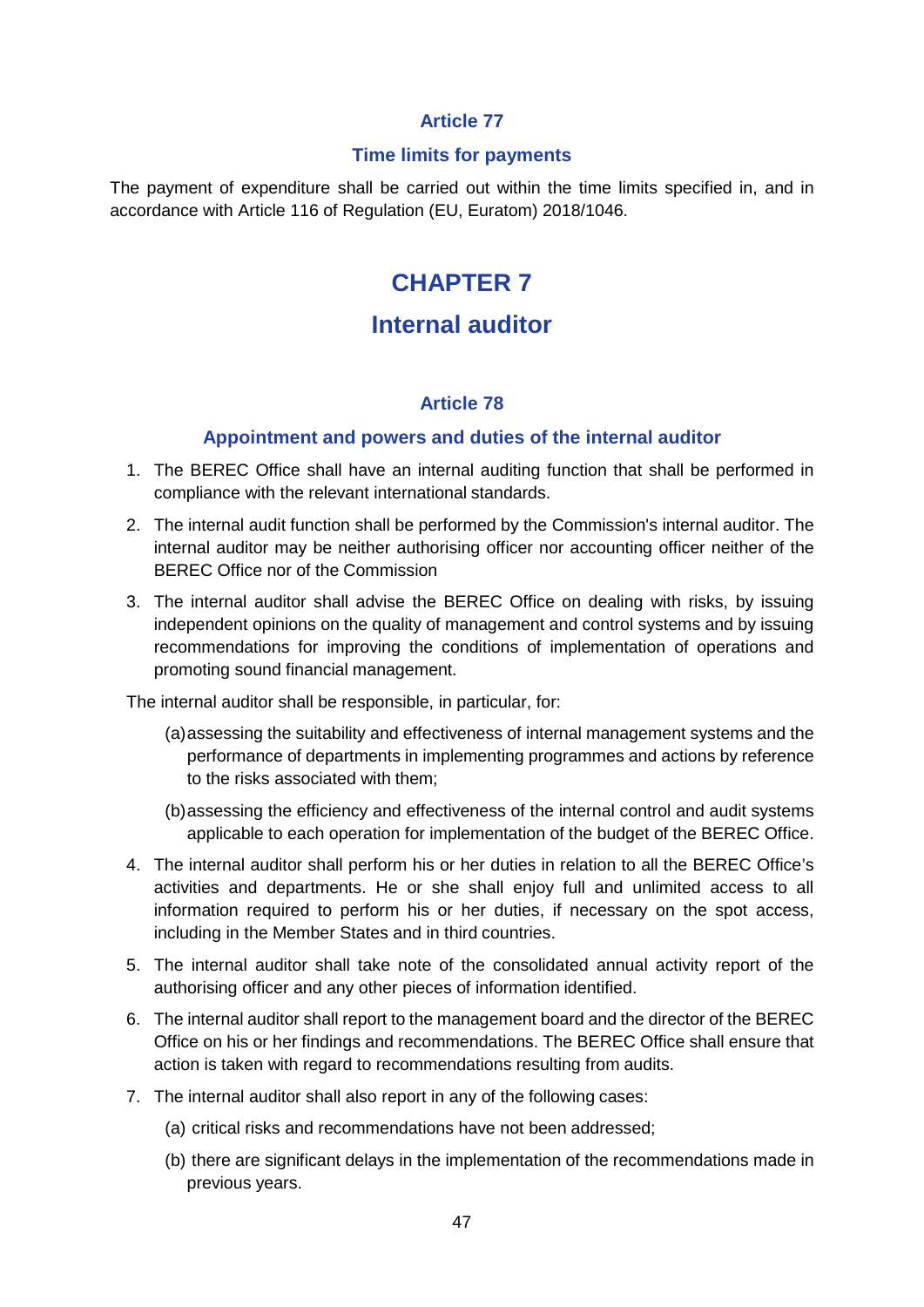### Article 77

### Time limits for payments

The payment of expenditure shall be carried out within the time limits specified in, and in accordance with Article 116 of Regulation (EU, Euratom) 2018/1046.

## CHAPTER 7

## Internal auditor

### Article 78

### Appointment and powers and duties of the internal auditor

1. The BEREC Office shall have an internal auditing function that shall be performed in compliance with the relevant international standards.
2. The internal audit function shall be performed by the Commission's internal auditor. The internal auditor may be neither authorising officer nor accounting officer neither of the BEREC Office nor of the Commission
3. The internal auditor shall advise the BEREC Office on dealing with risks, by issuing independent opinions on the quality of management and control systems and by issuing recommendations for improving the conditions of implementation of operations and promoting sound financial management.

The internal auditor shall be responsible, in particular, for:

(a) assessing the suitability and effectiveness of internal management systems and the performance of departments in implementing programmes and actions by reference to the risks associated with them;

(b) assessing the efficiency and effectiveness of the internal control and audit systems applicable to each operation for implementation of the budget of the BEREC Office.

4. The internal auditor shall perform his or her duties in relation to all the BEREC Office's activities and departments. He or she shall enjoy full and unlimited access to all information required to perform his or her duties, if necessary on the spot access, including in the Member States and in third countries.
5. The internal auditor shall take note of the consolidated annual activity report of the authorising officer and any other pieces of information identified.
6. The internal auditor shall report to the management board and the director of the BEREC Office on his or her findings and recommendations. The BEREC Office shall ensure that action is taken with regard to recommendations resulting from audits.
7. The internal auditor shall also report in any of the following cases:

(a) critical risks and recommendations have not been addressed;

(b) there are significant delays in the implementation of the recommendations made in previous years.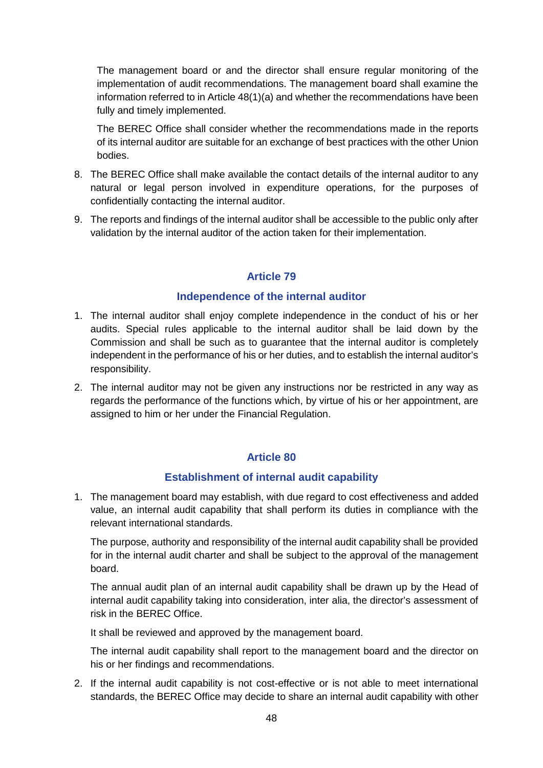The management board or and the director shall ensure regular monitoring of the implementation of audit recommendations. The management board shall examine the information referred to in Article 48(1)(a) and whether the recommendations have been fully and timely implemented.

The BEREC Office shall consider whether the recommendations made in the reports of its internal auditor are suitable for an exchange of best practices with the other Union bodies.

8. The BEREC Office shall make available the contact details of the internal auditor to any natural or legal person involved in expenditure operations, for the purposes of confidentially contacting the internal auditor.
9. The reports and findings of the internal auditor shall be accessible to the public only after validation by the internal auditor of the action taken for their implementation.

## Article 79

### Independence of the internal auditor

1. The internal auditor shall enjoy complete independence in the conduct of his or her audits. Special rules applicable to the internal auditor shall be laid down by the Commission and shall be such as to guarantee that the internal auditor is completely independent in the performance of his or her duties, and to establish the internal auditor's responsibility.
2. The internal auditor may not be given any instructions nor be restricted in any way as regards the performance of the functions which, by virtue of his or her appointment, are assigned to him or her under the Financial Regulation.

## Article 80

### Establishment of internal audit capability

1. The management board may establish, with due regard to cost effectiveness and added value, an internal audit capability that shall perform its duties in compliance with the relevant international standards.

   The purpose, authority and responsibility of the internal audit capability shall be provided for in the internal audit charter and shall be subject to the approval of the management board.

   The annual audit plan of an internal audit capability shall be drawn up by the Head of internal audit capability taking into consideration, inter alia, the director's assessment of risk in the BEREC Office.

   It shall be reviewed and approved by the management board.

   The internal audit capability shall report to the management board and the director on his or her findings and recommendations.

2. If the internal audit capability is not cost-effective or is not able to meet international standards, the BEREC Office may decide to share an internal audit capability with other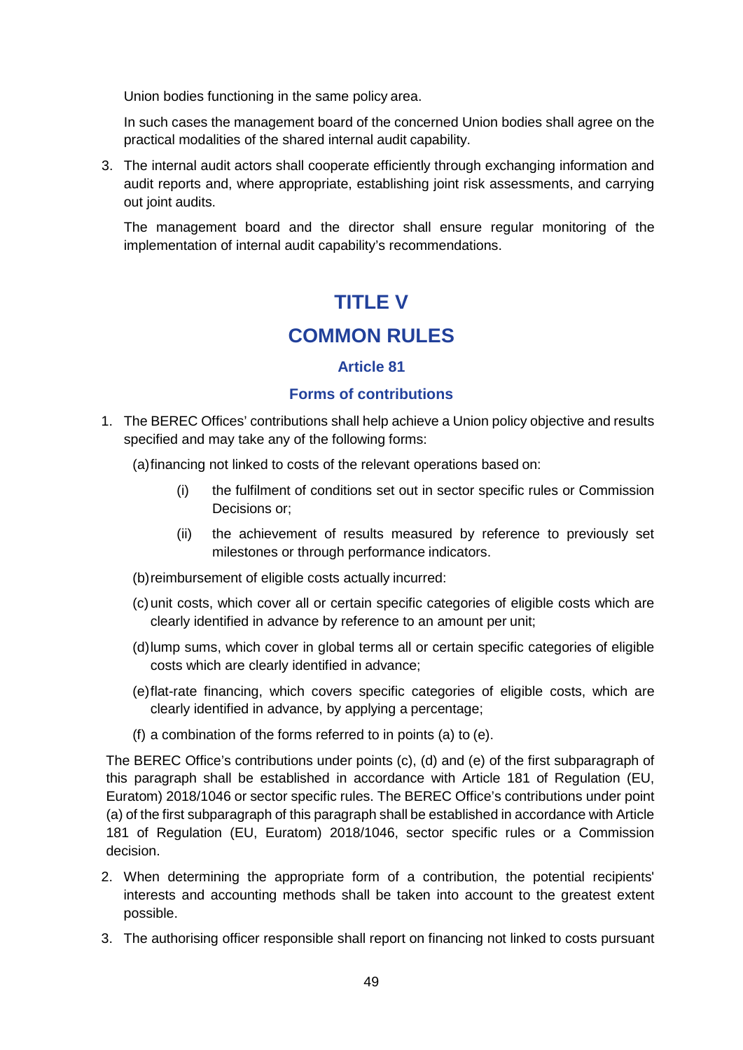Union bodies functioning in the same policy area.

In such cases the management board of the concerned Union bodies shall agree on the practical modalities of the shared internal audit capability.

3. The internal audit actors shall cooperate efficiently through exchanging information and audit reports and, where appropriate, establishing joint risk assessments, and carrying out joint audits.

   The management board and the director shall ensure regular monitoring of the implementation of internal audit capability's recommendations.

# TITLE V

# COMMON RULES

## Article 81

## Forms of contributions

1. The BEREC Offices' contributions shall help achieve a Union policy objective and results specified and may take any of the following forms:

   (a) financing not linked to costs of the relevant operations based on:

      (i) the fulfilment of conditions set out in sector specific rules or Commission Decisions or;

      (ii) the achievement of results measured by reference to previously set milestones or through performance indicators.

   (b) reimbursement of eligible costs actually incurred:

   (c) unit costs, which cover all or certain specific categories of eligible costs which are clearly identified in advance by reference to an amount per unit;

   (d) lump sums, which cover in global terms all or certain specific categories of eligible costs which are clearly identified in advance;

   (e) flat-rate financing, which covers specific categories of eligible costs, which are clearly identified in advance, by applying a percentage;

   (f) a combination of the forms referred to in points (a) to (e).

   The BEREC Office's contributions under points (c), (d) and (e) of the first subparagraph of this paragraph shall be established in accordance with Article 181 of Regulation (EU, Euratom) 2018/1046 or sector specific rules. The BEREC Office's contributions under point (a) of the first subparagraph of this paragraph shall be established in accordance with Article 181 of Regulation (EU, Euratom) 2018/1046, sector specific rules or a Commission decision.

2. When determining the appropriate form of a contribution, the potential recipients' interests and accounting methods shall be taken into account to the greatest extent possible.

3. The authorising officer responsible shall report on financing not linked to costs pursuant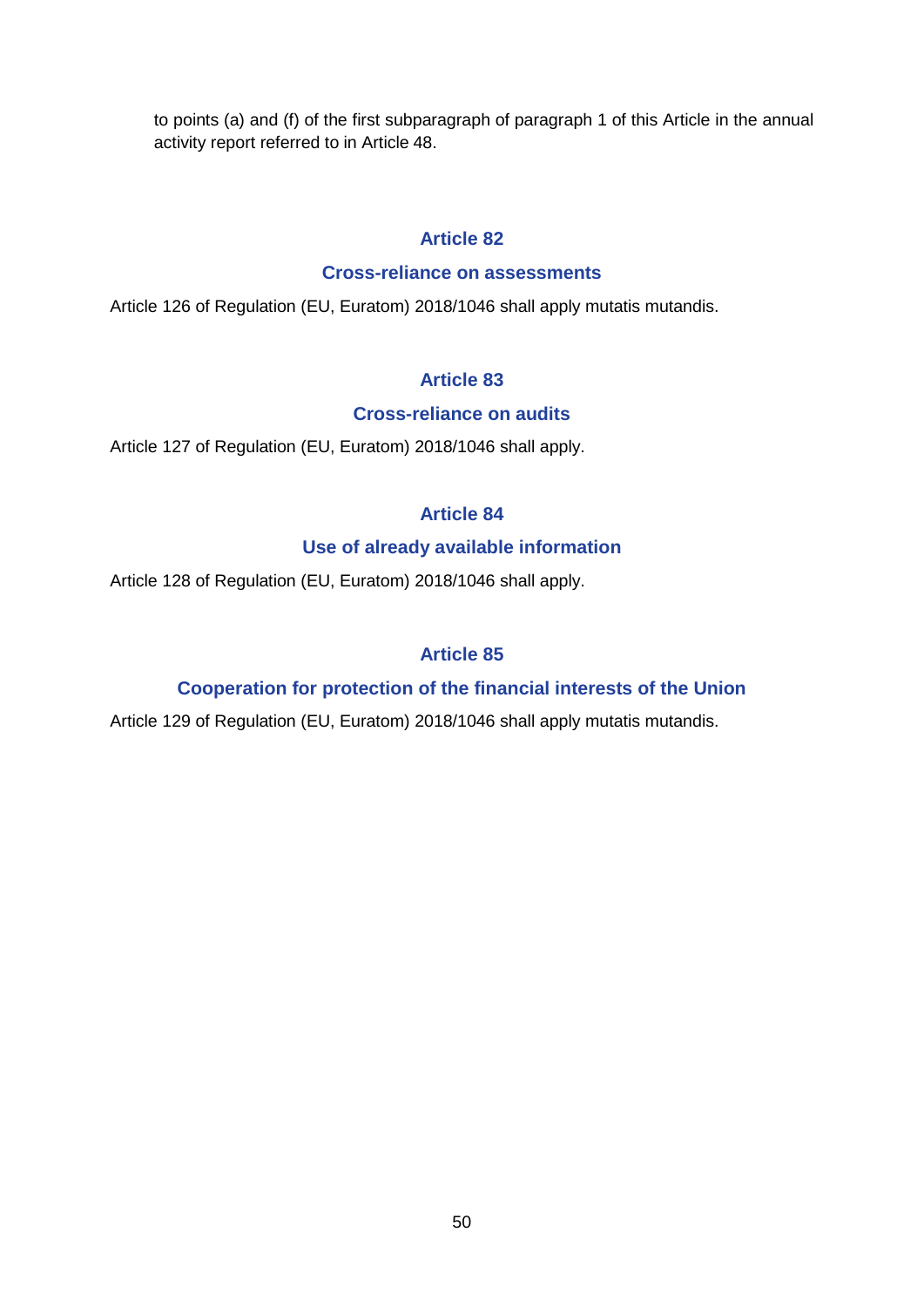to points (a) and (f) of the first subparagraph of paragraph 1 of this Article in the annual activity report referred to in Article 48.

### Article 82

### Cross-reliance on assessments

Article 126 of Regulation (EU, Euratom) 2018/1046 shall apply mutatis mutandis.

### Article 83

### Cross-reliance on audits

Article 127 of Regulation (EU, Euratom) 2018/1046 shall apply.

### Article 84

### Use of already available information

Article 128 of Regulation (EU, Euratom) 2018/1046 shall apply.

### Article 85

### Cooperation for protection of the financial interests of the Union

Article 129 of Regulation (EU, Euratom) 2018/1046 shall apply mutatis mutandis.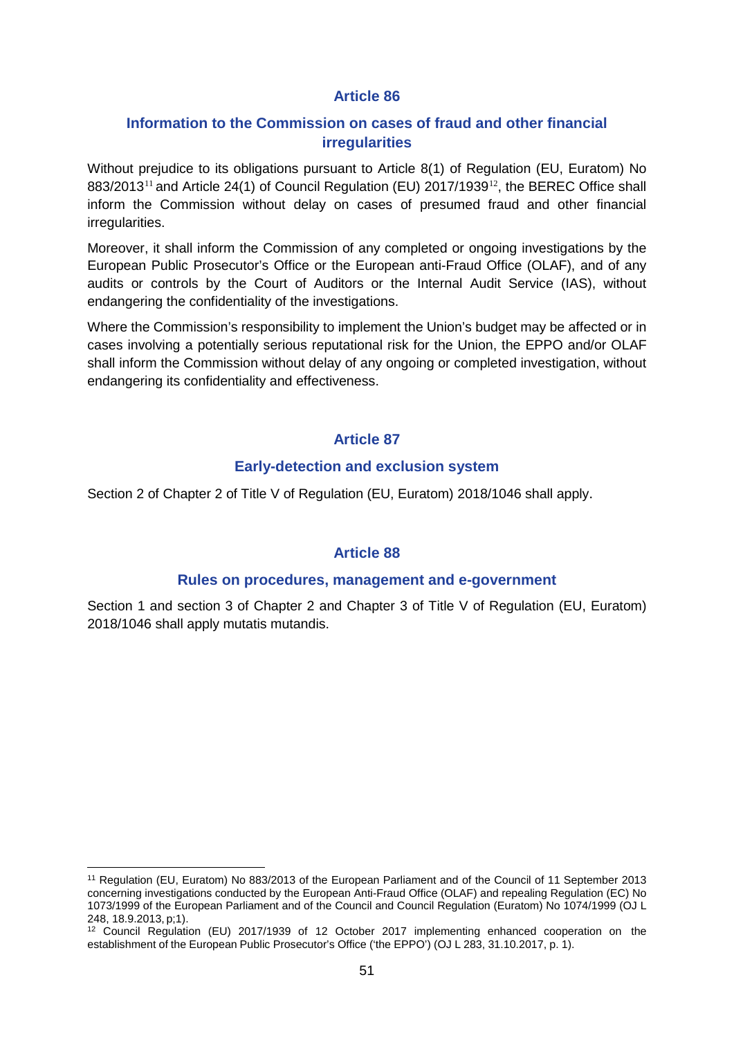## Article 86

### Information to the Commission on cases of fraud and other financial irregularities

Without prejudice to its obligations pursuant to Article 8(1) of Regulation (EU, Euratom) No 883/2013[11] and Article 24(1) of Council Regulation (EU) 2017/1939[12], the BEREC Office shall inform the Commission without delay on cases of presumed fraud and other financial irregularities.

Moreover, it shall inform the Commission of any completed or ongoing investigations by the European Public Prosecutor's Office or the European anti-Fraud Office (OLAF), and of any audits or controls by the Court of Auditors or the Internal Audit Service (IAS), without endangering the confidentiality of the investigations.

Where the Commission's responsibility to implement the Union's budget may be affected or in cases involving a potentially serious reputational risk for the Union, the EPPO and/or OLAF shall inform the Commission without delay of any ongoing or completed investigation, without endangering its confidentiality and effectiveness.

## Article 87

### Early-detection and exclusion system

Section 2 of Chapter 2 of Title V of Regulation (EU, Euratom) 2018/1046 shall apply.

## Article 88

### Rules on procedures, management and e-government

Section 1 and section 3 of Chapter 2 and Chapter 3 of Title V of Regulation (EU, Euratom) 2018/1046 shall apply mutatis mutandis.

---

[11] Regulation (EU, Euratom) No 883/2013 of the European Parliament and of the Council of 11 September 2013 concerning investigations conducted by the European Anti-Fraud Office (OLAF) and repealing Regulation (EC) No 1073/1999 of the European Parliament and of the Council and Council Regulation (Euratom) No 1074/1999 (OJ L 248, 18.9.2013, p;1).

[12] Council Regulation (EU) 2017/1939 of 12 October 2017 implementing enhanced cooperation on the establishment of the European Public Prosecutor's Office ('the EPPO') (OJ L 283, 31.10.2017, p. 1).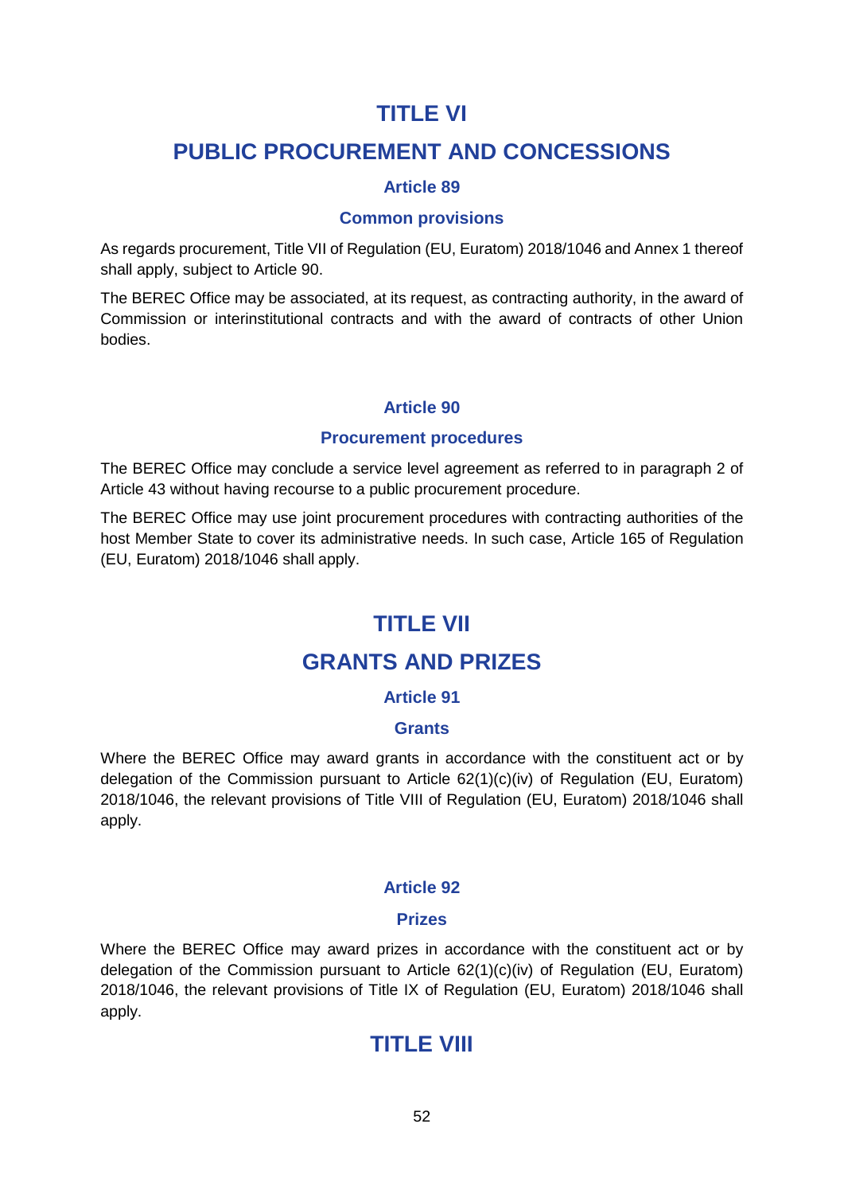# TITLE VI

# PUBLIC PROCUREMENT AND CONCESSIONS

### Article 89

### Common provisions

As regards procurement, Title VII of Regulation (EU, Euratom) 2018/1046 and Annex 1 thereof shall apply, subject to Article 90.

The BEREC Office may be associated, at its request, as contracting authority, in the award of Commission or interinstitutional contracts and with the award of contracts of other Union bodies.

### Article 90

### Procurement procedures

The BEREC Office may conclude a service level agreement as referred to in paragraph 2 of Article 43 without having recourse to a public procurement procedure.

The BEREC Office may use joint procurement procedures with contracting authorities of the host Member State to cover its administrative needs. In such case, Article 165 of Regulation (EU, Euratom) 2018/1046 shall apply.

# TITLE VII

# GRANTS AND PRIZES

### Article 91

### Grants

Where the BEREC Office may award grants in accordance with the constituent act or by delegation of the Commission pursuant to Article 62(1)(c)(iv) of Regulation (EU, Euratom) 2018/1046, the relevant provisions of Title VIII of Regulation (EU, Euratom) 2018/1046 shall apply.

### Article 92

### Prizes

Where the BEREC Office may award prizes in accordance with the constituent act or by delegation of the Commission pursuant to Article 62(1)(c)(iv) of Regulation (EU, Euratom) 2018/1046, the relevant provisions of Title IX of Regulation (EU, Euratom) 2018/1046 shall apply.

# TITLE VIII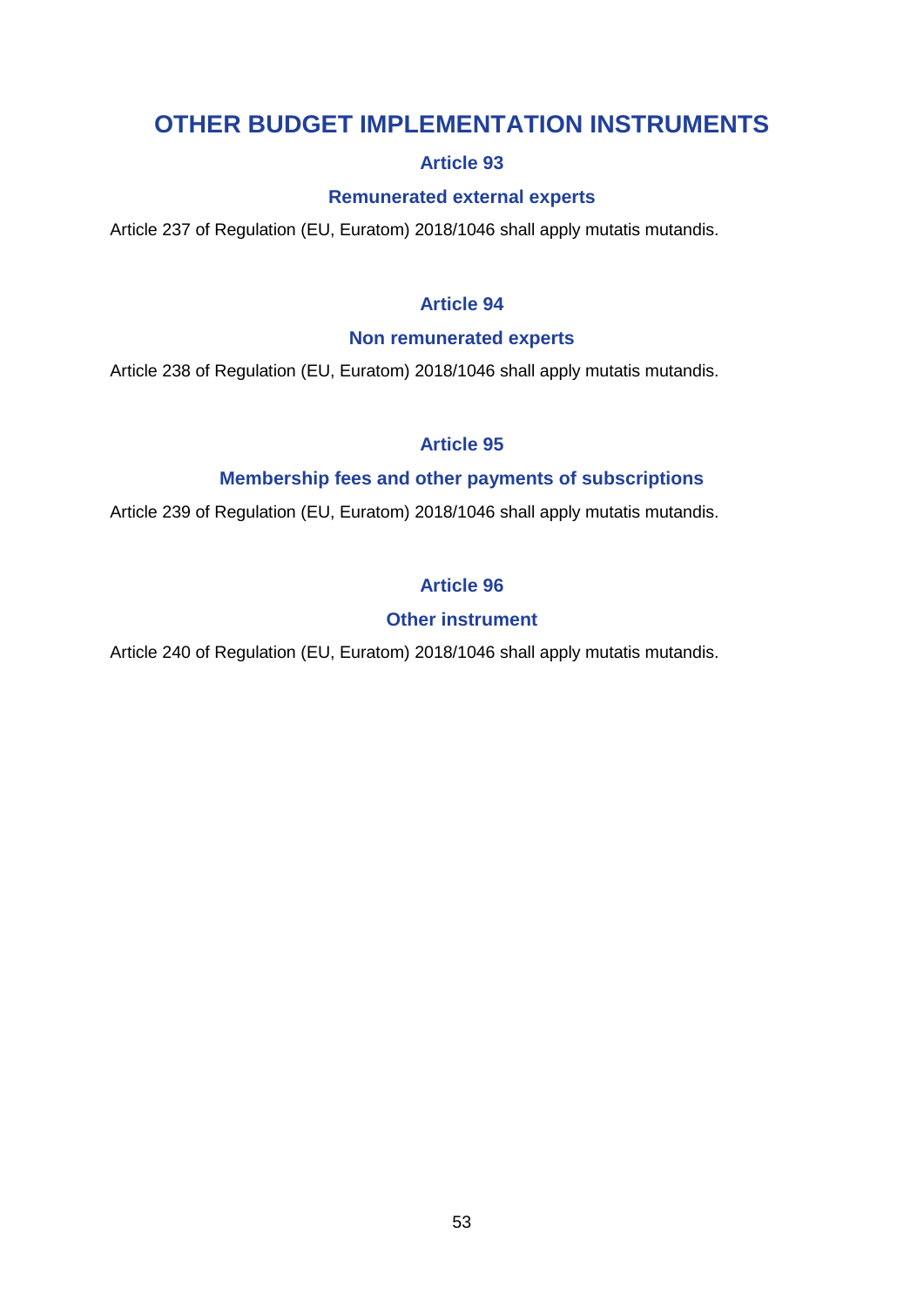# OTHER BUDGET IMPLEMENTATION INSTRUMENTS

### Article 93

### Remunerated external experts

Article 237 of Regulation (EU, Euratom) 2018/1046 shall apply mutatis mutandis.

### Article 94

### Non remunerated experts

Article 238 of Regulation (EU, Euratom) 2018/1046 shall apply mutatis mutandis.

### Article 95

### Membership fees and other payments of subscriptions

Article 239 of Regulation (EU, Euratom) 2018/1046 shall apply mutatis mutandis.

### Article 96

### Other instrument

Article 240 of Regulation (EU, Euratom) 2018/1046 shall apply mutatis mutandis.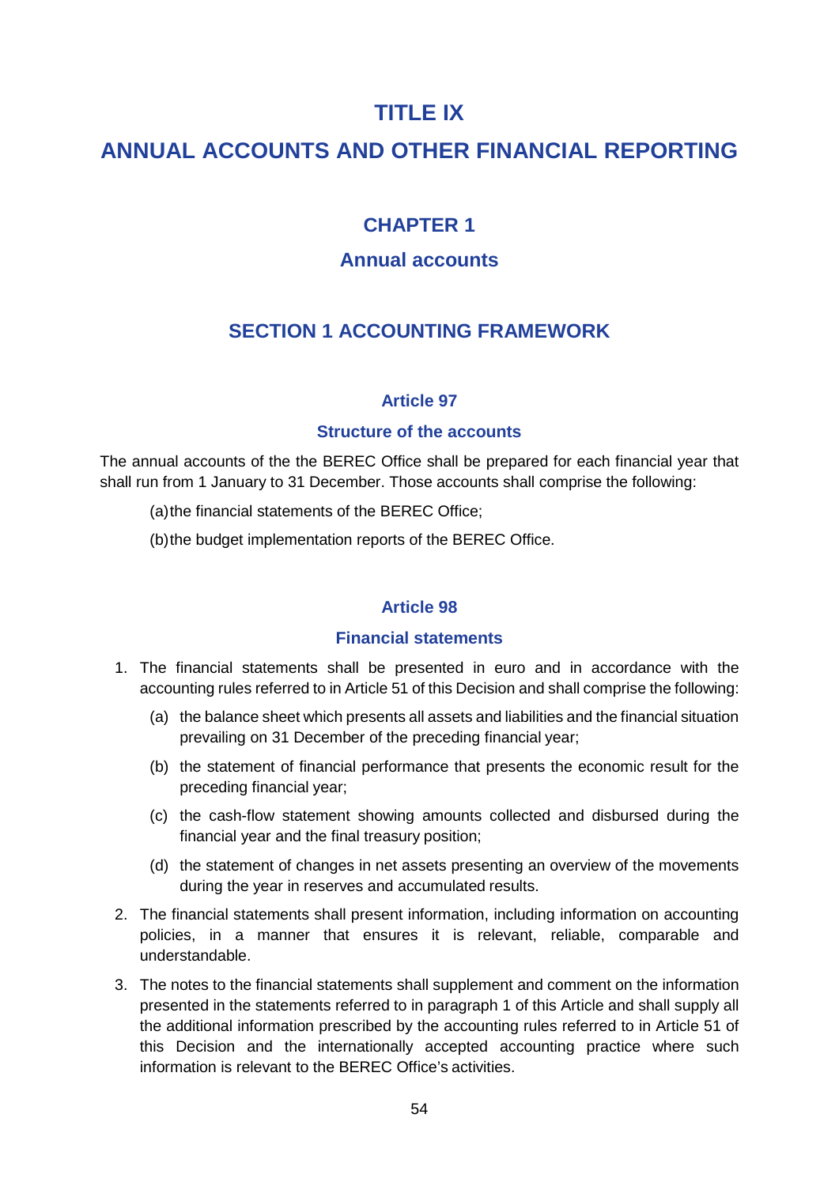# TITLE IX

# ANNUAL ACCOUNTS AND OTHER FINANCIAL REPORTING

## CHAPTER 1

## Annual accounts

### SECTION 1 ACCOUNTING FRAMEWORK

#### Article 97

#### Structure of the accounts

The annual accounts of the the BEREC Office shall be prepared for each financial year that shall run from 1 January to 31 December. Those accounts shall comprise the following:

(a) the financial statements of the BEREC Office;

(b) the budget implementation reports of the BEREC Office.

#### Article 98

#### Financial statements

1. The financial statements shall be presented in euro and in accordance with the accounting rules referred to in Article 51 of this Decision and shall comprise the following:

   (a) the balance sheet which presents all assets and liabilities and the financial situation prevailing on 31 December of the preceding financial year;

   (b) the statement of financial performance that presents the economic result for the preceding financial year;

   (c) the cash-flow statement showing amounts collected and disbursed during the financial year and the final treasury position;

   (d) the statement of changes in net assets presenting an overview of the movements during the year in reserves and accumulated results.

2. The financial statements shall present information, including information on accounting policies, in a manner that ensures it is relevant, reliable, comparable and understandable.

3. The notes to the financial statements shall supplement and comment on the information presented in the statements referred to in paragraph 1 of this Article and shall supply all the additional information prescribed by the accounting rules referred to in Article 51 of this Decision and the internationally accepted accounting practice where such information is relevant to the BEREC Office's activities.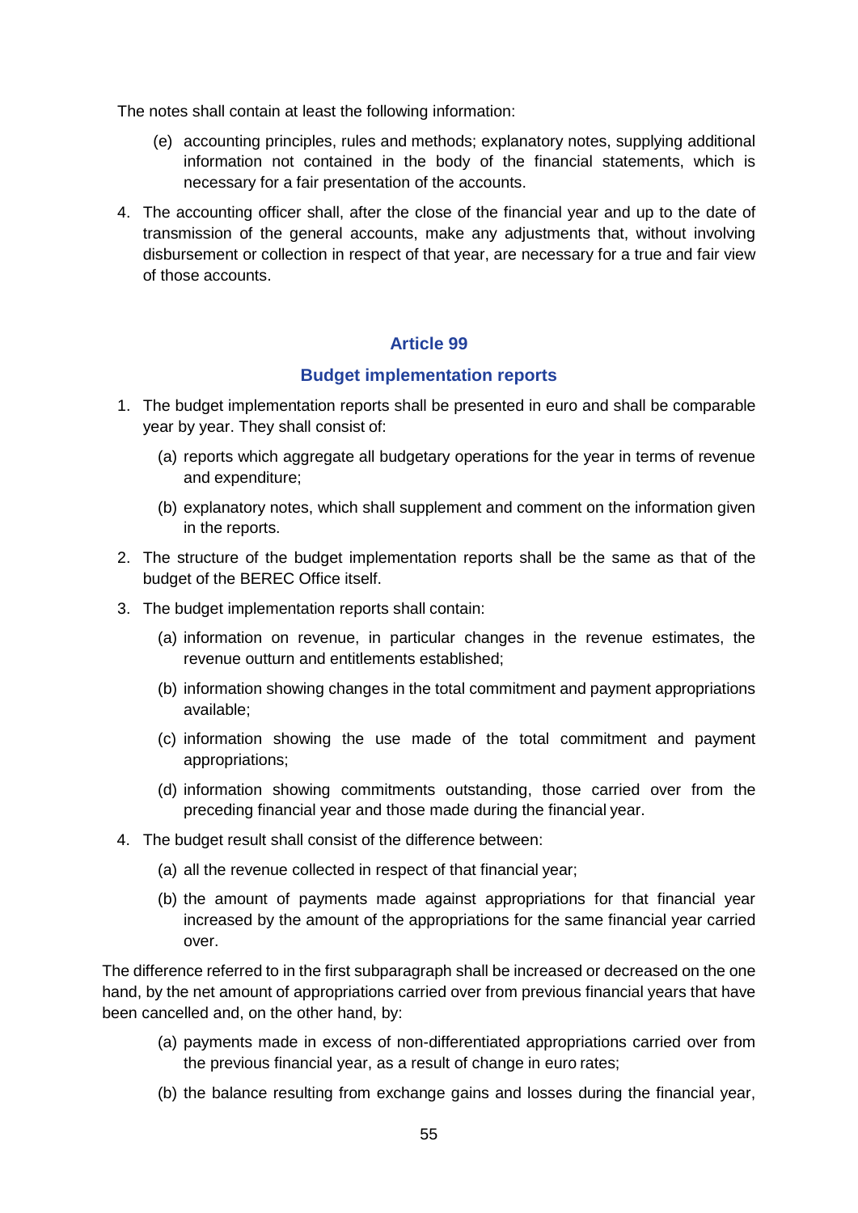The notes shall contain at least the following information:

(e) accounting principles, rules and methods; explanatory notes, supplying additional information not contained in the body of the financial statements, which is necessary for a fair presentation of the accounts.

4. The accounting officer shall, after the close of the financial year and up to the date of transmission of the general accounts, make any adjustments that, without involving disbursement or collection in respect of that year, are necessary for a true and fair view of those accounts.

### Article 99

### Budget implementation reports

1. The budget implementation reports shall be presented in euro and shall be comparable year by year. They shall consist of:

   (a) reports which aggregate all budgetary operations for the year in terms of revenue and expenditure;

   (b) explanatory notes, which shall supplement and comment on the information given in the reports.

2. The structure of the budget implementation reports shall be the same as that of the budget of the BEREC Office itself.

3. The budget implementation reports shall contain:

   (a) information on revenue, in particular changes in the revenue estimates, the revenue outturn and entitlements established;

   (b) information showing changes in the total commitment and payment appropriations available;

   (c) information showing the use made of the total commitment and payment appropriations;

   (d) information showing commitments outstanding, those carried over from the preceding financial year and those made during the financial year.

4. The budget result shall consist of the difference between:

   (a) all the revenue collected in respect of that financial year;

   (b) the amount of payments made against appropriations for that financial year increased by the amount of the appropriations for the same financial year carried over.

The difference referred to in the first subparagraph shall be increased or decreased on the one hand, by the net amount of appropriations carried over from previous financial years that have been cancelled and, on the other hand, by:

(a) payments made in excess of non-differentiated appropriations carried over from the previous financial year, as a result of change in euro rates;

(b) the balance resulting from exchange gains and losses during the financial year,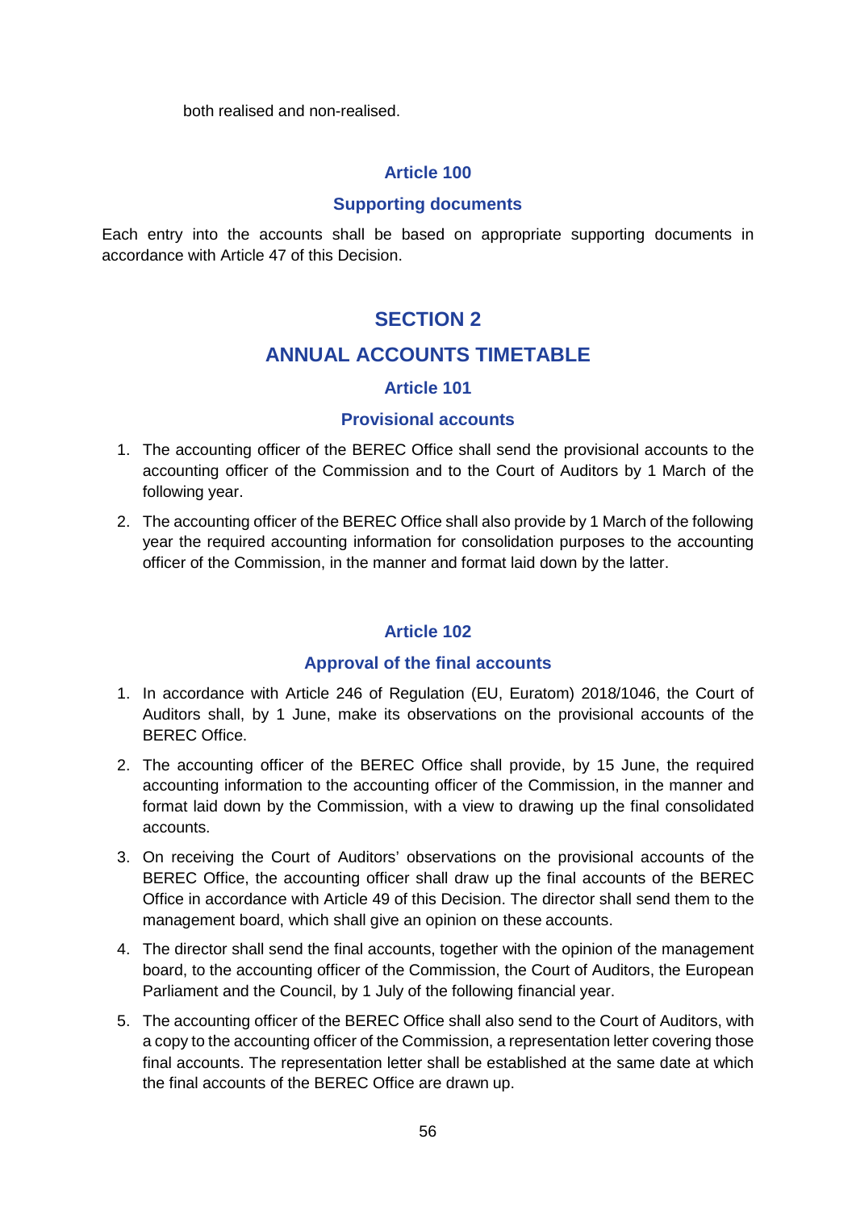both realised and non-realised.

### Article 100

### Supporting documents

Each entry into the accounts shall be based on appropriate supporting documents in accordance with Article 47 of this Decision.

## SECTION 2

## ANNUAL ACCOUNTS TIMETABLE

### Article 101

### Provisional accounts

1. The accounting officer of the BEREC Office shall send the provisional accounts to the accounting officer of the Commission and to the Court of Auditors by 1 March of the following year.
2. The accounting officer of the BEREC Office shall also provide by 1 March of the following year the required accounting information for consolidation purposes to the accounting officer of the Commission, in the manner and format laid down by the latter.

### Article 102

### Approval of the final accounts

1. In accordance with Article 246 of Regulation (EU, Euratom) 2018/1046, the Court of Auditors shall, by 1 June, make its observations on the provisional accounts of the BEREC Office.
2. The accounting officer of the BEREC Office shall provide, by 15 June, the required accounting information to the accounting officer of the Commission, in the manner and format laid down by the Commission, with a view to drawing up the final consolidated accounts.
3. On receiving the Court of Auditors' observations on the provisional accounts of the BEREC Office, the accounting officer shall draw up the final accounts of the BEREC Office in accordance with Article 49 of this Decision. The director shall send them to the management board, which shall give an opinion on these accounts.
4. The director shall send the final accounts, together with the opinion of the management board, to the accounting officer of the Commission, the Court of Auditors, the European Parliament and the Council, by 1 July of the following financial year.
5. The accounting officer of the BEREC Office shall also send to the Court of Auditors, with a copy to the accounting officer of the Commission, a representation letter covering those final accounts. The representation letter shall be established at the same date at which the final accounts of the BEREC Office are drawn up.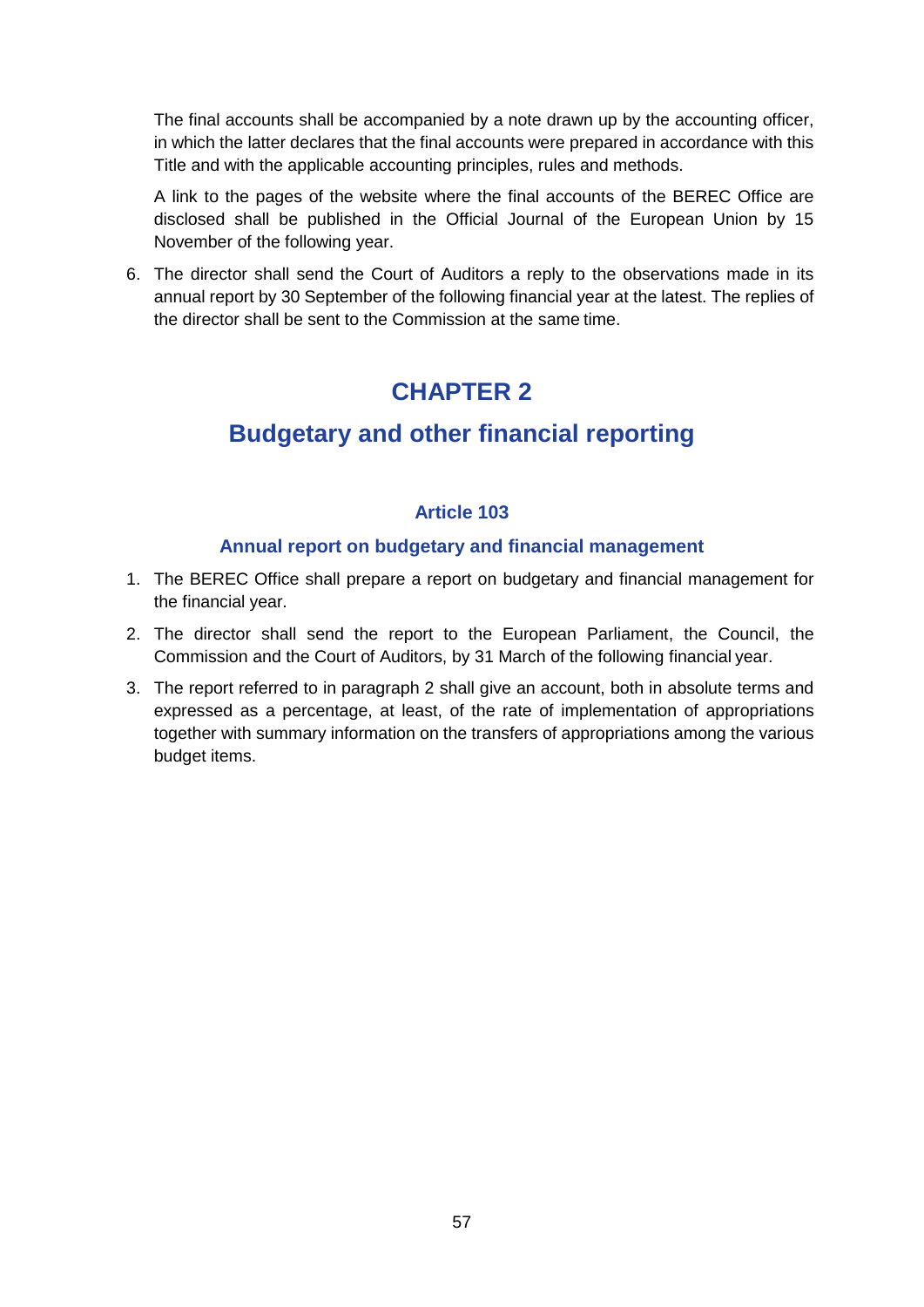The final accounts shall be accompanied by a note drawn up by the accounting officer, in which the latter declares that the final accounts were prepared in accordance with this Title and with the applicable accounting principles, rules and methods.

A link to the pages of the website where the final accounts of the BEREC Office are disclosed shall be published in the Official Journal of the European Union by 15 November of the following year.

6. The director shall send the Court of Auditors a reply to the observations made in its annual report by 30 September of the following financial year at the latest. The replies of the director shall be sent to the Commission at the same time.

# CHAPTER 2

# Budgetary and other financial reporting

### Article 103

### Annual report on budgetary and financial management

1. The BEREC Office shall prepare a report on budgetary and financial management for the financial year.
2. The director shall send the report to the European Parliament, the Council, the Commission and the Court of Auditors, by 31 March of the following financial year.
3. The report referred to in paragraph 2 shall give an account, both in absolute terms and expressed as a percentage, at least, of the rate of implementation of appropriations together with summary information on the transfers of appropriations among the various budget items.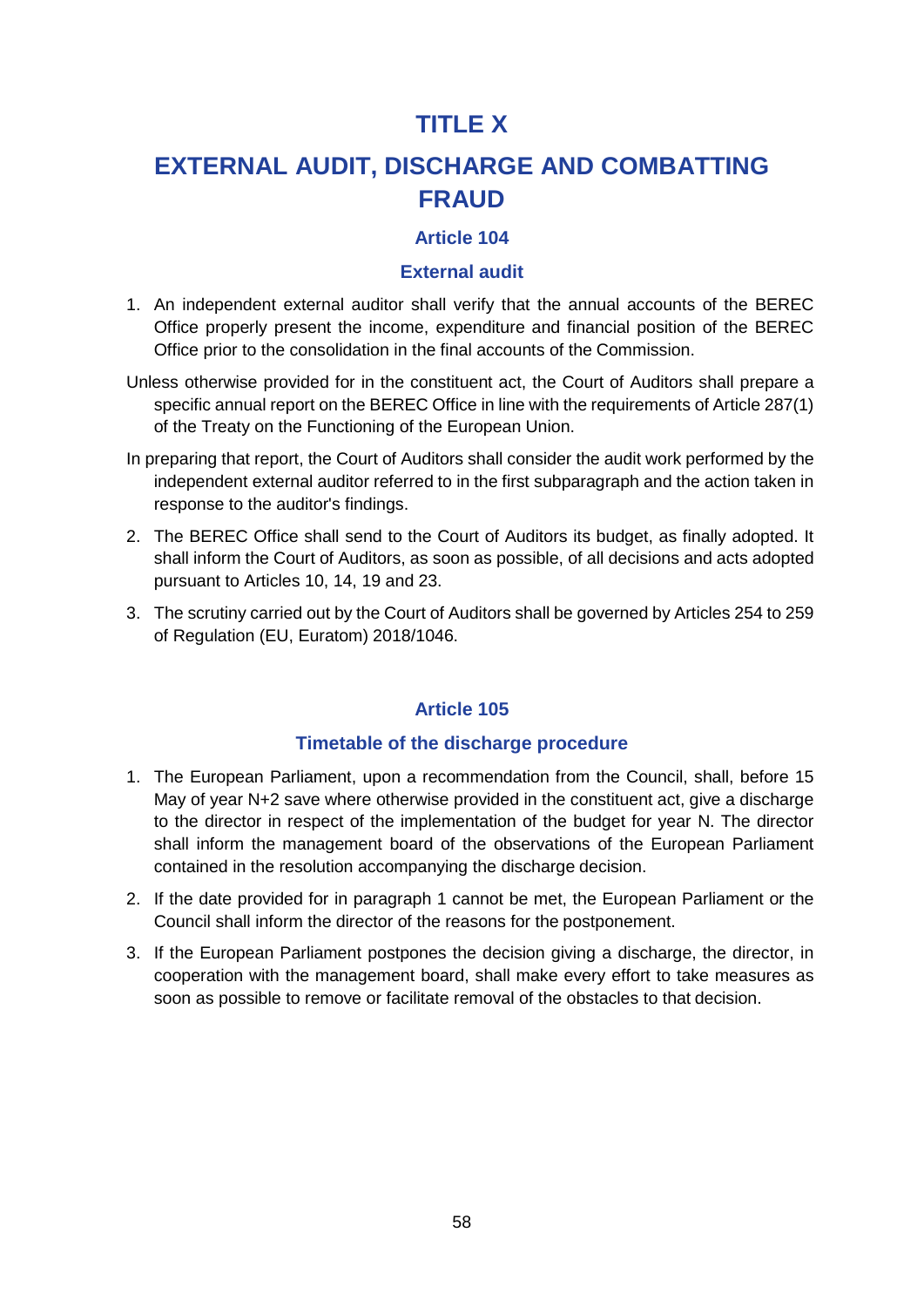# TITLE X

# EXTERNAL AUDIT, DISCHARGE AND COMBATTING FRAUD

### Article 104

### External audit

1. An independent external auditor shall verify that the annual accounts of the BEREC Office properly present the income, expenditure and financial position of the BEREC Office prior to the consolidation in the final accounts of the Commission.

Unless otherwise provided for in the constituent act, the Court of Auditors shall prepare a specific annual report on the BEREC Office in line with the requirements of Article 287(1) of the Treaty on the Functioning of the European Union.

In preparing that report, the Court of Auditors shall consider the audit work performed by the independent external auditor referred to in the first subparagraph and the action taken in response to the auditor's findings.

2. The BEREC Office shall send to the Court of Auditors its budget, as finally adopted. It shall inform the Court of Auditors, as soon as possible, of all decisions and acts adopted pursuant to Articles 10, 14, 19 and 23.

3. The scrutiny carried out by the Court of Auditors shall be governed by Articles 254 to 259 of Regulation (EU, Euratom) 2018/1046.

### Article 105

### Timetable of the discharge procedure

1. The European Parliament, upon a recommendation from the Council, shall, before 15 May of year N+2 save where otherwise provided in the constituent act, give a discharge to the director in respect of the implementation of the budget for year N. The director shall inform the management board of the observations of the European Parliament contained in the resolution accompanying the discharge decision.

2. If the date provided for in paragraph 1 cannot be met, the European Parliament or the Council shall inform the director of the reasons for the postponement.

3. If the European Parliament postpones the decision giving a discharge, the director, in cooperation with the management board, shall make every effort to take measures as soon as possible to remove or facilitate removal of the obstacles to that decision.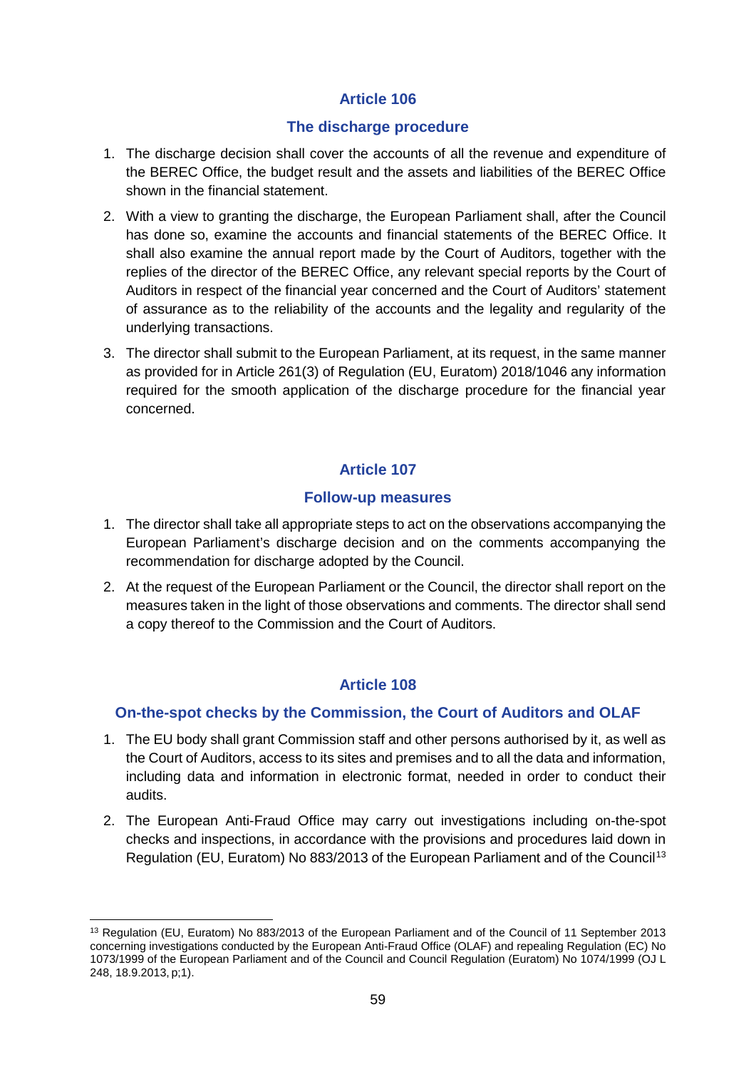## Article 106

### The discharge procedure

1. The discharge decision shall cover the accounts of all the revenue and expenditure of the BEREC Office, the budget result and the assets and liabilities of the BEREC Office shown in the financial statement.
2. With a view to granting the discharge, the European Parliament shall, after the Council has done so, examine the accounts and financial statements of the BEREC Office. It shall also examine the annual report made by the Court of Auditors, together with the replies of the director of the BEREC Office, any relevant special reports by the Court of Auditors in respect of the financial year concerned and the Court of Auditors' statement of assurance as to the reliability of the accounts and the legality and regularity of the underlying transactions.
3. The director shall submit to the European Parliament, at its request, in the same manner as provided for in Article 261(3) of Regulation (EU, Euratom) 2018/1046 any information required for the smooth application of the discharge procedure for the financial year concerned.

## Article 107

### Follow-up measures

1. The director shall take all appropriate steps to act on the observations accompanying the European Parliament's discharge decision and on the comments accompanying the recommendation for discharge adopted by the Council.
2. At the request of the European Parliament or the Council, the director shall report on the measures taken in the light of those observations and comments. The director shall send a copy thereof to the Commission and the Court of Auditors.

## Article 108

### On-the-spot checks by the Commission, the Court of Auditors and OLAF

1. The EU body shall grant Commission staff and other persons authorised by it, as well as the Court of Auditors, access to its sites and premises and to all the data and information, including data and information in electronic format, needed in order to conduct their audits.
2. The European Anti-Fraud Office may carry out investigations including on-the-spot checks and inspections, in accordance with the provisions and procedures laid down in Regulation (EU, Euratom) No 883/2013 of the European Parliament and of the Council[13]

[13] Regulation (EU, Euratom) No 883/2013 of the European Parliament and of the Council of 11 September 2013 concerning investigations conducted by the European Anti-Fraud Office (OLAF) and repealing Regulation (EC) No 1073/1999 of the European Parliament and of the Council and Council Regulation (Euratom) No 1074/1999 (OJ L 248, 18.9.2013, p;1).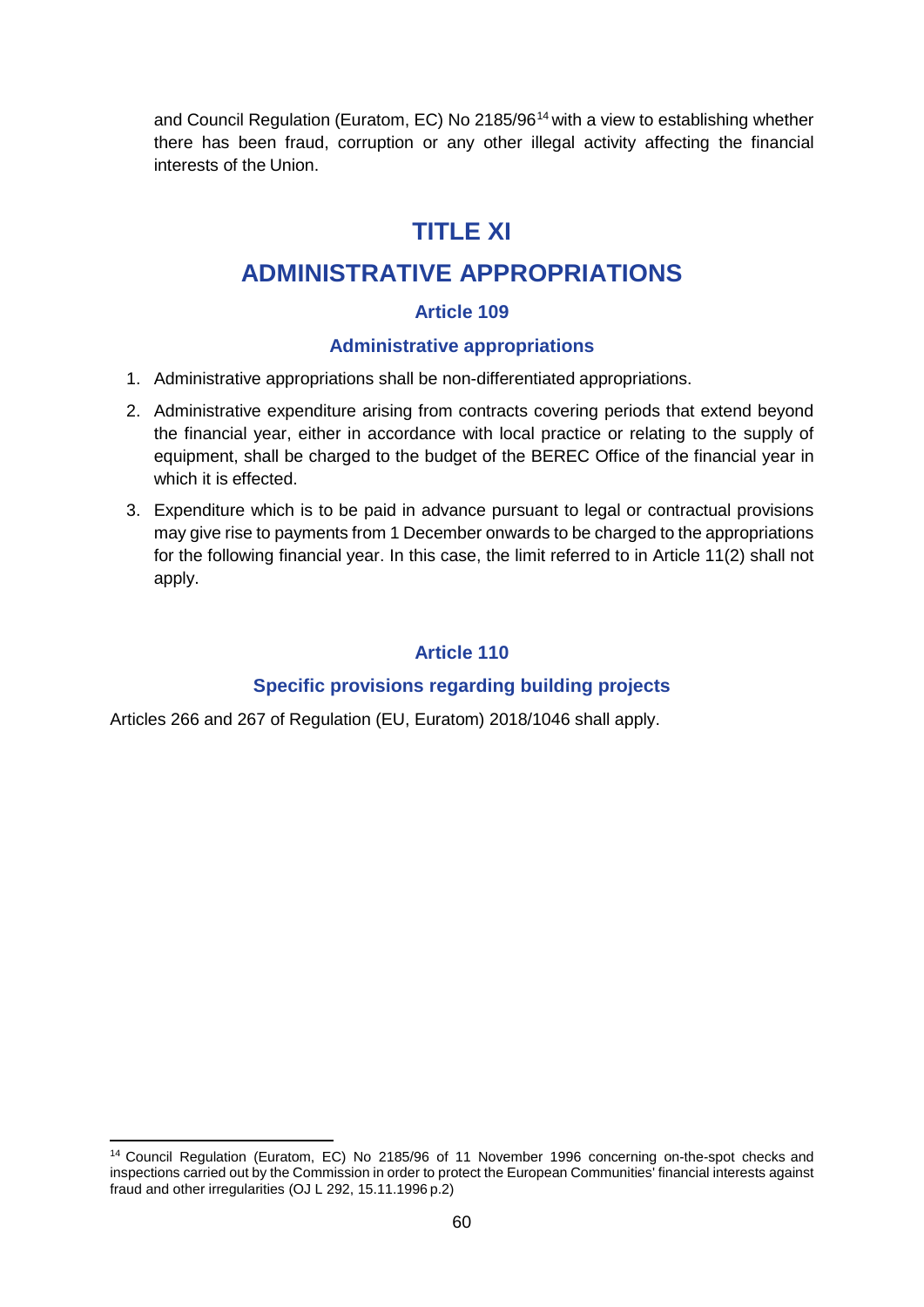and Council Regulation (Euratom, EC) No 2185/96[14] with a view to establishing whether there has been fraud, corruption or any other illegal activity affecting the financial interests of the Union.

# TITLE XI

# ADMINISTRATIVE APPROPRIATIONS

## Article 109

### Administrative appropriations

1. Administrative appropriations shall be non-differentiated appropriations.
2. Administrative expenditure arising from contracts covering periods that extend beyond the financial year, either in accordance with local practice or relating to the supply of equipment, shall be charged to the budget of the BEREC Office of the financial year in which it is effected.
3. Expenditure which is to be paid in advance pursuant to legal or contractual provisions may give rise to payments from 1 December onwards to be charged to the appropriations for the following financial year. In this case, the limit referred to in Article 11(2) shall not apply.

## Article 110

### Specific provisions regarding building projects

Articles 266 and 267 of Regulation (EU, Euratom) 2018/1046 shall apply.

[14] Council Regulation (Euratom, EC) No 2185/96 of 11 November 1996 concerning on-the-spot checks and inspections carried out by the Commission in order to protect the European Communities' financial interests against fraud and other irregularities (OJ L 292, 15.11.1996 p.2)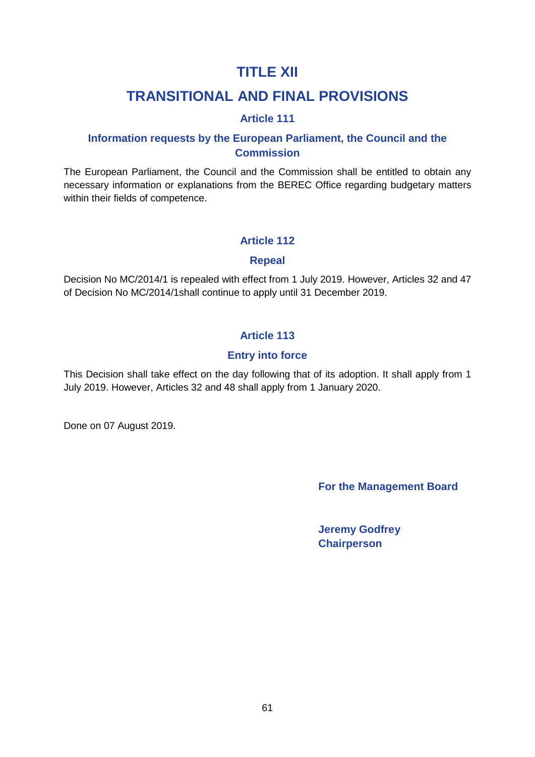# TITLE XII

# TRANSITIONAL AND FINAL PROVISIONS

## Article 111

### Information requests by the European Parliament, the Council and the Commission

The European Parliament, the Council and the Commission shall be entitled to obtain any necessary information or explanations from the BEREC Office regarding budgetary matters within their fields of competence.

## Article 112

### Repeal

Decision No MC/2014/1 is repealed with effect from 1 July 2019. However, Articles 32 and 47 of Decision No MC/2014/1shall continue to apply until 31 December 2019.

## Article 113

### Entry into force

This Decision shall take effect on the day following that of its adoption. It shall apply from 1 July 2019. However, Articles 32 and 48 shall apply from 1 January 2020.

Done on 07 August 2019.

**For the Management Board**

**Jeremy Godfrey**
**Chairperson**